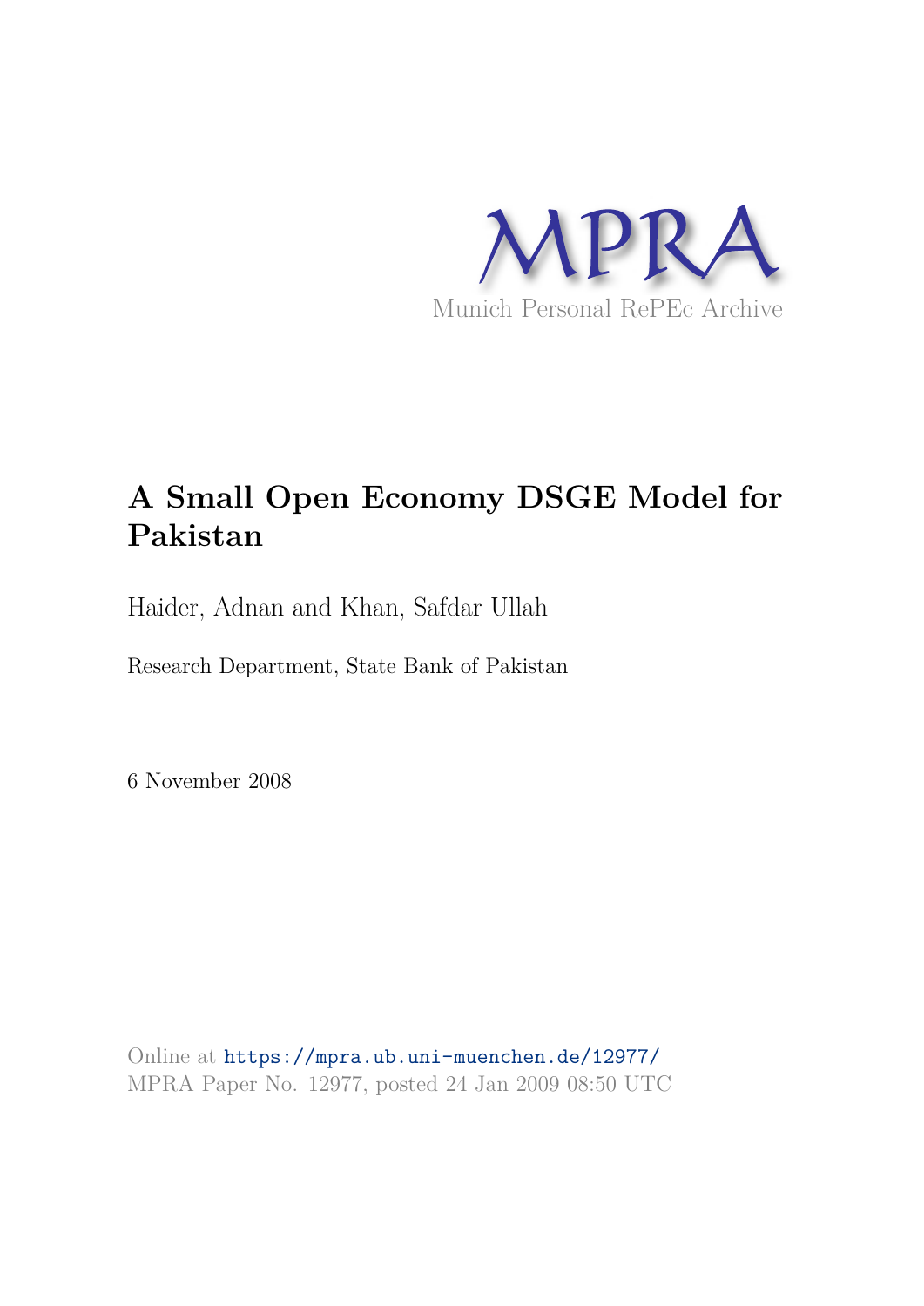MPRA

Munich Personal RePEc Archive

# A Small Open Economy DSGE Model for Pakistan

Haider, Adnan and Khan, Safdar Ullah

Research Department, State Bank of Pakistan

6 November 2008

Online at https://mpra.ub.uni-muenchen.de/12977/
MPRA Paper No. 12977, posted 24 Jan 2009 08:50 UTC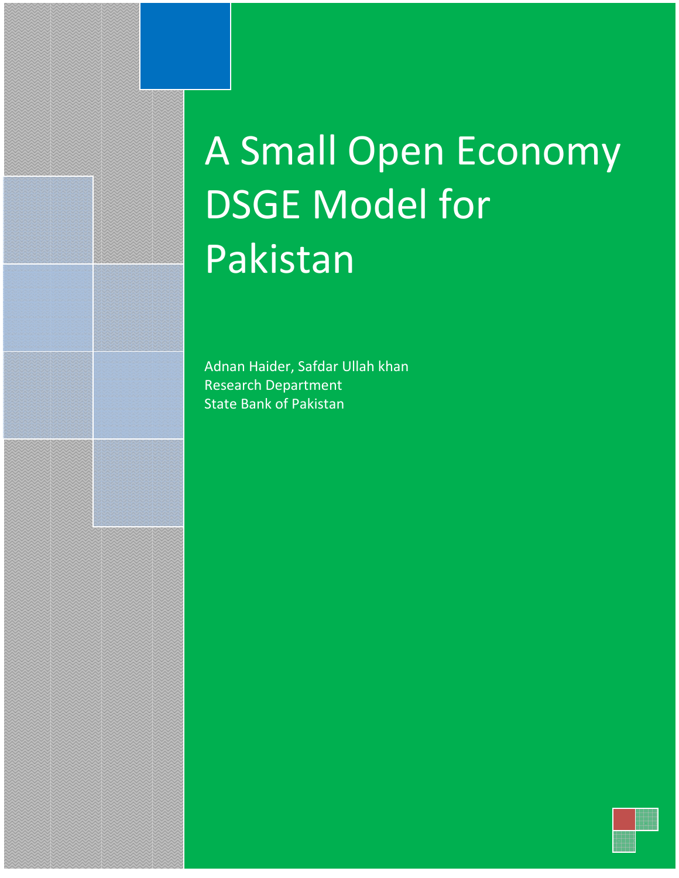# A Small Open Economy DSGE Model for Pakistan

Adnan Haider, Safdar Ullah khan
Research Department
State Bank of Pakistan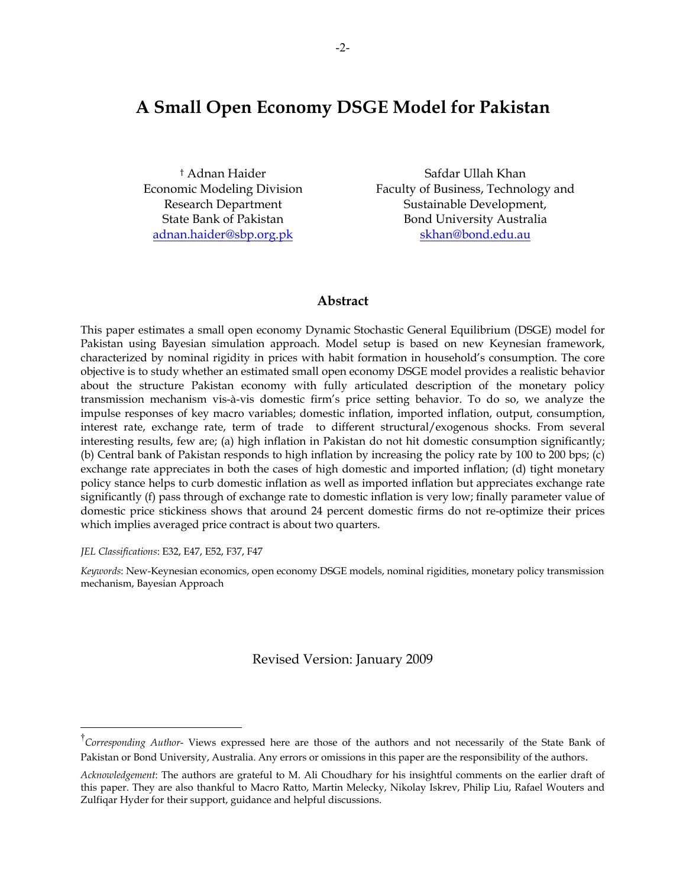# A Small Open Economy DSGE Model for Pakistan

† Adnan Haider
Economic Modeling Division
Research Department
State Bank of Pakistan
adnan.haider@sbp.org.pk

Safdar Ullah Khan
Faculty of Business, Technology and Sustainable Development,
Bond University Australia
skhan@bond.edu.au

## Abstract

This paper estimates a small open economy Dynamic Stochastic General Equilibrium (DSGE) model for Pakistan using Bayesian simulation approach. Model setup is based on new Keynesian framework, characterized by nominal rigidity in prices with habit formation in household's consumption. The core objective is to study whether an estimated small open economy DSGE model provides a realistic behavior about the structure Pakistan economy with fully articulated description of the monetary policy transmission mechanism vis-à-vis domestic firm's price setting behavior. To do so, we analyze the impulse responses of key macro variables; domestic inflation, imported inflation, output, consumption, interest rate, exchange rate, term of trade to different structural/exogenous shocks. From several interesting results, few are; (a) high inflation in Pakistan do not hit domestic consumption significantly; (b) Central bank of Pakistan responds to high inflation by increasing the policy rate by 100 to 200 bps; (c) exchange rate appreciates in both the cases of high domestic and imported inflation; (d) tight monetary policy stance helps to curb domestic inflation as well as imported inflation but appreciates exchange rate significantly (f) pass through of exchange rate to domestic inflation is very low; finally parameter value of domestic price stickiness shows that around 24 percent domestic firms do not re-optimize their prices which implies averaged price contract is about two quarters.

*JEL Classifications*: E32, E47, E52, F37, F47

*Keywords*: New-Keynesian economics, open economy DSGE models, nominal rigidities, monetary policy transmission mechanism, Bayesian Approach

Revised Version: January 2009

---

† *Corresponding Author*- Views expressed here are those of the authors and not necessarily of the State Bank of Pakistan or Bond University, Australia. Any errors or omissions in this paper are the responsibility of the authors.

*Acknowledgement*: The authors are grateful to M. Ali Choudhary for his insightful comments on the earlier draft of this paper. They are also thankful to Macro Ratto, Martin Melecky, Nikolay Iskrev, Philip Liu, Rafael Wouters and Zulfiqar Hyder for their support, guidance and helpful discussions.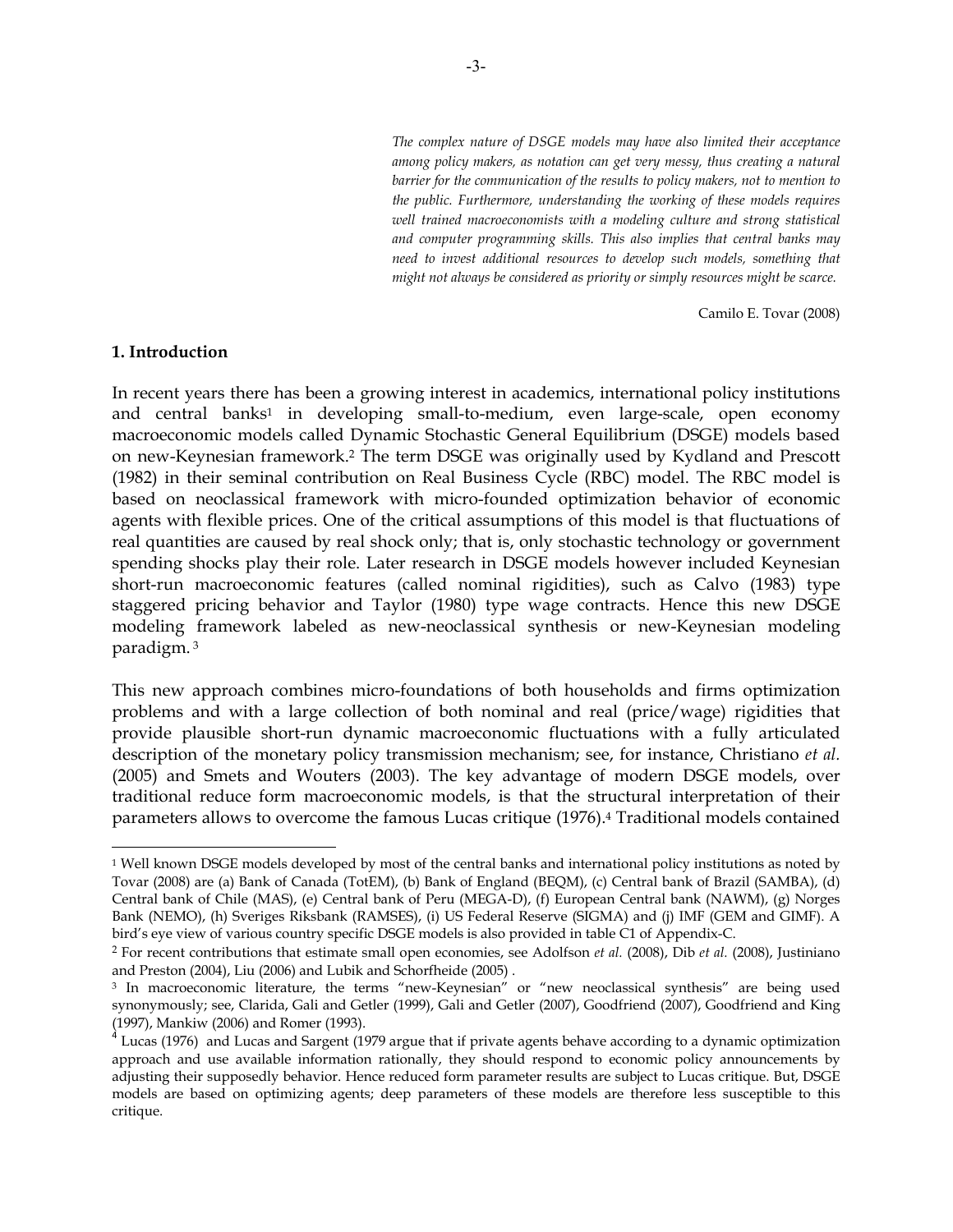*The complex nature of DSGE models may have also limited their acceptance among policy makers, as notation can get very messy, thus creating a natural barrier for the communication of the results to policy makers, not to mention to the public. Furthermore, understanding the working of these models requires well trained macroeconomists with a modeling culture and strong statistical and computer programming skills. This also implies that central banks may need to invest additional resources to develop such models, something that might not always be considered as priority or simply resources might be scarce.*

Camilo E. Tovar (2008)

**1. Introduction**

In recent years there has been a growing interest in academics, international policy institutions and central banks[1] in developing small-to-medium, even large-scale, open economy macroeconomic models called Dynamic Stochastic General Equilibrium (DSGE) models based on new-Keynesian framework.[2] The term DSGE was originally used by Kydland and Prescott (1982) in their seminal contribution on Real Business Cycle (RBC) model. The RBC model is based on neoclassical framework with micro-founded optimization behavior of economic agents with flexible prices. One of the critical assumptions of this model is that fluctuations of real quantities are caused by real shock only; that is, only stochastic technology or government spending shocks play their role. Later research in DSGE models however included Keynesian short-run macroeconomic features (called nominal rigidities), such as Calvo (1983) type staggered pricing behavior and Taylor (1980) type wage contracts. Hence this new DSGE modeling framework labeled as new-neoclassical synthesis or new-Keynesian modeling paradigm.[3]

This new approach combines micro-foundations of both households and firms optimization problems and with a large collection of both nominal and real (price/wage) rigidities that provide plausible short-run dynamic macroeconomic fluctuations with a fully articulated description of the monetary policy transmission mechanism; see, for instance, Christiano *et al.* (2005) and Smets and Wouters (2003). The key advantage of modern DSGE models, over traditional reduce form macroeconomic models, is that the structural interpretation of their parameters allows to overcome the famous Lucas critique (1976).[4] Traditional models contained

---

[1] Well known DSGE models developed by most of the central banks and international policy institutions as noted by Tovar (2008) are (a) Bank of Canada (TotEM), (b) Bank of England (BEQM), (c) Central bank of Brazil (SAMBA), (d) Central bank of Chile (MAS), (e) Central bank of Peru (MEGA-D), (f) European Central bank (NAWM), (g) Norges Bank (NEMO), (h) Sveriges Riksbank (RAMSES), (i) US Federal Reserve (SIGMA) and (j) IMF (GEM and GIMF). A bird's eye view of various country specific DSGE models is also provided in table C1 of Appendix-C.

[2] For recent contributions that estimate small open economies, see Adolfson *et al.* (2008), Dib *et al.* (2008), Justiniano and Preston (2004), Liu (2006) and Lubik and Schorfheide (2005) .

[3] In macroeconomic literature, the terms "new-Keynesian" or "new neoclassical synthesis" are being used synonymously; see, Clarida, Gali and Getler (1999), Gali and Getler (2007), Goodfriend (2007), Goodfriend and King (1997), Mankiw (2006) and Romer (1993).

[4] Lucas (1976) and Lucas and Sargent (1979 argue that if private agents behave according to a dynamic optimization approach and use available information rationally, they should respond to economic policy announcements by adjusting their supposedly behavior. Hence reduced form parameter results are subject to Lucas critique. But, DSGE models are based on optimizing agents; deep parameters of these models are therefore less susceptible to this critique.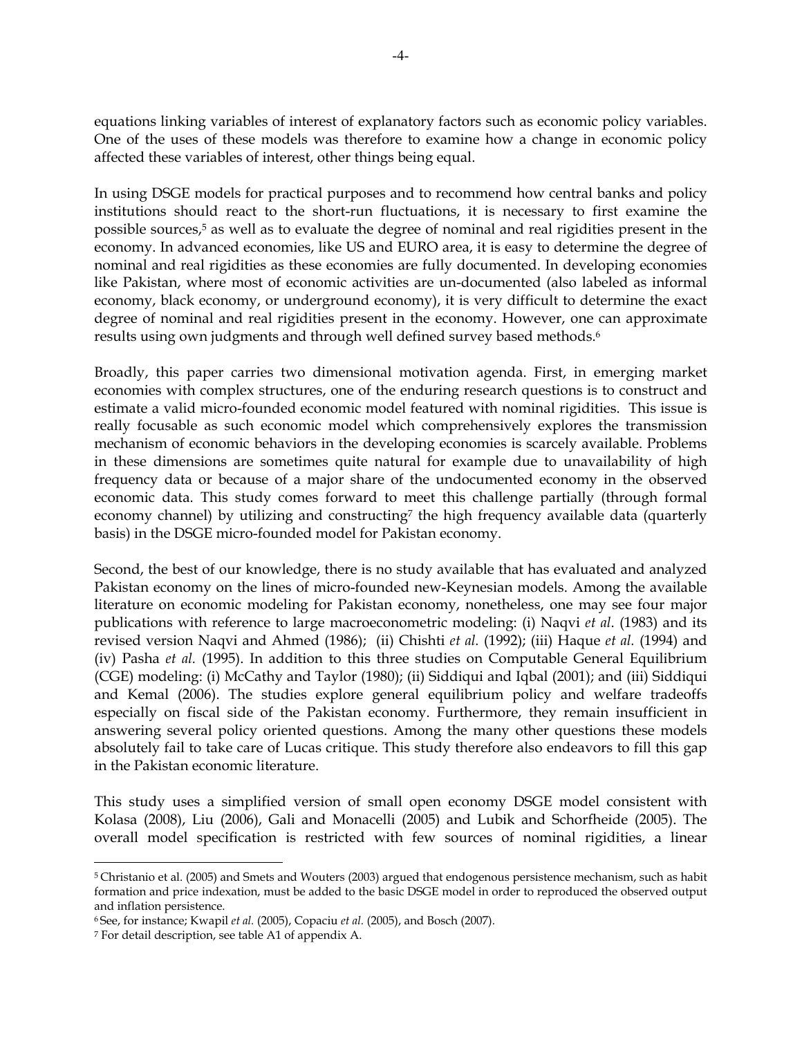equations linking variables of interest of explanatory factors such as economic policy variables. One of the uses of these models was therefore to examine how a change in economic policy affected these variables of interest, other things being equal.

In using DSGE models for practical purposes and to recommend how central banks and policy institutions should react to the short-run fluctuations, it is necessary to first examine the possible sources,[5] as well as to evaluate the degree of nominal and real rigidities present in the economy. In advanced economies, like US and EURO area, it is easy to determine the degree of nominal and real rigidities as these economies are fully documented. In developing economies like Pakistan, where most of economic activities are un-documented (also labeled as informal economy, black economy, or underground economy), it is very difficult to determine the exact degree of nominal and real rigidities present in the economy. However, one can approximate results using own judgments and through well defined survey based methods.[6]

Broadly, this paper carries two dimensional motivation agenda. First, in emerging market economies with complex structures, one of the enduring research questions is to construct and estimate a valid micro-founded economic model featured with nominal rigidities. This issue is really focusable as such economic model which comprehensively explores the transmission mechanism of economic behaviors in the developing economies is scarcely available. Problems in these dimensions are sometimes quite natural for example due to unavailability of high frequency data or because of a major share of the undocumented economy in the observed economic data. This study comes forward to meet this challenge partially (through formal economy channel) by utilizing and constructing[7] the high frequency available data (quarterly basis) in the DSGE micro-founded model for Pakistan economy.

Second, the best of our knowledge, there is no study available that has evaluated and analyzed Pakistan economy on the lines of micro-founded new-Keynesian models. Among the available literature on economic modeling for Pakistan economy, nonetheless, one may see four major publications with reference to large macroeconometric modeling: (i) Naqvi *et al.* (1983) and its revised version Naqvi and Ahmed (1986); (ii) Chishti *et al.* (1992); (iii) Haque *et al.* (1994) and (iv) Pasha *et al.* (1995). In addition to this three studies on Computable General Equilibrium (CGE) modeling: (i) McCathy and Taylor (1980); (ii) Siddiqui and Iqbal (2001); and (iii) Siddiqui and Kemal (2006). The studies explore general equilibrium policy and welfare tradeoffs especially on fiscal side of the Pakistan economy. Furthermore, they remain insufficient in answering several policy oriented questions. Among the many other questions these models absolutely fail to take care of Lucas critique. This study therefore also endeavors to fill this gap in the Pakistan economic literature.

This study uses a simplified version of small open economy DSGE model consistent with Kolasa (2008), Liu (2006), Gali and Monacelli (2005) and Lubik and Schorfheide (2005). The overall model specification is restricted with few sources of nominal rigidities, a linear

---

[5] Christanio et al. (2005) and Smets and Wouters (2003) argued that endogenous persistence mechanism, such as habit formation and price indexation, must be added to the basic DSGE model in order to reproduced the observed output and inflation persistence.

[6] See, for instance; Kwapil *et al.* (2005), Copaciu *et al.* (2005), and Bosch (2007).

[7] For detail description, see table A1 of appendix A.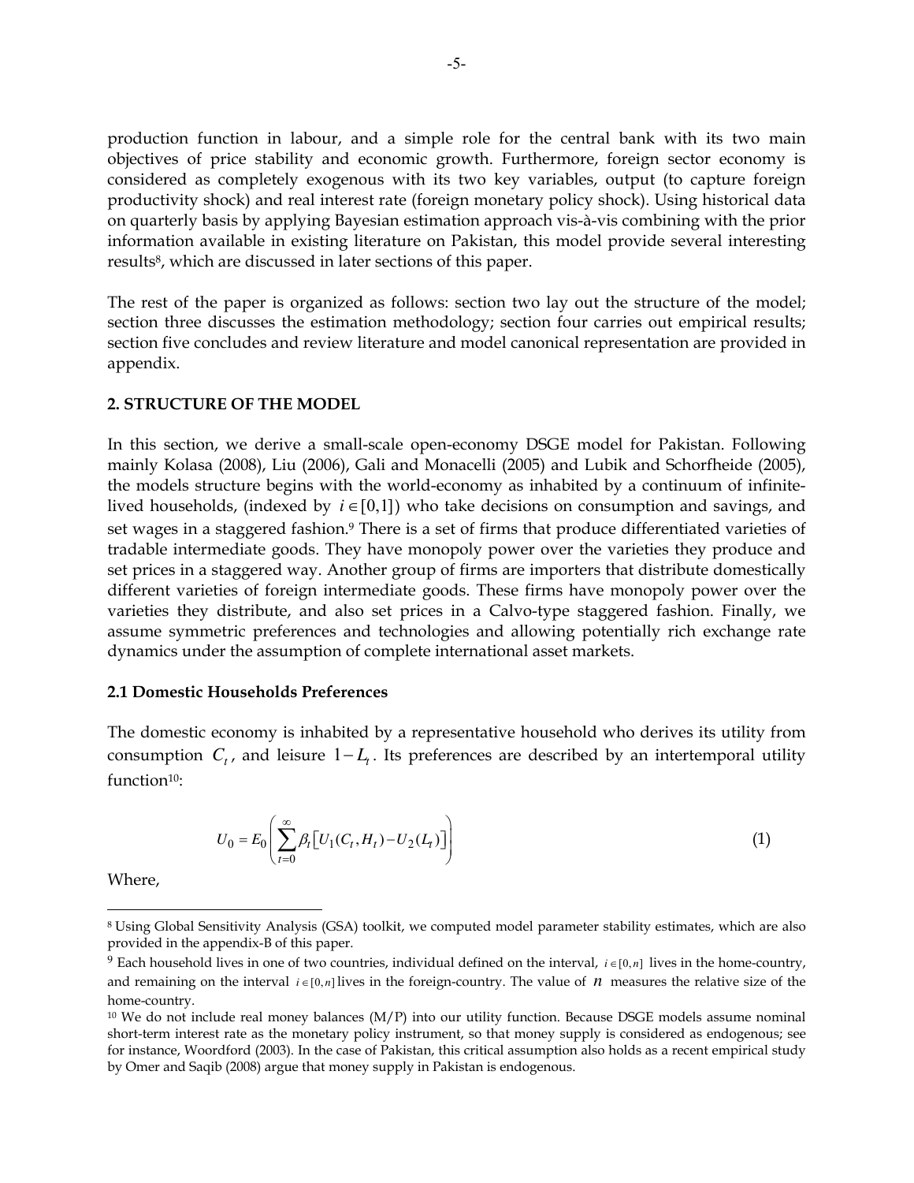production function in labour, and a simple role for the central bank with its two main objectives of price stability and economic growth. Furthermore, foreign sector economy is considered as completely exogenous with its two key variables, output (to capture foreign productivity shock) and real interest rate (foreign monetary policy shock). Using historical data on quarterly basis by applying Bayesian estimation approach vis-à-vis combining with the prior information available in existing literature on Pakistan, this model provide several interesting results[8], which are discussed in later sections of this paper.

The rest of the paper is organized as follows: section two lay out the structure of the model; section three discusses the estimation methodology; section four carries out empirical results; section five concludes and review literature and model canonical representation are provided in appendix.

## 2. STRUCTURE OF THE MODEL

In this section, we derive a small-scale open-economy DSGE model for Pakistan. Following mainly Kolasa (2008), Liu (2006), Gali and Monacelli (2005) and Lubik and Schorfheide (2005), the models structure begins with the world-economy as inhabited by a continuum of infinite-lived households, (indexed by $i \in [0,1]$) who take decisions on consumption and savings, and set wages in a staggered fashion.[9] There is a set of firms that produce differentiated varieties of tradable intermediate goods. They have monopoly power over the varieties they produce and set prices in a staggered way. Another group of firms are importers that distribute domestically different varieties of foreign intermediate goods. These firms have monopoly power over the varieties they distribute, and also set prices in a Calvo-type staggered fashion. Finally, we assume symmetric preferences and technologies and allowing potentially rich exchange rate dynamics under the assumption of complete international asset markets.

### 2.1 Domestic Households Preferences

The domestic economy is inhabited by a representative household who derives its utility from consumption $C_t$, and leisure $1-L_t$. Its preferences are described by an intertemporal utility function[10]:

$$U_0 = E_0\left(\sum_{t=0}^{\infty} \beta_t \left[U_1(C_t, H_t) - U_2(L_t)\right]\right) \tag{1}$$

Where,

---

[8] Using Global Sensitivity Analysis (GSA) toolkit, we computed model parameter stability estimates, which are also provided in the appendix-B of this paper.

[9] Each household lives in one of two countries, individual defined on the interval, $i \in [0,n]$ lives in the home-country, and remaining on the interval $i \in [0,n]$ lives in the foreign-country. The value of $n$ measures the relative size of the home-country.

[10] We do not include real money balances (M/P) into our utility function. Because DSGE models assume nominal short-term interest rate as the monetary policy instrument, so that money supply is considered as endogenous; see for instance, Woordford (2003). In the case of Pakistan, this critical assumption also holds as a recent empirical study by Omer and Saqib (2008) argue that money supply in Pakistan is endogenous.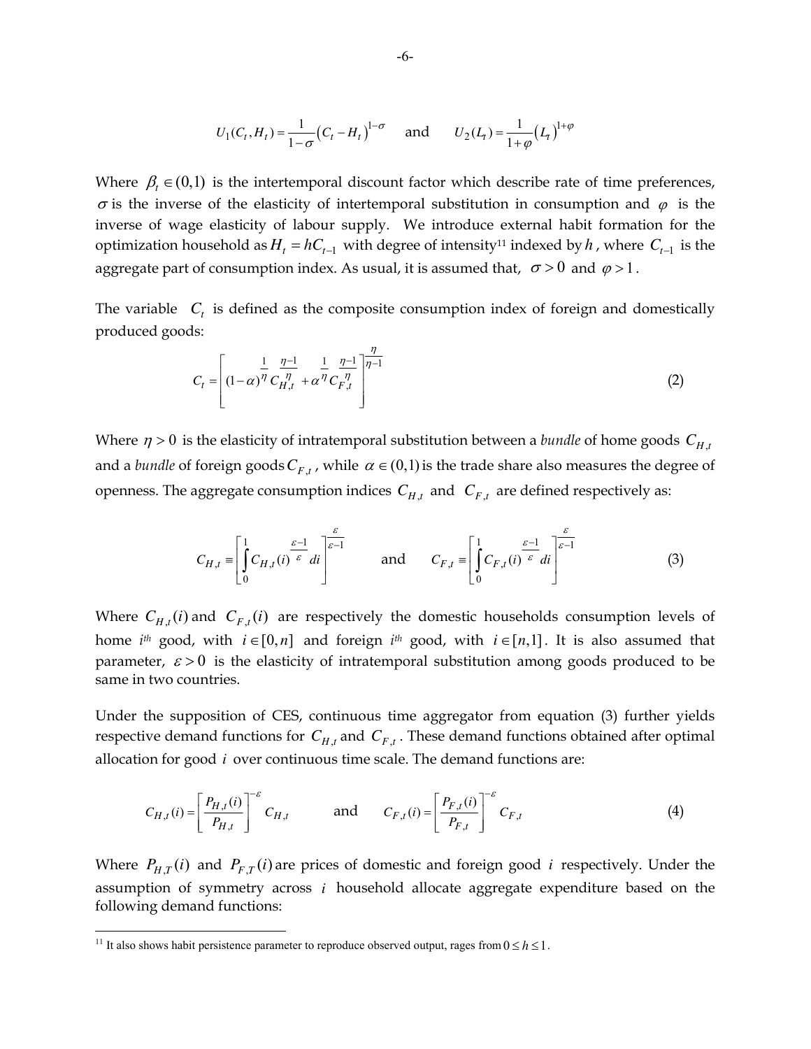$$U_1(C_t, H_t) = \frac{1}{1-\sigma}\left(C_t - H_t\right)^{1-\sigma} \quad \text{and} \quad U_2(L_t) = \frac{1}{1+\varphi}\left(L_t\right)^{1+\varphi}$$

Where $\beta_t \in (0,1)$ is the intertemporal discount factor which describe rate of time preferences, $\sigma$ is the inverse of the elasticity of intertemporal substitution in consumption and $\varphi$ is the inverse of wage elasticity of labour supply. We introduce external habit formation for the optimization household as $H_t = hC_{t-1}$ with degree of intensity[11] indexed by $h$, where $C_{t-1}$ is the aggregate part of consumption index. As usual, it is assumed that, $\sigma > 0$ and $\varphi > 1$.

The variable $C_t$ is defined as the composite consumption index of foreign and domestically produced goods:

$$C_t = \left[ (1-\alpha)^{\frac{1}{\eta}} C_{H,t}^{\frac{\eta-1}{\eta}} + \alpha^{\frac{1}{\eta}} C_{F,t}^{\frac{\eta-1}{\eta}} \right]^{\frac{\eta}{\eta-1}} \tag{2}$$

Where $\eta > 0$ is the elasticity of intratemporal substitution between a *bundle* of home goods $C_{H,t}$ and a *bundle* of foreign goods $C_{F,t}$, while $\alpha \in (0,1)$ is the trade share also measures the degree of openness. The aggregate consumption indices $C_{H,t}$ and $C_{F,t}$ are defined respectively as:

$$C_{H,t} \equiv \left[ \int_0^1 C_{H,t}(i)^{\frac{\varepsilon-1}{\varepsilon}} di \right]^{\frac{\varepsilon}{\varepsilon-1}} \quad \text{and} \quad C_{F,t} \equiv \left[ \int_0^1 C_{F,t}(i)^{\frac{\varepsilon-1}{\varepsilon}} di \right]^{\frac{\varepsilon}{\varepsilon-1}} \tag{3}$$

Where $C_{H,t}(i)$ and $C_{F,t}(i)$ are respectively the domestic households consumption levels of home $i^{th}$ good, with $i \in [0,n]$ and foreign $i^{th}$ good, with $i \in [n,1]$. It is also assumed that parameter, $\varepsilon > 0$ is the elasticity of intratemporal substitution among goods produced to be same in two countries.

Under the supposition of CES, continuous time aggregator from equation (3) further yields respective demand functions for $C_{H,t}$ and $C_{F,t}$. These demand functions obtained after optimal allocation for good $i$ over continuous time scale. The demand functions are:

$$C_{H,t}(i) = \left[ \frac{P_{H,t}(i)}{P_{H,t}} \right]^{-\varepsilon} C_{H,t} \quad \text{and} \quad C_{F,t}(i) = \left[ \frac{P_{F,t}(i)}{P_{F,t}} \right]^{-\varepsilon} C_{F,t} \tag{4}$$

Where $P_{H,T}(i)$ and $P_{F,T}(i)$ are prices of domestic and foreign good $i$ respectively. Under the assumption of symmetry across $i$ household allocate aggregate expenditure based on the following demand functions:

[11] It also shows habit persistence parameter to reproduce observed output, rages from $0 \le h \le 1$.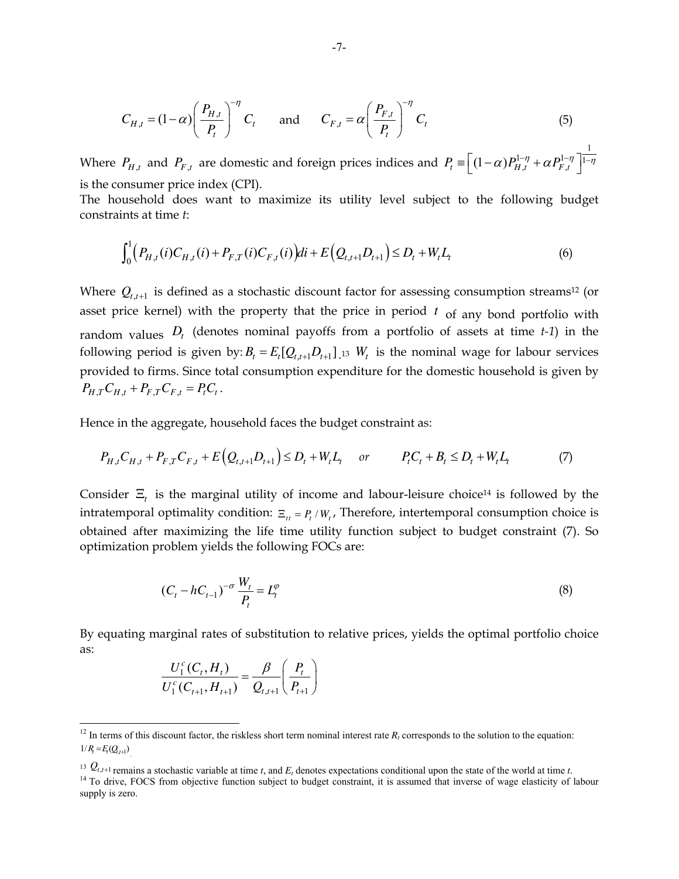$$C_{H,t} = (1-\alpha)\left(\frac{P_{H,t}}{P_t}\right)^{-\eta} C_t \qquad \text{and} \qquad C_{F,t} = \alpha\left(\frac{P_{F,t}}{P_t}\right)^{-\eta} C_t \tag{5}$$

Where $P_{H,t}$ and $P_{F,t}$ are domestic and foreign prices indices and $P_t \equiv \left[(1-\alpha)P_{H,t}^{1-\eta} + \alpha P_{F,t}^{1-\eta}\right]^{\frac{1}{1-\eta}}$ is the consumer price index (CPI).

The household does want to maximize its utility level subject to the following budget constraints at time *t*:

$$\int_0^1 \left(P_{H,t}(i)C_{H,t}(i) + P_{F,T}(i)C_{F,t}(i)\right)di + E\left(Q_{t,t+1}D_{t+1}\right) \leq D_t + W_t L_t \tag{6}$$

Where $Q_{t,t+1}$ is defined as a stochastic discount factor for assessing consumption streams[12] (or asset price kernel) with the property that the price in period $t$ of any bond portfolio with random values $D_t$ (denotes nominal payoffs from a portfolio of assets at time *t-1*) in the following period is given by: $B_t = E_t[Q_{t,t+1}D_{t+1}]$.[13] $W_t$ is the nominal wage for labour services provided to firms. Since total consumption expenditure for the domestic household is given by $P_{H,T}C_{H,t} + P_{F,T}C_{F,t} = P_t C_t$.

Hence in the aggregate, household faces the budget constraint as:

$$P_{H,t}C_{H,t} + P_{F,T}C_{F,t} + E\left(Q_{t,t+1}D_{t+1}\right) \leq D_t + W_t L_t \quad or \qquad P_t C_t + B_t \leq D_t + W_t L_t \tag{7}$$

Consider $\Xi_t$ is the marginal utility of income and labour-leisure choice[14] is followed by the intratemporal optimality condition: $\Xi_{tt} = P_t / W_t$, Therefore, intertemporal consumption choice is obtained after maximizing the life time utility function subject to budget constraint (7). So optimization problem yields the following FOCs are:

$$(C_t - hC_{t-1})^{-\sigma} \frac{W_t}{P_t} = L_t^{\varphi} \tag{8}$$

By equating marginal rates of substitution to relative prices, yields the optimal portfolio choice as:

$$\frac{U_1^c(C_t, H_t)}{U_1^c(C_{t+1}, H_{t+1})} = \frac{\beta}{Q_{t,t+1}}\left(\frac{P_t}{P_{t+1}}\right)$$

---

[12] In terms of this discount factor, the riskless short term nominal interest rate $R_t$ corresponds to the solution to the equation: $1/R_t = E_t(Q_{t,t+1})$.

[13] $Q_{t,t+1}$ remains a stochastic variable at time *t*, and $E_t$ denotes expectations conditional upon the state of the world at time *t*.

[14] To drive, FOCS from objective function subject to budget constraint, it is assumed that inverse of wage elasticity of labour supply is zero.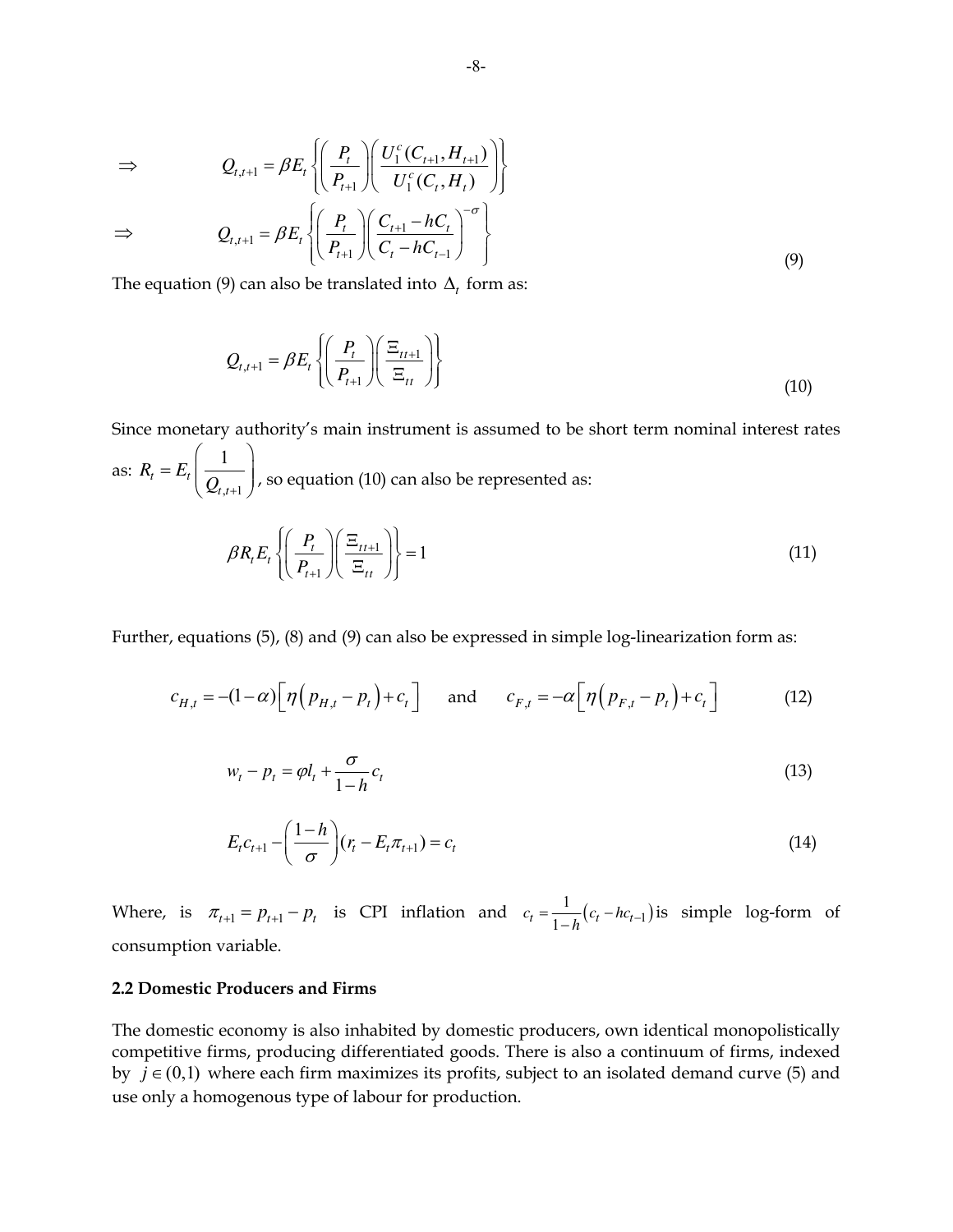$$\Rightarrow \qquad Q_{t,t+1} = \beta E_t \left\{ \left( \frac{P_t}{P_{t+1}} \right) \left( \frac{U_1^c(C_{t+1}, H_{t+1})}{U_1^c(C_t, H_t)} \right) \right\}$$

$$\Rightarrow \qquad Q_{t,t+1} = \beta E_t \left\{ \left( \frac{P_t}{P_{t+1}} \right) \left( \frac{C_{t+1} - hC_t}{C_t - hC_{t-1}} \right)^{-\sigma} \right\} \tag{9}$$

The equation (9) can also be translated into $\Delta_t$ form as:

$$Q_{t,t+1} = \beta E_t \left\{ \left( \frac{P_t}{P_{t+1}} \right) \left( \frac{\Xi_{tt+1}}{\Xi_{tt}} \right) \right\} \tag{10}$$

Since monetary authority's main instrument is assumed to be short term nominal interest rates as: $R_t = E_t \left( \frac{1}{Q_{t,t+1}} \right)$, so equation (10) can also be represented as:

$$\beta R_t E_t \left\{ \left( \frac{P_t}{P_{t+1}} \right) \left( \frac{\Xi_{tt+1}}{\Xi_{tt}} \right) \right\} = 1 \tag{11}$$

Further, equations (5), (8) and (9) can also be expressed in simple log-linearization form as:

$$c_{H,t} = -(1-\alpha)\left[ \eta \left( p_{H,t} - p_t \right) + c_t \right] \quad \text{and} \quad c_{F,t} = -\alpha \left[ \eta \left( p_{F,t} - p_t \right) + c_t \right] \tag{12}$$

$$w_t - p_t = \varphi l_t + \frac{\sigma}{1-h} c_t \tag{13}$$

$$E_t c_{t+1} - \left( \frac{1-h}{\sigma} \right) (r_t - E_t \pi_{t+1}) = c_t \tag{14}$$

Where, is $\pi_{t+1} = p_{t+1} - p_t$ is CPI inflation and $c_t = \frac{1}{1-h}(c_t - hc_{t-1})$ is simple log-form of consumption variable.

### 2.2 Domestic Producers and Firms

The domestic economy is also inhabited by domestic producers, own identical monopolistically competitive firms, producing differentiated goods. There is also a continuum of firms, indexed by $j \in (0,1)$ where each firm maximizes its profits, subject to an isolated demand curve (5) and use only a homogenous type of labour for production.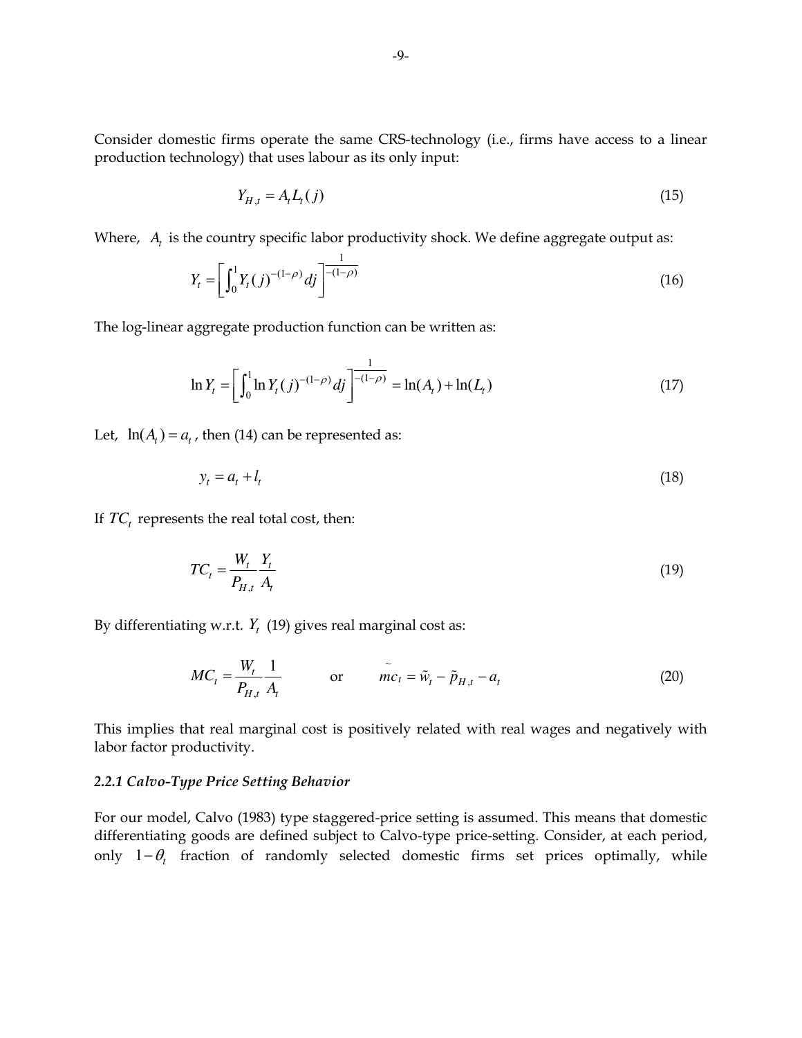Consider domestic firms operate the same CRS-technology (i.e., firms have access to a linear production technology) that uses labour as its only input:

$$Y_{H,t} = A_t L_t(j) \tag{15}$$

Where, $A_t$ is the country specific labor productivity shock. We define aggregate output as:

$$Y_t = \left[ \int_0^1 Y_t(j)^{-(1-\rho)} dj \right]^{\frac{1}{-(1-\rho)}} \tag{16}$$

The log-linear aggregate production function can be written as:

$$\ln Y_t = \left[ \int_0^1 \ln Y_t(j)^{-(1-\rho)} dj \right]^{\frac{1}{-(1-\rho)}} = \ln(A_t) + \ln(L_t) \tag{17}$$

Let, $\ln(A_t) = a_t$, then (14) can be represented as:

$$y_t = a_t + l_t \tag{18}$$

If $TC_t$ represents the real total cost, then:

$$TC_t = \frac{W_t}{P_{H,t}} \frac{Y_t}{A_t} \tag{19}$$

By differentiating w.r.t. $Y_t$ (19) gives real marginal cost as:

$$MC_t = \frac{W_t}{P_{H,t}} \frac{1}{A_t} \qquad \text{or} \qquad \tilde{mc}_t = \tilde{w}_t - \tilde{p}_{H,t} - a_t \tag{20}$$

This implies that real marginal cost is positively related with real wages and negatively with labor factor productivity.

### *2.2.1 Calvo-Type Price Setting Behavior*

For our model, Calvo (1983) type staggered-price setting is assumed. This means that domestic differentiating goods are defined subject to Calvo-type price-setting. Consider, at each period, only $1-\theta_t$ fraction of randomly selected domestic firms set prices optimally, while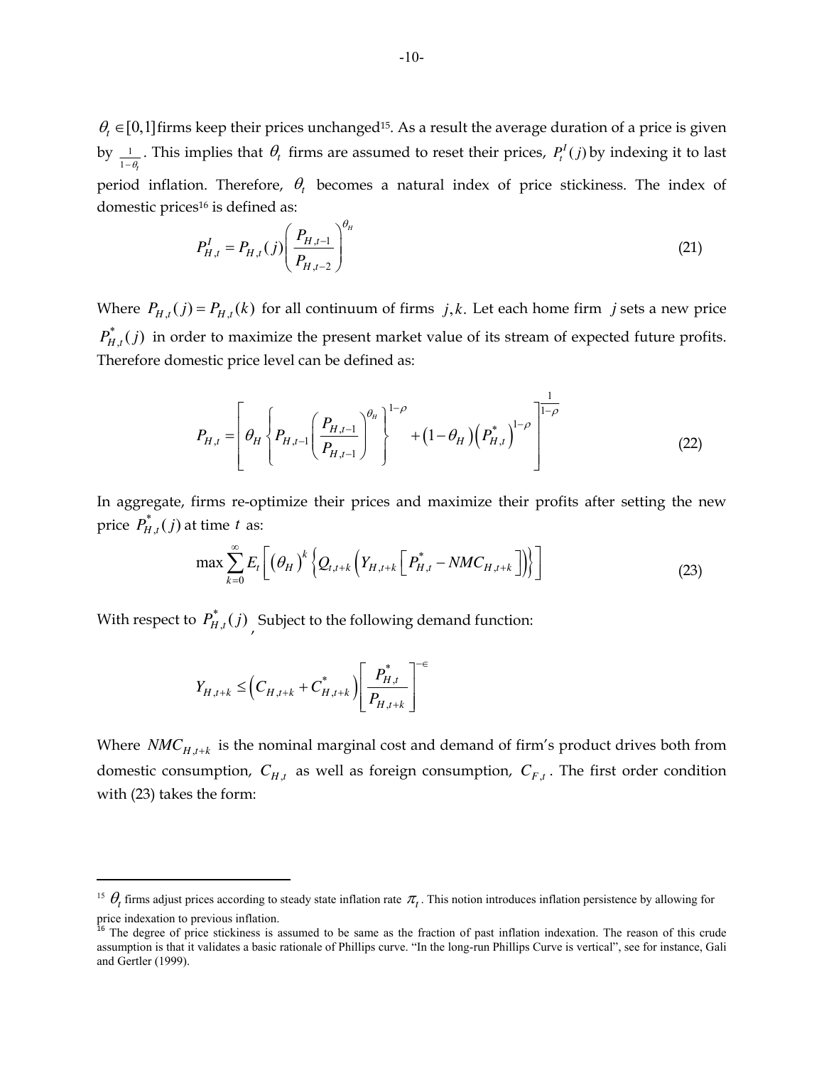$\theta_t \in [0,1]$ firms keep their prices unchanged[15]. As a result the average duration of a price is given by $\frac{1}{1-\theta_t}$. This implies that $\theta_t$ firms are assumed to reset their prices, $P_t^I(j)$ by indexing it to last period inflation. Therefore, $\theta_t$ becomes a natural index of price stickiness. The index of domestic prices[16] is defined as:

$$P_{H,t}^I = P_{H,t}(j)\left(\frac{P_{H,t-1}}{P_{H,t-2}}\right)^{\theta_H} \tag{21}$$

Where $P_{H,t}(j) = P_{H,t}(k)$ for all continuum of firms $j,k$. Let each home firm $j$ sets a new price $P_{H,t}^*(j)$ in order to maximize the present market value of its stream of expected future profits. Therefore domestic price level can be defined as:

$$P_{H,t} = \left[\theta_H \left\{P_{H,t-1}\left(\frac{P_{H,t-1}}{P_{H,t-1}}\right)^{\theta_H}\right\}^{1-\rho} + (1-\theta_H)\left(P_{H,t}^*\right)^{1-\rho}\right]^{\frac{1}{1-\rho}} \tag{22}$$

In aggregate, firms re-optimize their prices and maximize their profits after setting the new price $P_{H,t}^*(j)$ at time $t$ as:

$$\max \sum_{k=0}^{\infty} E_t\left[(\theta_H)^k \left\{Q_{t,t+k}\left(Y_{H,t+k}\left[P_{H,t}^* - NMC_{H,t+k}\right]\right)\right\}\right] \tag{23}$$

With respect to $P_{H,t}^*(j)$, Subject to the following demand function:

$$Y_{H,t+k} \leq \left(C_{H,t+k} + C_{H,t+k}^*\right)\left[\frac{P_{H,t}^*}{P_{H,t+k}}\right]^{-\epsilon}$$

Where $NMC_{H,t+k}$ is the nominal marginal cost and demand of firm's product drives both from domestic consumption, $C_{H,t}$ as well as foreign consumption, $C_{F,t}$. The first order condition with (23) takes the form:

---

[15] $\theta_t$ firms adjust prices according to steady state inflation rate $\pi_t$. This notion introduces inflation persistence by allowing for price indexation to previous inflation.

[16] The degree of price stickiness is assumed to be same as the fraction of past inflation indexation. The reason of this crude assumption is that it validates a basic rationale of Phillips curve. "In the long-run Phillips Curve is vertical", see for instance, Gali and Gertler (1999).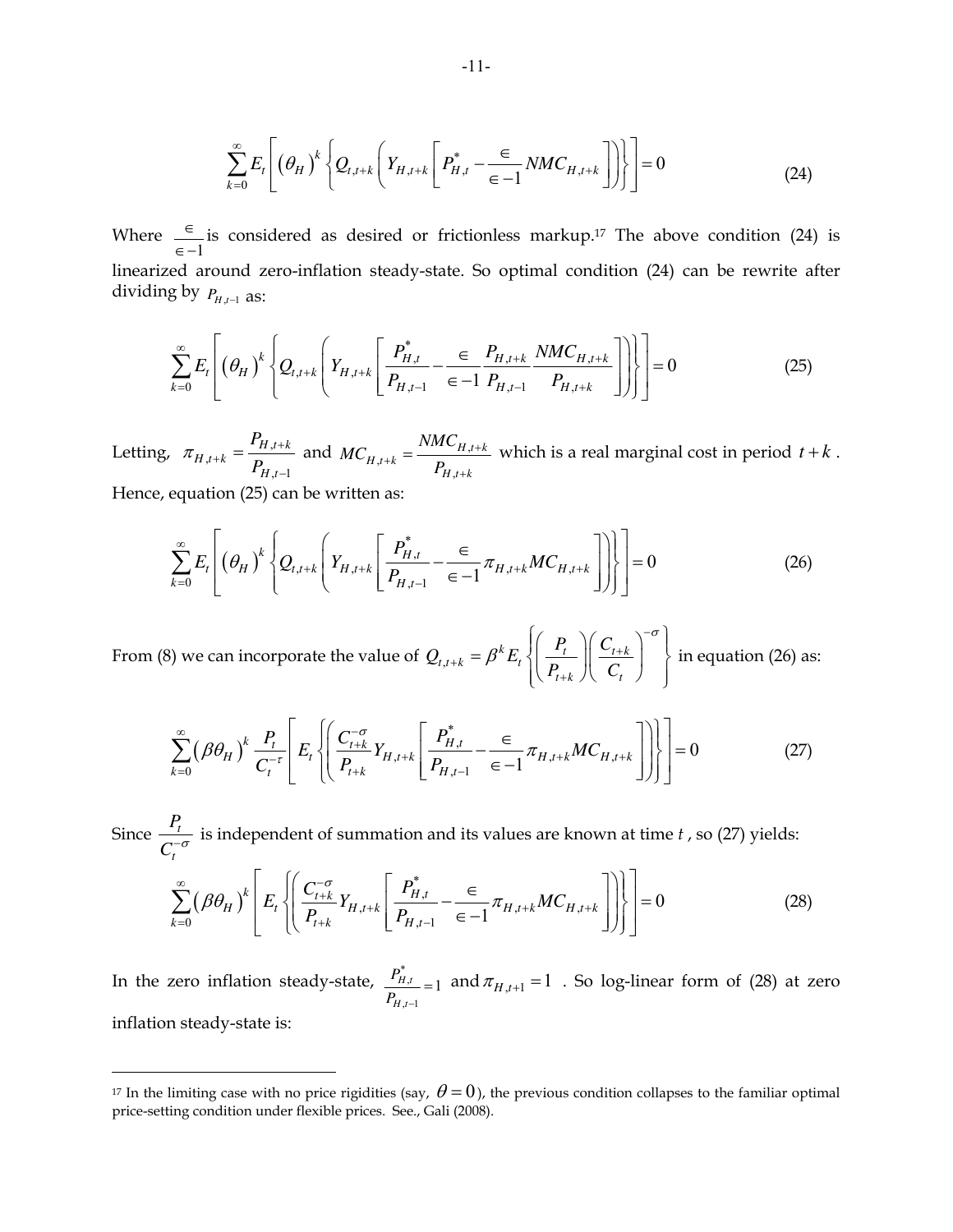$$\sum_{k=0}^{\infty} E_t\left[\left(\theta_H\right)^k \left\{ Q_{t,t+k}\left(Y_{H,t+k}\left[P_{H,t}^{*} - \frac{\in}{\in -1} NMC_{H,t+k}\right]\right)\right\}\right] = 0 \tag{24}$$

Where $\frac{\in}{\in -1}$ is considered as desired or frictionless markup.[17] The above condition (24) is linearized around zero-inflation steady-state. So optimal condition (24) can be rewrite after dividing by $P_{H,t-1}$ as:

$$\sum_{k=0}^{\infty} E_t\left[\left(\theta_H\right)^k \left\{ Q_{t,t+k}\left(Y_{H,t+k}\left[\frac{P_{H,t}^{*}}{P_{H,t-1}} - \frac{\in}{\in -1} \frac{P_{H,t+k}}{P_{H,t-1}} \frac{NMC_{H,t+k}}{P_{H,t+k}}\right]\right)\right\}\right] = 0 \tag{25}$$

Letting, $\pi_{H,t+k} = \frac{P_{H,t+k}}{P_{H,t-1}}$ and $MC_{H,t+k} = \frac{NMC_{H,t+k}}{P_{H,t+k}}$ which is a real marginal cost in period $t+k$. Hence, equation (25) can be written as:

$$\sum_{k=0}^{\infty} E_t\left[\left(\theta_H\right)^k \left\{ Q_{t,t+k}\left(Y_{H,t+k}\left[\frac{P_{H,t}^{*}}{P_{H,t-1}} - \frac{\in}{\in -1} \pi_{H,t+k} MC_{H,t+k}\right]\right)\right\}\right] = 0 \tag{26}$$

From (8) we can incorporate the value of $Q_{t,t+k} = \beta^k E_t\left\{\left(\frac{P_t}{P_{t+k}}\right)\left(\frac{C_{t+k}}{C_t}\right)^{-\sigma}\right\}$ in equation (26) as:

$$\sum_{k=0}^{\infty} \left(\beta\theta_H\right)^k \frac{P_t}{C_t^{-\tau}}\left[E_t\left\{\left(\frac{C_{t+k}^{-\sigma}}{P_{t+k}} Y_{H,t+k}\left[\frac{P_{H,t}^{*}}{P_{H,t-1}} - \frac{\in}{\in -1} \pi_{H,t+k} MC_{H,t+k}\right]\right)\right\}\right] = 0 \tag{27}$$

Since $\frac{P_t}{C_t^{-\sigma}}$ is independent of summation and its values are known at time $t$, so (27) yields:

$$\sum_{k=0}^{\infty} \left(\beta\theta_H\right)^k \left[E_t\left\{\left(\frac{C_{t+k}^{-\sigma}}{P_{t+k}} Y_{H,t+k}\left[\frac{P_{H,t}^{*}}{P_{H,t-1}} - \frac{\in}{\in -1} \pi_{H,t+k} MC_{H,t+k}\right]\right)\right\}\right] = 0 \tag{28}$$

In the zero inflation steady-state, $\frac{P_{H,t}^{*}}{P_{H,t-1}} = 1$ and $\pi_{H,t+1} = 1$ . So log-linear form of (28) at zero inflation steady-state is:

---

[17] In the limiting case with no price rigidities (say, $\theta = 0$), the previous condition collapses to the familiar optimal price-setting condition under flexible prices. See., Gali (2008).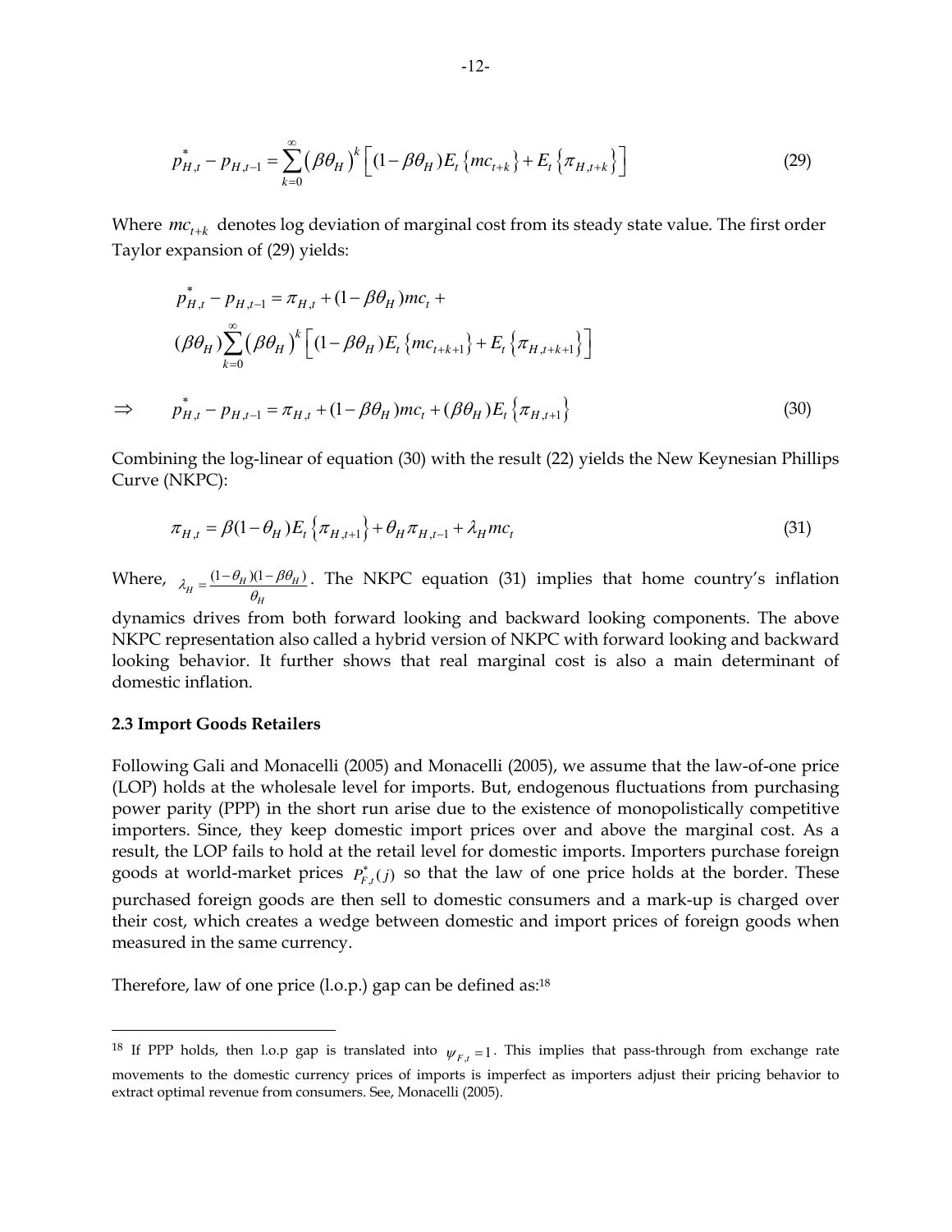$$p^{*}_{H,t} - p_{H,t-1} = \sum_{k=0}^{\infty} \left(\beta\theta_H\right)^k \left[ (1-\beta\theta_H) E_t \left\{ mc_{t+k} \right\} + E_t \left\{ \pi_{H,t+k} \right\} \right] \tag{29}$$

Where $mc_{t+k}$ denotes log deviation of marginal cost from its steady state value. The first order Taylor expansion of (29) yields:

$$p^{*}_{H,t} - p_{H,t-1} = \pi_{H,t} + (1-\beta\theta_H) mc_t +$$
$$(\beta\theta_H) \sum_{k=0}^{\infty} \left(\beta\theta_H\right)^k \left[ (1-\beta\theta_H) E_t \left\{ mc_{t+k+1} \right\} + E_t \left\{ \pi_{H,t+k+1} \right\} \right]$$

$$\Rightarrow \qquad p^{*}_{H,t} - p_{H,t-1} = \pi_{H,t} + (1-\beta\theta_H) mc_t + (\beta\theta_H) E_t \left\{ \pi_{H,t+1} \right\} \tag{30}$$

Combining the log-linear of equation (30) with the result (22) yields the New Keynesian Phillips Curve (NKPC):

$$\pi_{H,t} = \beta(1-\theta_H) E_t \left\{ \pi_{H,t+1} \right\} + \theta_H \pi_{H,t-1} + \lambda_H mc_t \tag{31}$$

Where, $\lambda_H = \frac{(1-\theta_H)(1-\beta\theta_H)}{\theta_H}$. The NKPC equation (31) implies that home country's inflation dynamics drives from both forward looking and backward looking components. The above NKPC representation also called a hybrid version of NKPC with forward looking and backward looking behavior. It further shows that real marginal cost is also a main determinant of domestic inflation.

### 2.3 Import Goods Retailers

Following Gali and Monacelli (2005) and Monacelli (2005), we assume that the law-of-one price (LOP) holds at the wholesale level for imports. But, endogenous fluctuations from purchasing power parity (PPP) in the short run arise due to the existence of monopolistically competitive importers. Since, they keep domestic import prices over and above the marginal cost. As a result, the LOP fails to hold at the retail level for domestic imports. Importers purchase foreign goods at world-market prices $P^{*}_{F,t}(j)$ so that the law of one price holds at the border. These purchased foreign goods are then sell to domestic consumers and a mark-up is charged over their cost, which creates a wedge between domestic and import prices of foreign goods when measured in the same currency.

Therefore, law of one price (l.o.p.) gap can be defined as:[18]

---

[18] If PPP holds, then l.o.p gap is translated into $\psi_{F,t} = 1$. This implies that pass-through from exchange rate movements to the domestic currency prices of imports is imperfect as importers adjust their pricing behavior to extract optimal revenue from consumers. See, Monacelli (2005).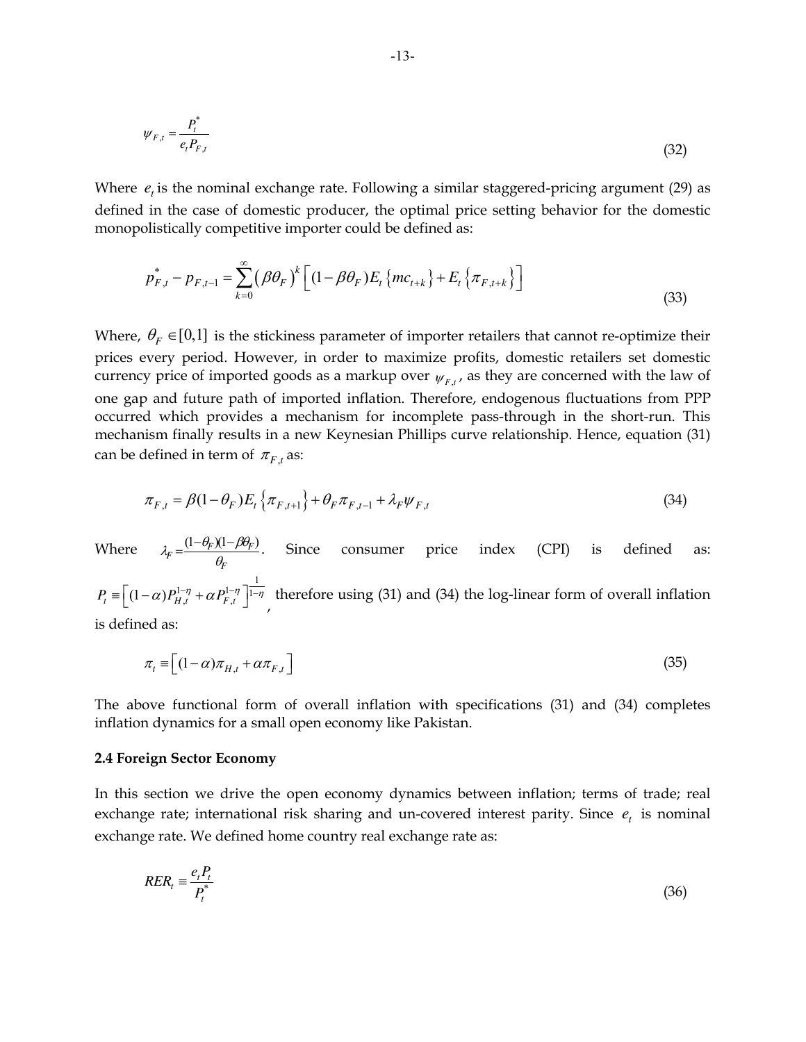$$\psi_{F,t} = \frac{P_t^*}{e_t P_{F,t}} \tag{32}$$

Where $e_t$ is the nominal exchange rate. Following a similar staggered-pricing argument (29) as defined in the case of domestic producer, the optimal price setting behavior for the domestic monopolistically competitive importer could be defined as:

$$p_{F,t}^* - p_{F,t-1} = \sum_{k=0}^{\infty} \left(\beta\theta_F\right)^k \left[ (1-\beta\theta_F) E_t \left\{ mc_{t+k} \right\} + E_t \left\{ \pi_{F,t+k} \right\} \right] \tag{33}$$

Where, $\theta_F \in [0,1]$ is the stickiness parameter of importer retailers that cannot re-optimize their prices every period. However, in order to maximize profits, domestic retailers set domestic currency price of imported goods as a markup over $\psi_{F,t}$, as they are concerned with the law of one gap and future path of imported inflation. Therefore, endogenous fluctuations from PPP occurred which provides a mechanism for incomplete pass-through in the short-run. This mechanism finally results in a new Keynesian Phillips curve relationship. Hence, equation (31) can be defined in term of $\pi_{F,t}$ as:

$$\pi_{F,t} = \beta(1-\theta_F) E_t \left\{ \pi_{F,t+1} \right\} + \theta_F \pi_{F,t-1} + \lambda_F \psi_{F,t} \tag{34}$$

Where $\lambda_F = \frac{(1-\theta_F)(1-\beta\theta_F)}{\theta_F}$. Since consumer price index (CPI) is defined as: $P_t \equiv \left[ (1-\alpha) P_{H,t}^{1-\eta} + \alpha P_{F,t}^{1-\eta} \right]^{\frac{1}{1-\eta}}$, therefore using (31) and (34) the log-linear form of overall inflation is defined as:

$$\pi_t \equiv \left[ (1-\alpha)\pi_{H,t} + \alpha \pi_{F,t} \right] \tag{35}$$

The above functional form of overall inflation with specifications (31) and (34) completes inflation dynamics for a small open economy like Pakistan.

**2.4 Foreign Sector Economy**

In this section we drive the open economy dynamics between inflation; terms of trade; real exchange rate; international risk sharing and un-covered interest parity. Since $e_t$ is nominal exchange rate. We defined home country real exchange rate as:

$$RER_t \equiv \frac{e_t P_t}{P_t^*} \tag{36}$$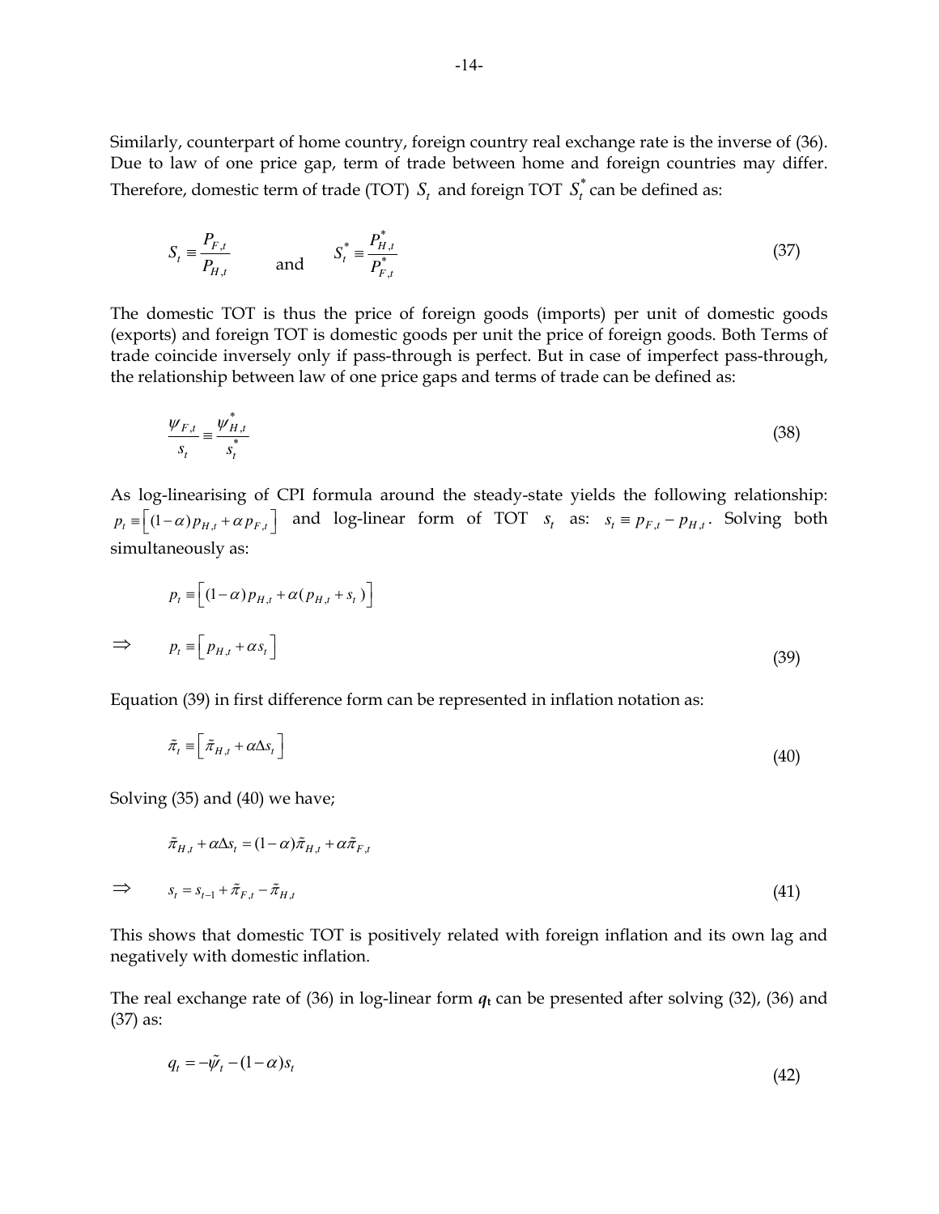Similarly, counterpart of home country, foreign country real exchange rate is the inverse of (36). Due to law of one price gap, term of trade between home and foreign countries may differ. Therefore, domestic term of trade (TOT) $S_t$ and foreign TOT $S_t^*$ can be defined as:

$$S_t \equiv \frac{P_{F,t}}{P_{H,t}} \qquad \text{and} \qquad S_t^* \equiv \frac{P_{H,t}^*}{P_{F,t}^*} \tag{37}$$

The domestic TOT is thus the price of foreign goods (imports) per unit of domestic goods (exports) and foreign TOT is domestic goods per unit the price of foreign goods. Both Terms of trade coincide inversely only if pass-through is perfect. But in case of imperfect pass-through, the relationship between law of one price gaps and terms of trade can be defined as:

$$\frac{\psi_{F,t}}{s_t} \equiv \frac{\psi_{H,t}^*}{s_t^*} \tag{38}$$

As log-linearising of CPI formula around the steady-state yields the following relationship: $p_t \equiv \left[(1-\alpha)p_{H,t} + \alpha p_{F,t}\right]$ and log-linear form of TOT $s_t$ as: $s_t \equiv p_{F,t} - p_{H,t}$. Solving both simultaneously as:

$$p_t \equiv \left[(1-\alpha)p_{H,t} + \alpha(p_{H,t} + s_t)\right]$$

$$\Rightarrow \qquad p_t \equiv \left[p_{H,t} + \alpha s_t\right] \tag{39}$$

Equation (39) in first difference form can be represented in inflation notation as:

$$\tilde{\pi}_t \equiv \left[\tilde{\pi}_{H,t} + \alpha \Delta s_t\right] \tag{40}$$

Solving (35) and (40) we have;

$$\tilde{\pi}_{H,t} + \alpha \Delta s_t = (1-\alpha)\tilde{\pi}_{H,t} + \alpha \tilde{\pi}_{F,t}$$

$$\Rightarrow \qquad s_t = s_{t-1} + \tilde{\pi}_{F,t} - \tilde{\pi}_{H,t} \tag{41}$$

This shows that domestic TOT is positively related with foreign inflation and its own lag and negatively with domestic inflation.

The real exchange rate of (36) in log-linear form $q_t$ can be presented after solving (32), (36) and (37) as:

$$q_t = -\tilde{\psi}_t - (1-\alpha)s_t \tag{42}$$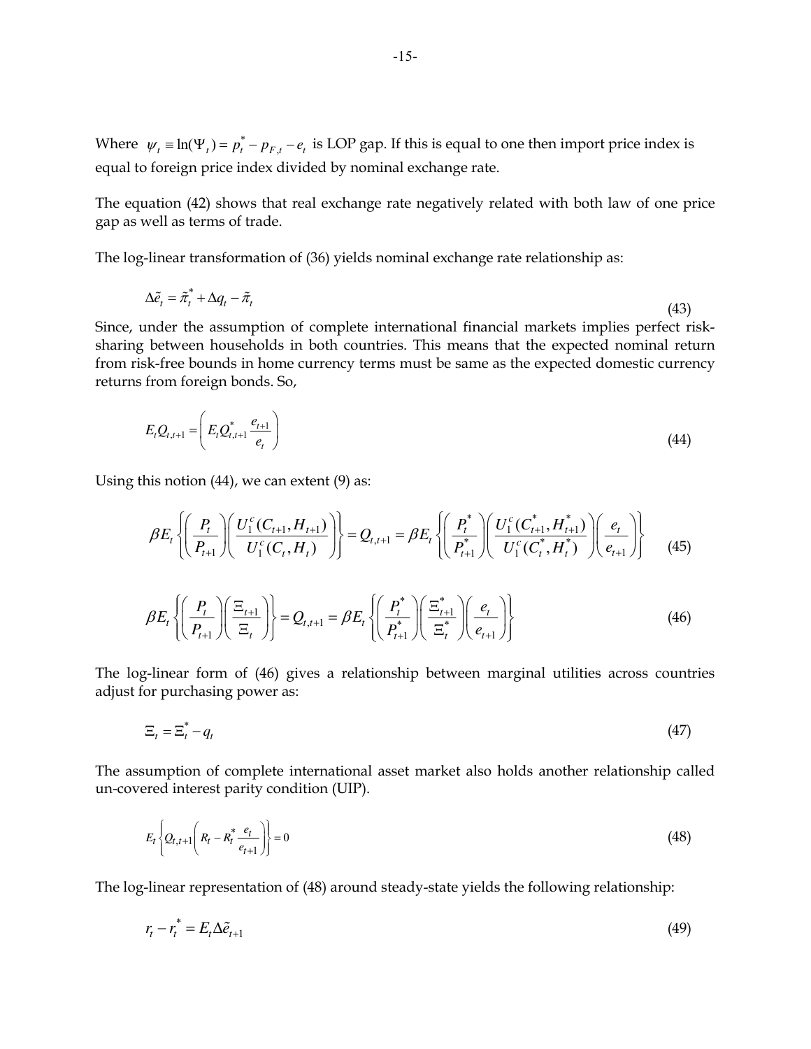Where $\psi_t \equiv \ln(\Psi_t) = p_t^* - p_{F,t} - e_t$ is LOP gap. If this is equal to one then import price index is equal to foreign price index divided by nominal exchange rate.

The equation (42) shows that real exchange rate negatively related with both law of one price gap as well as terms of trade.

The log-linear transformation of (36) yields nominal exchange rate relationship as:

$$\Delta \tilde{e}_t = \tilde{\pi}_t^* + \Delta q_t - \tilde{\pi}_t \tag{43}$$

Since, under the assumption of complete international financial markets implies perfect risk-sharing between households in both countries. This means that the expected nominal return from risk-free bounds in home currency terms must be same as the expected domestic currency returns from foreign bonds. So,

$$E_t Q_{t,t+1} = \left( E_t Q_{t,t+1}^* \frac{e_{t+1}}{e_t} \right) \tag{44}$$

Using this notion (44), we can extent (9) as:

$$\beta E_t \left\{ \left( \frac{P_t}{P_{t+1}} \right) \left( \frac{U_1^c(C_{t+1}, H_{t+1})}{U_1^c(C_t, H_t)} \right) \right\} = Q_{t,t+1} = \beta E_t \left\{ \left( \frac{P_t^*}{P_{t+1}^*} \right) \left( \frac{U_1^c(C_{t+1}^*, H_{t+1}^*)}{U_1^c(C_t^*, H_t^*)} \right) \left( \frac{e_t}{e_{t+1}} \right) \right\} \tag{45}$$

$$\beta E_t \left\{ \left( \frac{P_t}{P_{t+1}} \right) \left( \frac{\Xi_{t+1}}{\Xi_t} \right) \right\} = Q_{t,t+1} = \beta E_t \left\{ \left( \frac{P_t^*}{P_{t+1}^*} \right) \left( \frac{\Xi_{t+1}^*}{\Xi_t^*} \right) \left( \frac{e_t}{e_{t+1}} \right) \right\} \tag{46}$$

The log-linear form of (46) gives a relationship between marginal utilities across countries adjust for purchasing power as:

$$\Xi_t = \Xi_t^* - q_t \tag{47}$$

The assumption of complete international asset market also holds another relationship called un-covered interest parity condition (UIP).

$$E_t \left\{ Q_{t,t+1} \left( R_t - R_t^* \frac{e_t}{e_{t+1}} \right) \right\} = 0 \tag{48}$$

The log-linear representation of (48) around steady-state yields the following relationship:

$$r_t - r_t^* = E_t \Delta \tilde{e}_{t+1} \tag{49}$$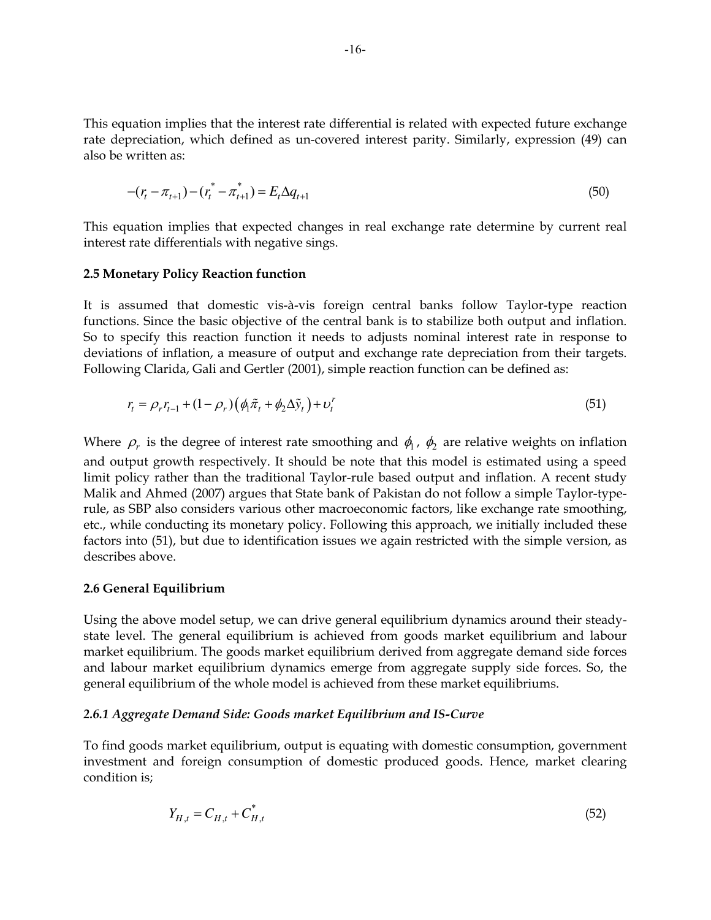This equation implies that the interest rate differential is related with expected future exchange rate depreciation, which defined as un-covered interest parity. Similarly, expression (49) can also be written as:

$$-(r_t - \pi_{t+1}) - (r_t^* - \pi_{t+1}^*) = E_t \Delta q_{t+1} \tag{50}$$

This equation implies that expected changes in real exchange rate determine by current real interest rate differentials with negative sings.

### 2.5 Monetary Policy Reaction function

It is assumed that domestic vis-à-vis foreign central banks follow Taylor-type reaction functions. Since the basic objective of the central bank is to stabilize both output and inflation. So to specify this reaction function it needs to adjusts nominal interest rate in response to deviations of inflation, a measure of output and exchange rate depreciation from their targets. Following Clarida, Gali and Gertler (2001), simple reaction function can be defined as:

$$r_t = \rho_r r_{t-1} + (1-\rho_r)\left(\phi_1 \tilde{\pi}_t + \phi_2 \Delta \tilde{y}_t\right) + \upsilon_t^r \tag{51}$$

Where $\rho_r$ is the degree of interest rate smoothing and $\phi_1$, $\phi_2$ are relative weights on inflation and output growth respectively. It should be note that this model is estimated using a speed limit policy rather than the traditional Taylor-rule based output and inflation. A recent study Malik and Ahmed (2007) argues that State bank of Pakistan do not follow a simple Taylor-type-rule, as SBP also considers various other macroeconomic factors, like exchange rate smoothing, etc., while conducting its monetary policy. Following this approach, we initially included these factors into (51), but due to identification issues we again restricted with the simple version, as describes above.

### 2.6 General Equilibrium

Using the above model setup, we can drive general equilibrium dynamics around their steady-state level. The general equilibrium is achieved from goods market equilibrium and labour market equilibrium. The goods market equilibrium derived from aggregate demand side forces and labour market equilibrium dynamics emerge from aggregate supply side forces. So, the general equilibrium of the whole model is achieved from these market equilibriums.

#### *2.6.1 Aggregate Demand Side: Goods market Equilibrium and IS-Curve*

To find goods market equilibrium, output is equating with domestic consumption, government investment and foreign consumption of domestic produced goods. Hence, market clearing condition is;

$$Y_{H,t} = C_{H,t} + C_{H,t}^* \tag{52}$$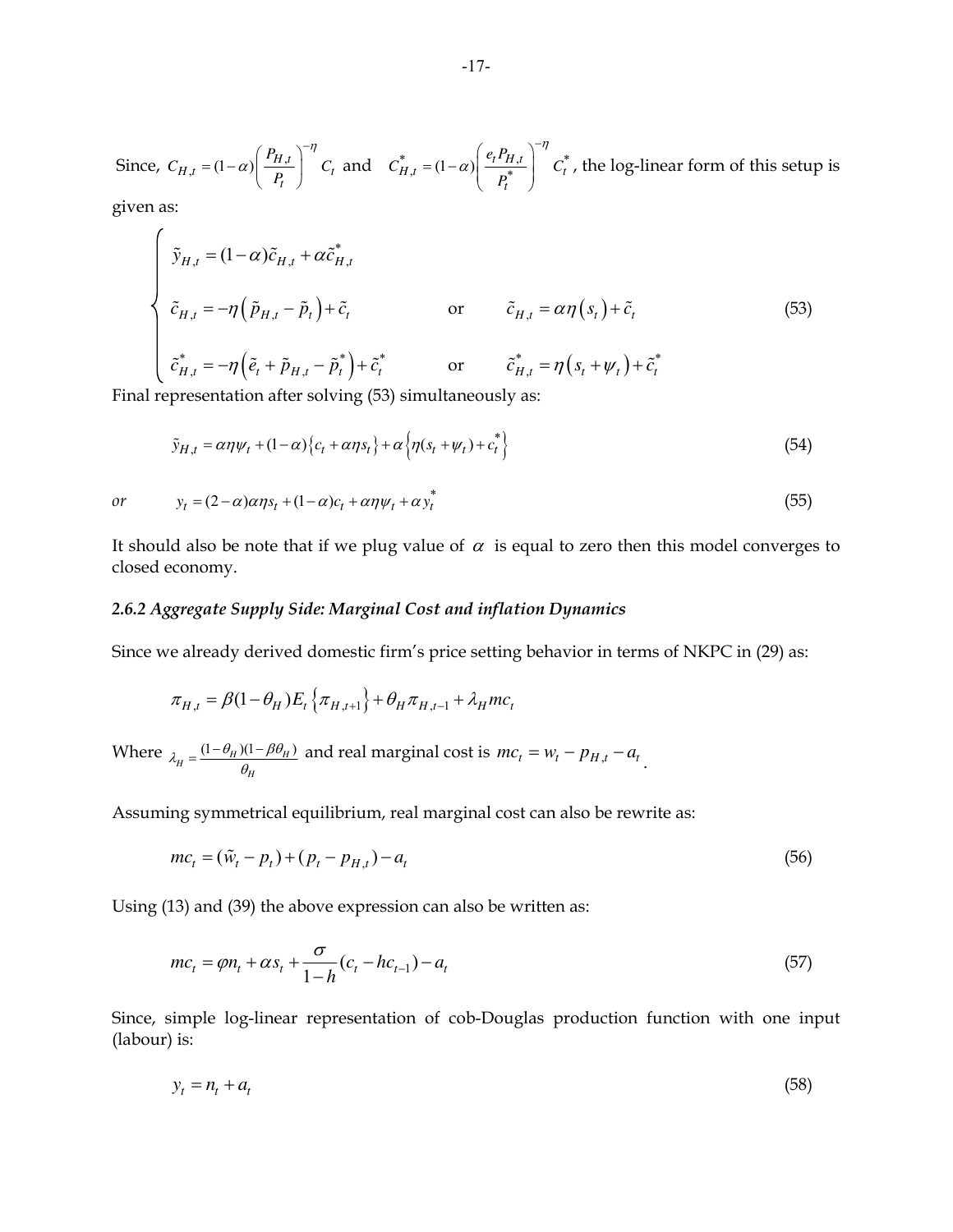Since, $C_{H,t} = (1-\alpha)\left(\frac{P_{H,t}}{P_t}\right)^{-\eta} C_t$ and $C^*_{H,t} = (1-\alpha)\left(\frac{e_t P_{H,t}}{P^*_t}\right)^{-\eta} C^*_t$, the log-linear form of this setup is given as:

$$
\begin{cases}
\tilde{y}_{H,t} = (1-\alpha)\tilde{c}_{H,t} + \alpha \tilde{c}^*_{H,t} & \\
\tilde{c}_{H,t} = -\eta\left(\tilde{p}_{H,t} - \tilde{p}_t\right) + \tilde{c}_t & \text{or} \qquad \tilde{c}_{H,t} = \alpha\eta\left(s_t\right) + \tilde{c}_t \\
\tilde{c}^*_{H,t} = -\eta\left(\tilde{e}_t + \tilde{p}_{H,t} - \tilde{p}^*_t\right) + \tilde{c}^*_t & \text{or} \qquad \tilde{c}^*_{H,t} = \eta\left(s_t + \psi_t\right) + \tilde{c}^*_t
\end{cases}
\tag{53}
$$

Final representation after solving (53) simultaneously as:

$$\tilde{y}_{H,t} = \alpha\eta\psi_t + (1-\alpha)\left\{c_t + \alpha\eta s_t\right\} + \alpha\left\{\eta(s_t + \psi_t) + c^*_t\right\} \tag{54}$$

*or*

$$y_t = (2-\alpha)\alpha\eta s_t + (1-\alpha)c_t + \alpha\eta\psi_t + \alpha y^*_t \tag{55}$$

It should also be note that if we plug value of $\alpha$ is equal to zero then this model converges to closed economy.

### *2.6.2 Aggregate Supply Side: Marginal Cost and inflation Dynamics*

Since we already derived domestic firm's price setting behavior in terms of NKPC in (29) as:

$$\pi_{H,t} = \beta(1-\theta_H)E_t\left\{\pi_{H,t+1}\right\} + \theta_H\pi_{H,t-1} + \lambda_H mc_t$$

Where $\lambda_H = \frac{(1-\theta_H)(1-\beta\theta_H)}{\theta_H}$ and real marginal cost is $mc_t = w_t - p_{H,t} - a_t$.

Assuming symmetrical equilibrium, real marginal cost can also be rewrite as:

$$mc_t = (\tilde{w}_t - p_t) + (p_t - p_{H,t}) - a_t \tag{56}$$

Using (13) and (39) the above expression can also be written as:

$$mc_t = \varphi n_t + \alpha s_t + \frac{\sigma}{1-h}(c_t - hc_{t-1}) - a_t \tag{57}$$

Since, simple log-linear representation of cob-Douglas production function with one input (labour) is:

$$y_t = n_t + a_t \tag{58}$$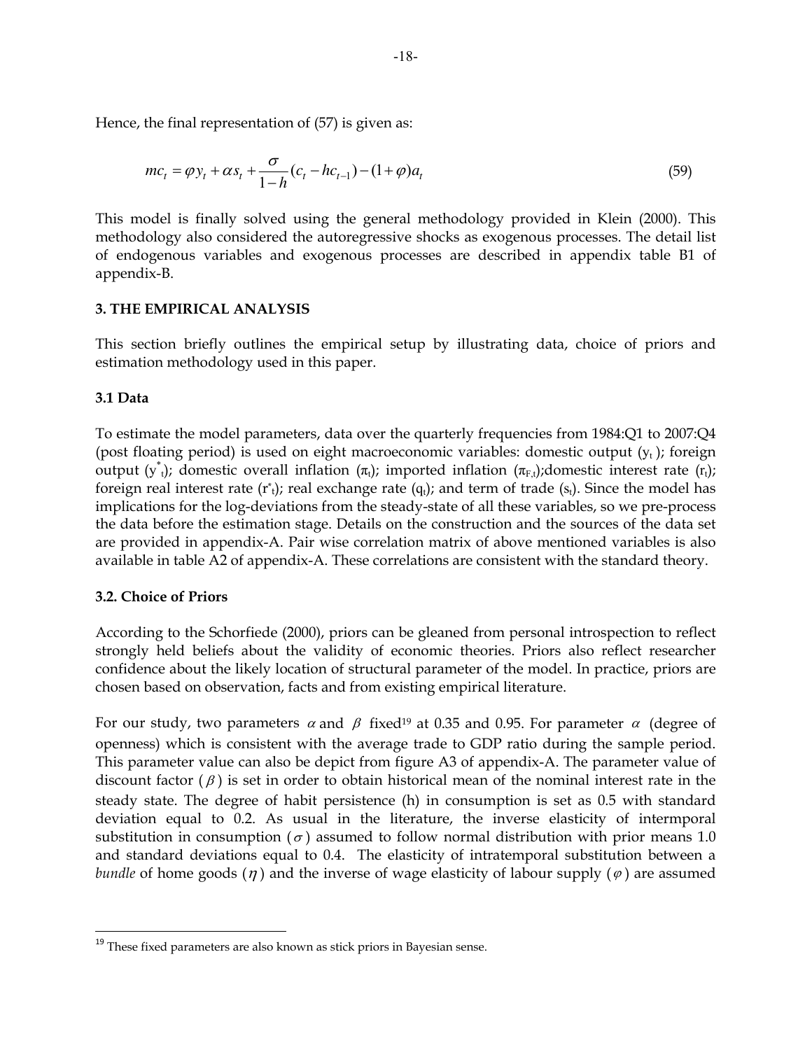Hence, the final representation of (57) is given as:

$$mc_t = \varphi y_t + \alpha s_t + \frac{\sigma}{1-h}(c_t - hc_{t-1}) - (1+\varphi)a_t \tag{59}$$

This model is finally solved using the general methodology provided in Klein (2000). This methodology also considered the autoregressive shocks as exogenous processes. The detail list of endogenous variables and exogenous processes are described in appendix table B1 of appendix-B.

## 3. THE EMPIRICAL ANALYSIS

This section briefly outlines the empirical setup by illustrating data, choice of priors and estimation methodology used in this paper.

### 3.1 Data

To estimate the model parameters, data over the quarterly frequencies from 1984:Q1 to 2007:Q4 (post floating period) is used on eight macroeconomic variables: domestic output ($y_t$); foreign output ($y^*_t$); domestic overall inflation ($\pi_t$); imported inflation ($\pi_{F,t}$);domestic interest rate ($r_t$); foreign real interest rate ($r^*_t$); real exchange rate ($q_t$); and term of trade ($s_t$). Since the model has implications for the log-deviations from the steady-state of all these variables, so we pre-process the data before the estimation stage. Details on the construction and the sources of the data set are provided in appendix-A. Pair wise correlation matrix of above mentioned variables is also available in table A2 of appendix-A. These correlations are consistent with the standard theory.

### 3.2. Choice of Priors

According to the Schorfiede (2000), priors can be gleaned from personal introspection to reflect strongly held beliefs about the validity of economic theories. Priors also reflect researcher confidence about the likely location of structural parameter of the model. In practice, priors are chosen based on observation, facts and from existing empirical literature.

For our study, two parameters $\alpha$ and $\beta$ fixed[19] at 0.35 and 0.95. For parameter $\alpha$ (degree of openness) which is consistent with the average trade to GDP ratio during the sample period. This parameter value can also be depict from figure A3 of appendix-A. The parameter value of discount factor ($\beta$) is set in order to obtain historical mean of the nominal interest rate in the steady state. The degree of habit persistence (h) in consumption is set as 0.5 with standard deviation equal to 0.2. As usual in the literature, the inverse elasticity of intermporal substitution in consumption ($\sigma$) assumed to follow normal distribution with prior means 1.0 and standard deviations equal to 0.4. The elasticity of intratemporal substitution between a *bundle* of home goods ($\eta$) and the inverse of wage elasticity of labour supply ($\varphi$) are assumed

---

[19] These fixed parameters are also known as stick priors in Bayesian sense.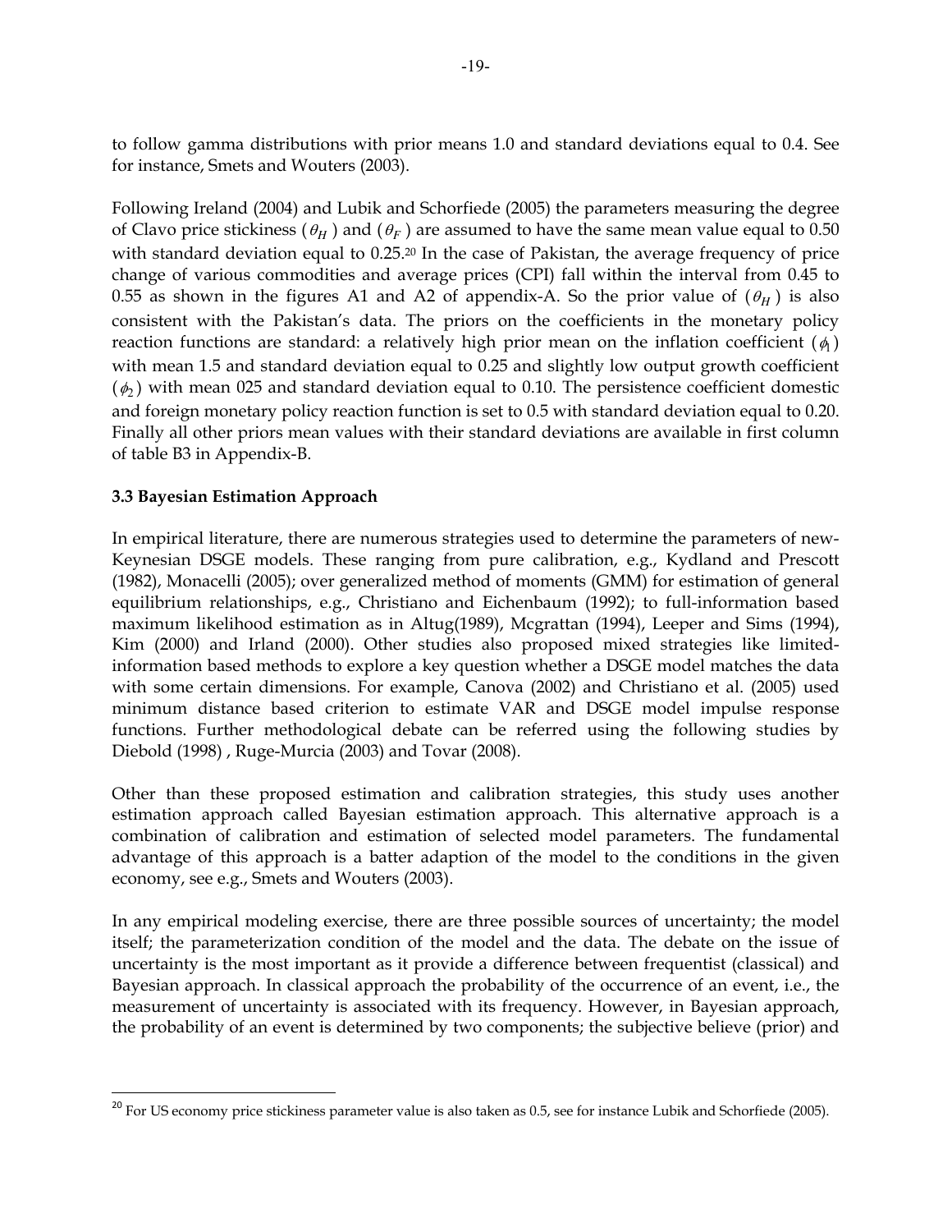to follow gamma distributions with prior means 1.0 and standard deviations equal to 0.4. See for instance, Smets and Wouters (2003).

Following Ireland (2004) and Lubik and Schorfiede (2005) the parameters measuring the degree of Clavo price stickiness ($\theta_H$) and ($\theta_F$) are assumed to have the same mean value equal to 0.50 with standard deviation equal to 0.25.[20] In the case of Pakistan, the average frequency of price change of various commodities and average prices (CPI) fall within the interval from 0.45 to 0.55 as shown in the figures A1 and A2 of appendix-A. So the prior value of ($\theta_H$) is also consistent with the Pakistan's data. The priors on the coefficients in the monetary policy reaction functions are standard: a relatively high prior mean on the inflation coefficient ($\phi_1$) with mean 1.5 and standard deviation equal to 0.25 and slightly low output growth coefficient ($\phi_2$) with mean 025 and standard deviation equal to 0.10. The persistence coefficient domestic and foreign monetary policy reaction function is set to 0.5 with standard deviation equal to 0.20. Finally all other priors mean values with their standard deviations are available in first column of table B3 in Appendix-B.

### 3.3 Bayesian Estimation Approach

In empirical literature, there are numerous strategies used to determine the parameters of new-Keynesian DSGE models. These ranging from pure calibration, e.g., Kydland and Prescott (1982), Monacelli (2005); over generalized method of moments (GMM) for estimation of general equilibrium relationships, e.g., Christiano and Eichenbaum (1992); to full-information based maximum likelihood estimation as in Altug(1989), Mcgrattan (1994), Leeper and Sims (1994), Kim (2000) and Irland (2000). Other studies also proposed mixed strategies like limited-information based methods to explore a key question whether a DSGE model matches the data with some certain dimensions. For example, Canova (2002) and Christiano et al. (2005) used minimum distance based criterion to estimate VAR and DSGE model impulse response functions. Further methodological debate can be referred using the following studies by Diebold (1998) , Ruge-Murcia (2003) and Tovar (2008).

Other than these proposed estimation and calibration strategies, this study uses another estimation approach called Bayesian estimation approach. This alternative approach is a combination of calibration and estimation of selected model parameters. The fundamental advantage of this approach is a batter adaption of the model to the conditions in the given economy, see e.g., Smets and Wouters (2003).

In any empirical modeling exercise, there are three possible sources of uncertainty; the model itself; the parameterization condition of the model and the data. The debate on the issue of uncertainty is the most important as it provide a difference between frequentist (classical) and Bayesian approach. In classical approach the probability of the occurrence of an event, i.e., the measurement of uncertainty is associated with its frequency. However, in Bayesian approach, the probability of an event is determined by two components; the subjective believe (prior) and

[20] For US economy price stickiness parameter value is also taken as 0.5, see for instance Lubik and Schorfiede (2005).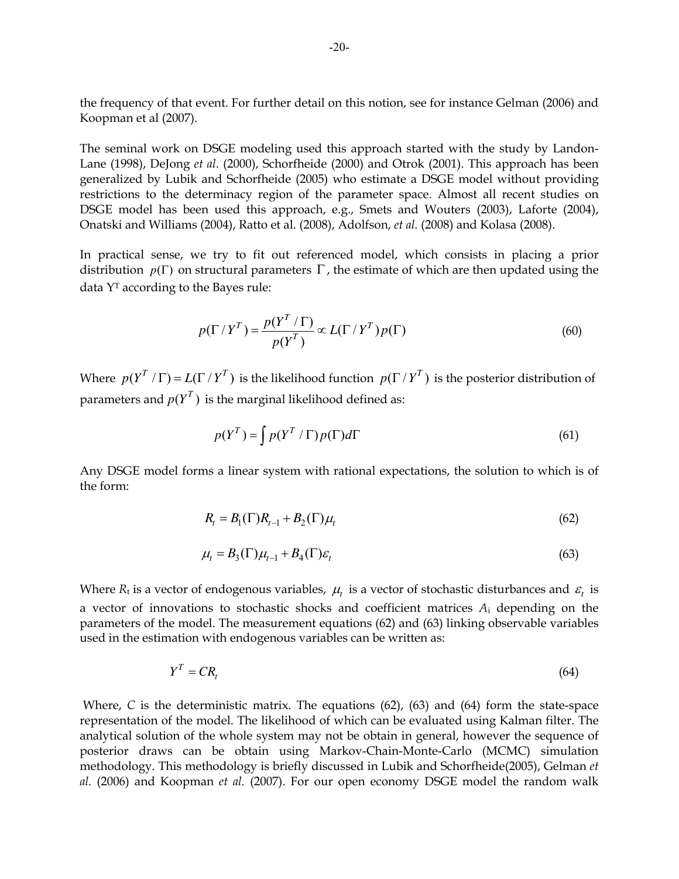the frequency of that event. For further detail on this notion, see for instance Gelman (2006) and Koopman et al (2007).

The seminal work on DSGE modeling used this approach started with the study by Landon-Lane (1998), DeJong *et al*. (2000), Schorfheide (2000) and Otrok (2001). This approach has been generalized by Lubik and Schorfheide (2005) who estimate a DSGE model without providing restrictions to the determinacy region of the parameter space. Almost all recent studies on DSGE model has been used this approach, e.g., Smets and Wouters (2003), Laforte (2004), Onatski and Williams (2004), Ratto et al. (2008), Adolfson, *et al.* (2008) and Kolasa (2008).

In practical sense, we try to fit out referenced model, which consists in placing a prior distribution $p(\Gamma)$ on structural parameters $\Gamma$, the estimate of which are then updated using the data $Y^T$ according to the Bayes rule:

$$p(\Gamma / Y^T) = \frac{p(Y^T / \Gamma)}{p(Y^T)} \propto L(\Gamma / Y^T) p(\Gamma) \tag{60}$$

Where $p(Y^T / \Gamma) = L(\Gamma / Y^T)$ is the likelihood function $p(\Gamma / Y^T)$ is the posterior distribution of parameters and $p(Y^T)$ is the marginal likelihood defined as:

$$p(Y^T) = \int p(Y^T / \Gamma) p(\Gamma) d\Gamma \tag{61}$$

Any DSGE model forms a linear system with rational expectations, the solution to which is of the form:

$$R_t = B_1(\Gamma) R_{t-1} + B_2(\Gamma) \mu_t \tag{62}$$

$$\mu_t = B_3(\Gamma) \mu_{t-1} + B_4(\Gamma) \varepsilon_t \tag{63}$$

Where $R_t$ is a vector of endogenous variables, $\mu_t$ is a vector of stochastic disturbances and $\varepsilon_t$ is a vector of innovations to stochastic shocks and coefficient matrices $A_i$ depending on the parameters of the model. The measurement equations (62) and (63) linking observable variables used in the estimation with endogenous variables can be written as:

$$Y^T = CR_t \tag{64}$$

Where, $C$ is the deterministic matrix. The equations (62), (63) and (64) form the state-space representation of the model. The likelihood of which can be evaluated using Kalman filter. The analytical solution of the whole system may not be obtain in general, however the sequence of posterior draws can be obtain using Markov-Chain-Monte-Carlo (MCMC) simulation methodology. This methodology is briefly discussed in Lubik and Schorfheide(2005), Gelman *et al.* (2006) and Koopman *et al.* (2007). For our open economy DSGE model the random walk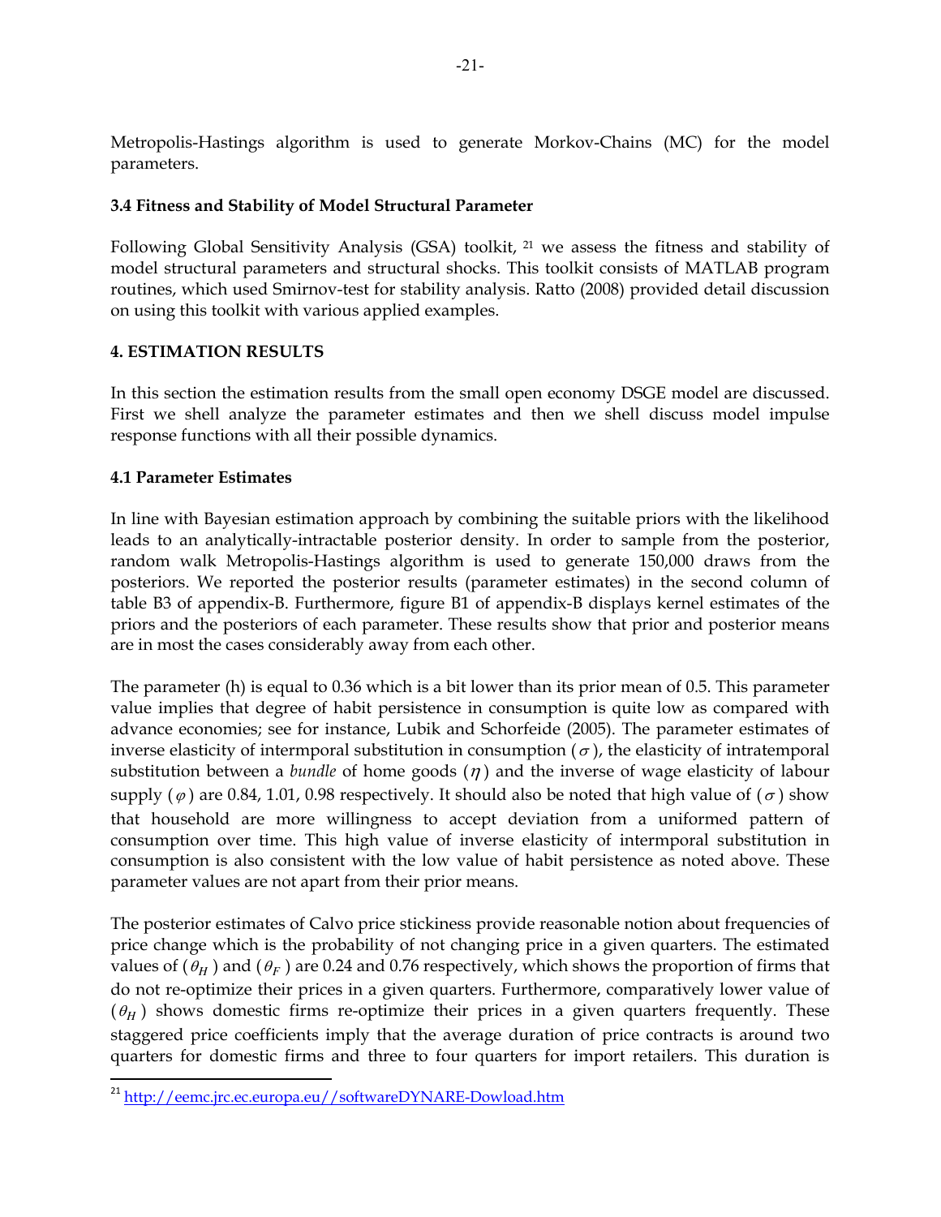Metropolis-Hastings algorithm is used to generate Morkov-Chains (MC) for the model parameters.

### 3.4 Fitness and Stability of Model Structural Parameter

Following Global Sensitivity Analysis (GSA) toolkit, [21] we assess the fitness and stability of model structural parameters and structural shocks. This toolkit consists of MATLAB program routines, which used Smirnov-test for stability analysis. Ratto (2008) provided detail discussion on using this toolkit with various applied examples.

## 4. ESTIMATION RESULTS

In this section the estimation results from the small open economy DSGE model are discussed. First we shell analyze the parameter estimates and then we shell discuss model impulse response functions with all their possible dynamics.

### 4.1 Parameter Estimates

In line with Bayesian estimation approach by combining the suitable priors with the likelihood leads to an analytically-intractable posterior density. In order to sample from the posterior, random walk Metropolis-Hastings algorithm is used to generate 150,000 draws from the posteriors. We reported the posterior results (parameter estimates) in the second column of table B3 of appendix-B. Furthermore, figure B1 of appendix-B displays kernel estimates of the priors and the posteriors of each parameter. These results show that prior and posterior means are in most the cases considerably away from each other.

The parameter (h) is equal to 0.36 which is a bit lower than its prior mean of 0.5. This parameter value implies that degree of habit persistence in consumption is quite low as compared with advance economies; see for instance, Lubik and Schorfeide (2005). The parameter estimates of inverse elasticity of intermporal substitution in consumption ($\sigma$), the elasticity of intratemporal substitution between a *bundle* of home goods ($\eta$) and the inverse of wage elasticity of labour supply ($\varphi$) are 0.84, 1.01, 0.98 respectively. It should also be noted that high value of ($\sigma$) show that household are more willingness to accept deviation from a uniformed pattern of consumption over time. This high value of inverse elasticity of intermporal substitution in consumption is also consistent with the low value of habit persistence as noted above. These parameter values are not apart from their prior means.

The posterior estimates of Calvo price stickiness provide reasonable notion about frequencies of price change which is the probability of not changing price in a given quarters. The estimated values of ($\theta_H$) and ($\theta_F$) are 0.24 and 0.76 respectively, which shows the proportion of firms that do not re-optimize their prices in a given quarters. Furthermore, comparatively lower value of ($\theta_H$) shows domestic firms re-optimize their prices in a given quarters frequently. These staggered price coefficients imply that the average duration of price contracts is around two quarters for domestic firms and three to four quarters for import retailers. This duration is

[21] http://eemc.jrc.ec.europa.eu//softwareDYNARE-Dowload.htm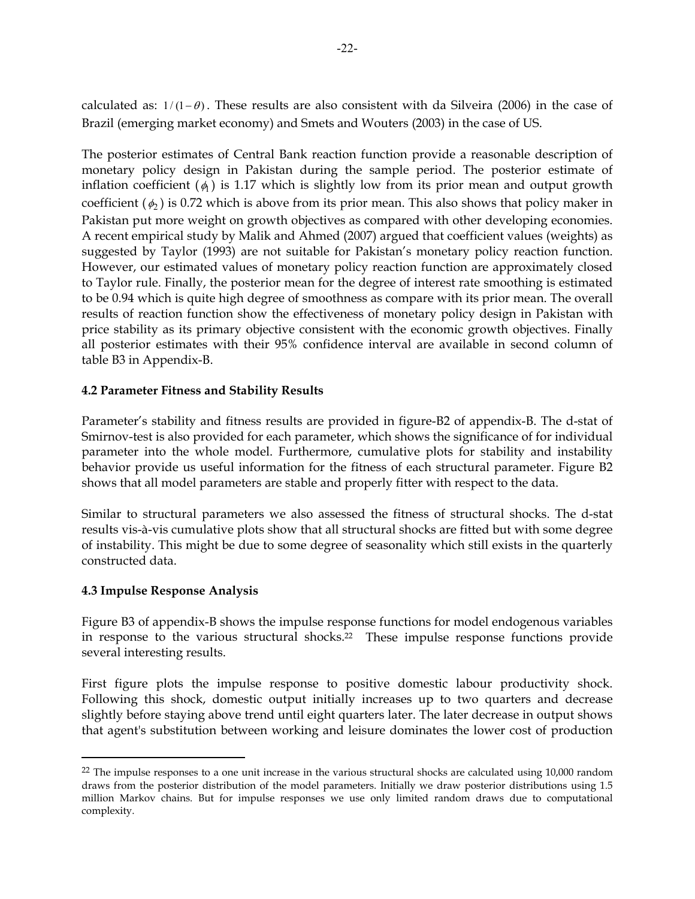calculated as: $1/(1-\theta)$. These results are also consistent with da Silveira (2006) in the case of Brazil (emerging market economy) and Smets and Wouters (2003) in the case of US.

The posterior estimates of Central Bank reaction function provide a reasonable description of monetary policy design in Pakistan during the sample period. The posterior estimate of inflation coefficient ($\phi_1$) is 1.17 which is slightly low from its prior mean and output growth coefficient ($\phi_2$) is 0.72 which is above from its prior mean. This also shows that policy maker in Pakistan put more weight on growth objectives as compared with other developing economies. A recent empirical study by Malik and Ahmed (2007) argued that coefficient values (weights) as suggested by Taylor (1993) are not suitable for Pakistan's monetary policy reaction function. However, our estimated values of monetary policy reaction function are approximately closed to Taylor rule. Finally, the posterior mean for the degree of interest rate smoothing is estimated to be 0.94 which is quite high degree of smoothness as compare with its prior mean. The overall results of reaction function show the effectiveness of monetary policy design in Pakistan with price stability as its primary objective consistent with the economic growth objectives. Finally all posterior estimates with their 95% confidence interval are available in second column of table B3 in Appendix-B.

### 4.2 Parameter Fitness and Stability Results

Parameter's stability and fitness results are provided in figure-B2 of appendix-B. The d-stat of Smirnov-test is also provided for each parameter, which shows the significance of for individual parameter into the whole model. Furthermore, cumulative plots for stability and instability behavior provide us useful information for the fitness of each structural parameter. Figure B2 shows that all model parameters are stable and properly fitter with respect to the data.

Similar to structural parameters we also assessed the fitness of structural shocks. The d-stat results vis-à-vis cumulative plots show that all structural shocks are fitted but with some degree of instability. This might be due to some degree of seasonality which still exists in the quarterly constructed data.

### 4.3 Impulse Response Analysis

Figure B3 of appendix-B shows the impulse response functions for model endogenous variables in response to the various structural shocks.[22] These impulse response functions provide several interesting results.

First figure plots the impulse response to positive domestic labour productivity shock. Following this shock, domestic output initially increases up to two quarters and decrease slightly before staying above trend until eight quarters later. The later decrease in output shows that agent's substitution between working and leisure dominates the lower cost of production

[22] The impulse responses to a one unit increase in the various structural shocks are calculated using 10,000 random draws from the posterior distribution of the model parameters. Initially we draw posterior distributions using 1.5 million Markov chains. But for impulse responses we use only limited random draws due to computational complexity.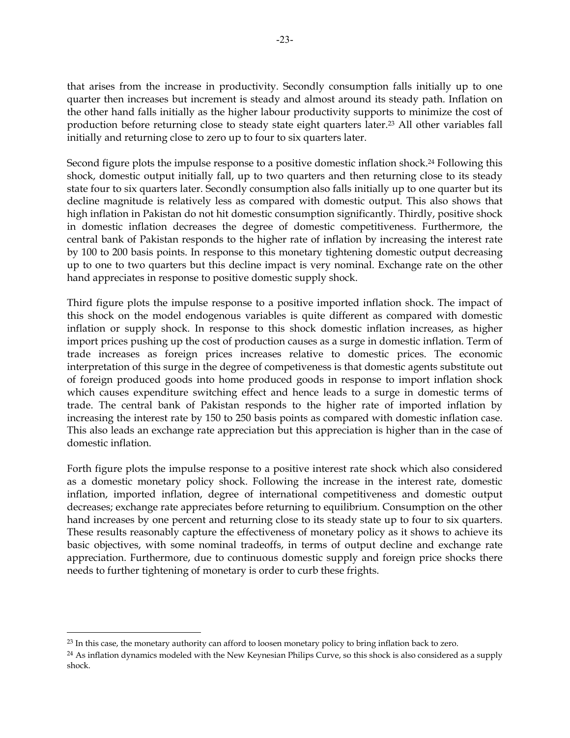that arises from the increase in productivity. Secondly consumption falls initially up to one quarter then increases but increment is steady and almost around its steady path. Inflation on the other hand falls initially as the higher labour productivity supports to minimize the cost of production before returning close to steady state eight quarters later.[23] All other variables fall initially and returning close to zero up to four to six quarters later.

Second figure plots the impulse response to a positive domestic inflation shock.[24] Following this shock, domestic output initially fall, up to two quarters and then returning close to its steady state four to six quarters later. Secondly consumption also falls initially up to one quarter but its decline magnitude is relatively less as compared with domestic output. This also shows that high inflation in Pakistan do not hit domestic consumption significantly. Thirdly, positive shock in domestic inflation decreases the degree of domestic competitiveness. Furthermore, the central bank of Pakistan responds to the higher rate of inflation by increasing the interest rate by 100 to 200 basis points. In response to this monetary tightening domestic output decreasing up to one to two quarters but this decline impact is very nominal. Exchange rate on the other hand appreciates in response to positive domestic supply shock.

Third figure plots the impulse response to a positive imported inflation shock. The impact of this shock on the model endogenous variables is quite different as compared with domestic inflation or supply shock. In response to this shock domestic inflation increases, as higher import prices pushing up the cost of production causes as a surge in domestic inflation. Term of trade increases as foreign prices increases relative to domestic prices. The economic interpretation of this surge in the degree of competiveness is that domestic agents substitute out of foreign produced goods into home produced goods in response to import inflation shock which causes expenditure switching effect and hence leads to a surge in domestic terms of trade. The central bank of Pakistan responds to the higher rate of imported inflation by increasing the interest rate by 150 to 250 basis points as compared with domestic inflation case. This also leads an exchange rate appreciation but this appreciation is higher than in the case of domestic inflation.

Forth figure plots the impulse response to a positive interest rate shock which also considered as a domestic monetary policy shock. Following the increase in the interest rate, domestic inflation, imported inflation, degree of international competitiveness and domestic output decreases; exchange rate appreciates before returning to equilibrium. Consumption on the other hand increases by one percent and returning close to its steady state up to four to six quarters. These results reasonably capture the effectiveness of monetary policy as it shows to achieve its basic objectives, with some nominal tradeoffs, in terms of output decline and exchange rate appreciation. Furthermore, due to continuous domestic supply and foreign price shocks there needs to further tightening of monetary is order to curb these frights.

---

[23] In this case, the monetary authority can afford to loosen monetary policy to bring inflation back to zero.

[24] As inflation dynamics modeled with the New Keynesian Philips Curve, so this shock is also considered as a supply shock.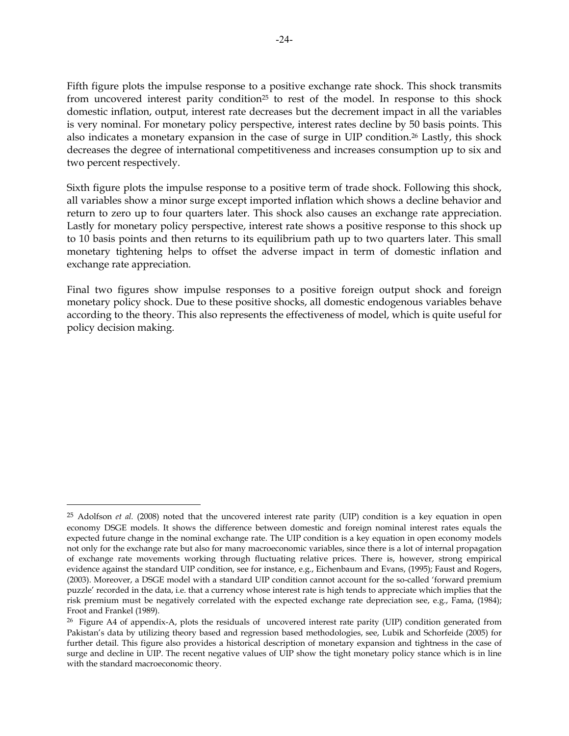Fifth figure plots the impulse response to a positive exchange rate shock. This shock transmits from uncovered interest parity condition[25] to rest of the model. In response to this shock domestic inflation, output, interest rate decreases but the decrement impact in all the variables is very nominal. For monetary policy perspective, interest rates decline by 50 basis points. This also indicates a monetary expansion in the case of surge in UIP condition.[26] Lastly, this shock decreases the degree of international competitiveness and increases consumption up to six and two percent respectively.

Sixth figure plots the impulse response to a positive term of trade shock. Following this shock, all variables show a minor surge except imported inflation which shows a decline behavior and return to zero up to four quarters later. This shock also causes an exchange rate appreciation. Lastly for monetary policy perspective, interest rate shows a positive response to this shock up to 10 basis points and then returns to its equilibrium path up to two quarters later. This small monetary tightening helps to offset the adverse impact in term of domestic inflation and exchange rate appreciation.

Final two figures show impulse responses to a positive foreign output shock and foreign monetary policy shock. Due to these positive shocks, all domestic endogenous variables behave according to the theory. This also represents the effectiveness of model, which is quite useful for policy decision making.

---

[25] Adolfson *et al.* (2008) noted that the uncovered interest rate parity (UIP) condition is a key equation in open economy DSGE models. It shows the difference between domestic and foreign nominal interest rates equals the expected future change in the nominal exchange rate. The UIP condition is a key equation in open economy models not only for the exchange rate but also for many macroeconomic variables, since there is a lot of internal propagation of exchange rate movements working through fluctuating relative prices. There is, however, strong empirical evidence against the standard UIP condition, see for instance, e.g., Eichenbaum and Evans, (1995); Faust and Rogers, (2003). Moreover, a DSGE model with a standard UIP condition cannot account for the so-called 'forward premium puzzle' recorded in the data, i.e. that a currency whose interest rate is high tends to appreciate which implies that the risk premium must be negatively correlated with the expected exchange rate depreciation see, e.g., Fama, (1984); Froot and Frankel (1989).

[26] Figure A4 of appendix-A, plots the residuals of uncovered interest rate parity (UIP) condition generated from Pakistan's data by utilizing theory based and regression based methodologies, see, Lubik and Schorfeide (2005) for further detail. This figure also provides a historical description of monetary expansion and tightness in the case of surge and decline in UIP. The recent negative values of UIP show the tight monetary policy stance which is in line with the standard macroeconomic theory.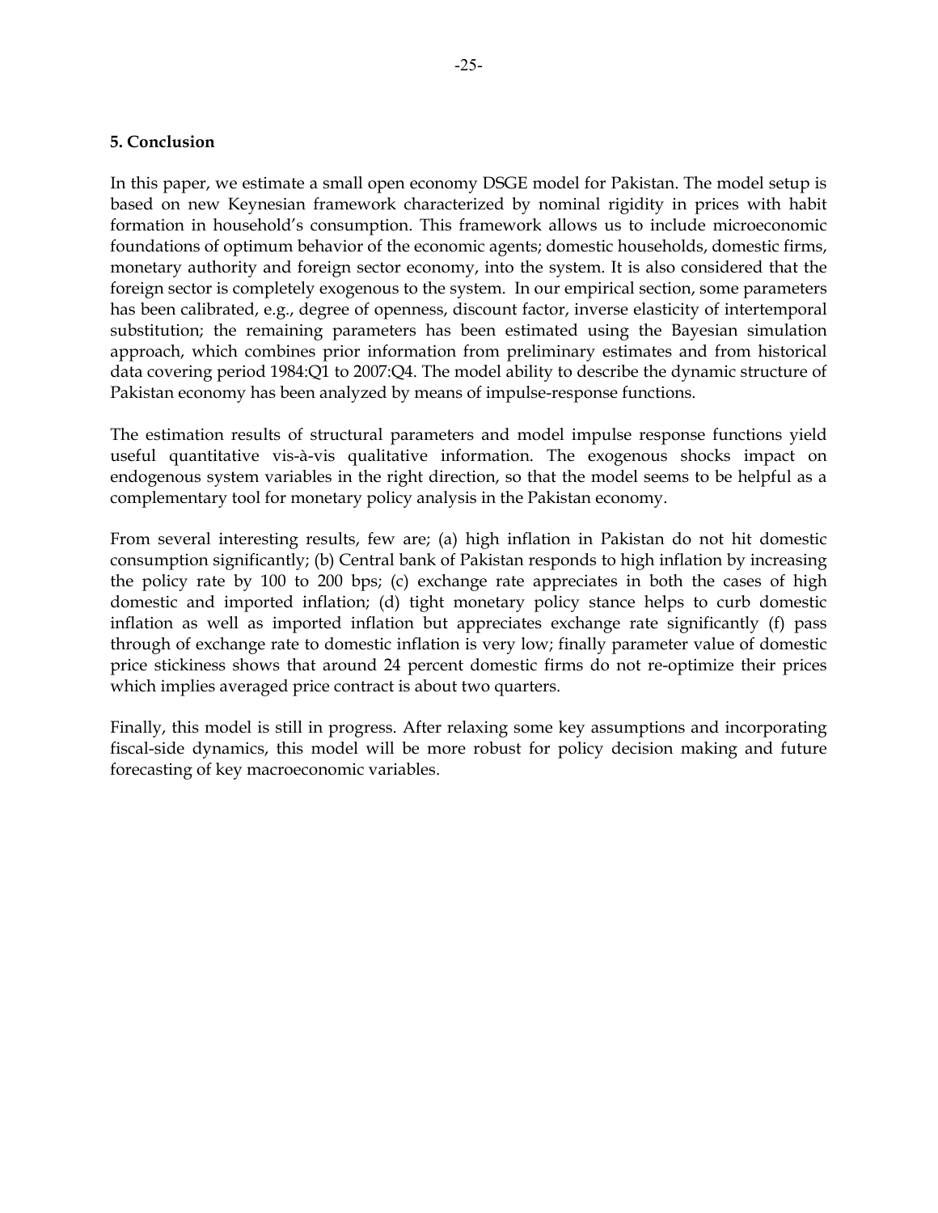## 5. Conclusion

In this paper, we estimate a small open economy DSGE model for Pakistan. The model setup is based on new Keynesian framework characterized by nominal rigidity in prices with habit formation in household's consumption. This framework allows us to include microeconomic foundations of optimum behavior of the economic agents; domestic households, domestic firms, monetary authority and foreign sector economy, into the system. It is also considered that the foreign sector is completely exogenous to the system. In our empirical section, some parameters has been calibrated, e.g., degree of openness, discount factor, inverse elasticity of intertemporal substitution; the remaining parameters has been estimated using the Bayesian simulation approach, which combines prior information from preliminary estimates and from historical data covering period 1984:Q1 to 2007:Q4. The model ability to describe the dynamic structure of Pakistan economy has been analyzed by means of impulse-response functions.

The estimation results of structural parameters and model impulse response functions yield useful quantitative vis-à-vis qualitative information. The exogenous shocks impact on endogenous system variables in the right direction, so that the model seems to be helpful as a complementary tool for monetary policy analysis in the Pakistan economy.

From several interesting results, few are; (a) high inflation in Pakistan do not hit domestic consumption significantly; (b) Central bank of Pakistan responds to high inflation by increasing the policy rate by 100 to 200 bps; (c) exchange rate appreciates in both the cases of high domestic and imported inflation; (d) tight monetary policy stance helps to curb domestic inflation as well as imported inflation but appreciates exchange rate significantly (f) pass through of exchange rate to domestic inflation is very low; finally parameter value of domestic price stickiness shows that around 24 percent domestic firms do not re-optimize their prices which implies averaged price contract is about two quarters.

Finally, this model is still in progress. After relaxing some key assumptions and incorporating fiscal-side dynamics, this model will be more robust for policy decision making and future forecasting of key macroeconomic variables.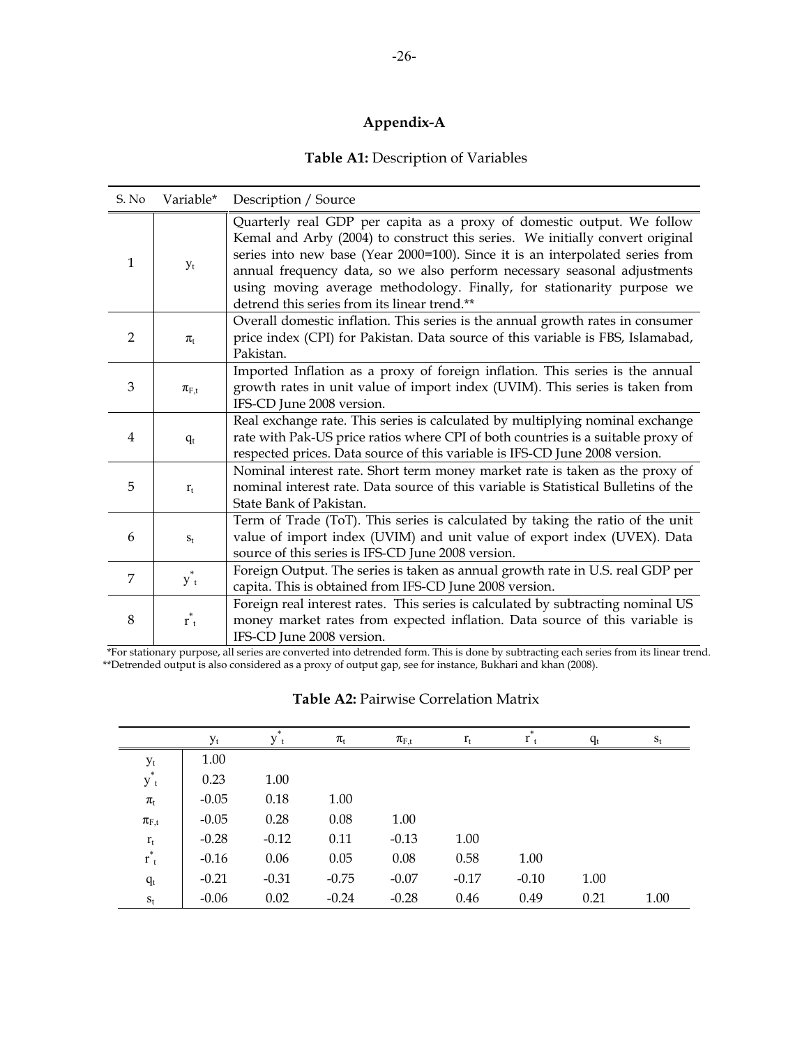# Appendix-A

**Table A1:** Description of Variables

| S. No | Variable* | Description / Source |
|---|---|---|
| 1 | $y_t$ | Quarterly real GDP per capita as a proxy of domestic output. We follow Kemal and Arby (2004) to construct this series. We initially convert original series into new base (Year 2000=100). Since it is an interpolated series from annual frequency data, so we also perform necessary seasonal adjustments using moving average methodology. Finally, for stationarity purpose we detrend this series from its linear trend.** |
| 2 | $\pi_t$ | Overall domestic inflation. This series is the annual growth rates in consumer price index (CPI) for Pakistan. Data source of this variable is FBS, Islamabad, Pakistan. |
| 3 | $\pi_{F,t}$ | Imported Inflation as a proxy of foreign inflation. This series is the annual growth rates in unit value of import index (UVIM). This series is taken from IFS-CD June 2008 version. |
| 4 | $q_t$ | Real exchange rate. This series is calculated by multiplying nominal exchange rate with Pak-US price ratios where CPI of both countries is a suitable proxy of respected prices. Data source of this variable is IFS-CD June 2008 version. |
| 5 | $r_t$ | Nominal interest rate. Short term money market rate is taken as the proxy of nominal interest rate. Data source of this variable is Statistical Bulletins of the State Bank of Pakistan. |
| 6 | $s_t$ | Term of Trade (ToT). This series is calculated by taking the ratio of the unit value of import index (UVIM) and unit value of export index (UVEX). Data source of this series is IFS-CD June 2008 version. |
| 7 | $y^*_t$ | Foreign Output. The series is taken as annual growth rate in U.S. real GDP per capita. This is obtained from IFS-CD June 2008 version. |
| 8 | $r^*_t$ | Foreign real interest rates. This series is calculated by subtracting nominal US money market rates from expected inflation. Data source of this variable is IFS-CD June 2008 version. |

*For stationary purpose, all series are converted into detrended form. This is done by subtracting each series from its linear trend.
**Detrended output is also considered as a proxy of output gap, see for instance, Bukhari and khan (2008).

**Table A2:** Pairwise Correlation Matrix

| | $y_t$ | $y^*_t$ | $\pi_t$ | $\pi_{F,t}$ | $r_t$ | $r^*_t$ | $q_t$ | $s_t$ |
|---|---|---|---|---|---|---|---|---|
| $y_t$ | 1.00 | | | | | | | |
| $y^*_t$ | 0.23 | 1.00 | | | | | | |
| $\pi_t$ | -0.05 | 0.18 | 1.00 | | | | | |
| $\pi_{F,t}$ | -0.05 | 0.28 | 0.08 | 1.00 | | | | |
| $r_t$ | -0.28 | -0.12 | 0.11 | -0.13 | 1.00 | | | |
| $r^*_t$ | -0.16 | 0.06 | 0.05 | 0.08 | 0.58 | 1.00 | | |
| $q_t$ | -0.21 | -0.31 | -0.75 | -0.07 | -0.17 | -0.10 | 1.00 | |
| $s_t$ | -0.06 | 0.02 | -0.24 | -0.28 | 0.46 | 0.49 | 0.21 | 1.00 |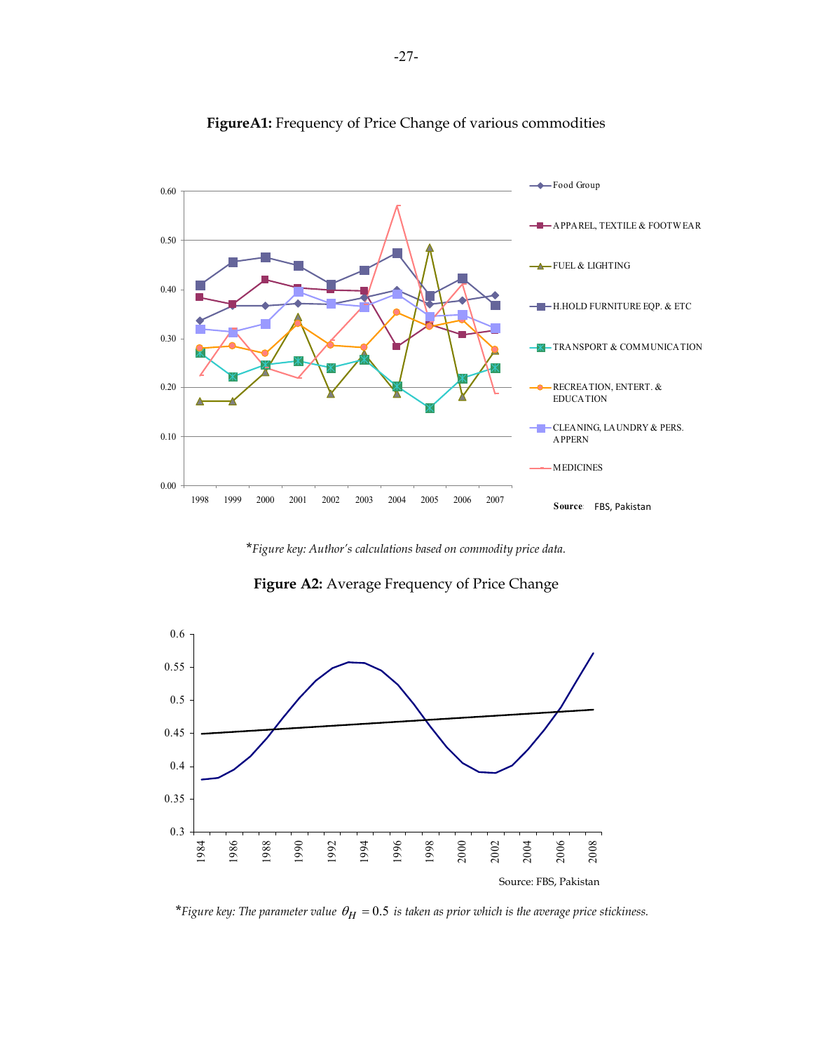**FigureA1:** Frequency of Price Change of various commodities

*Figure key: Author's calculations based on commodity price data.

**Figure A2:** Average Frequency of Price Change

Source: FBS, Pakistan

*Figure key: The parameter value $\theta_H = 0.5$ is taken as prior which is the average price stickiness.*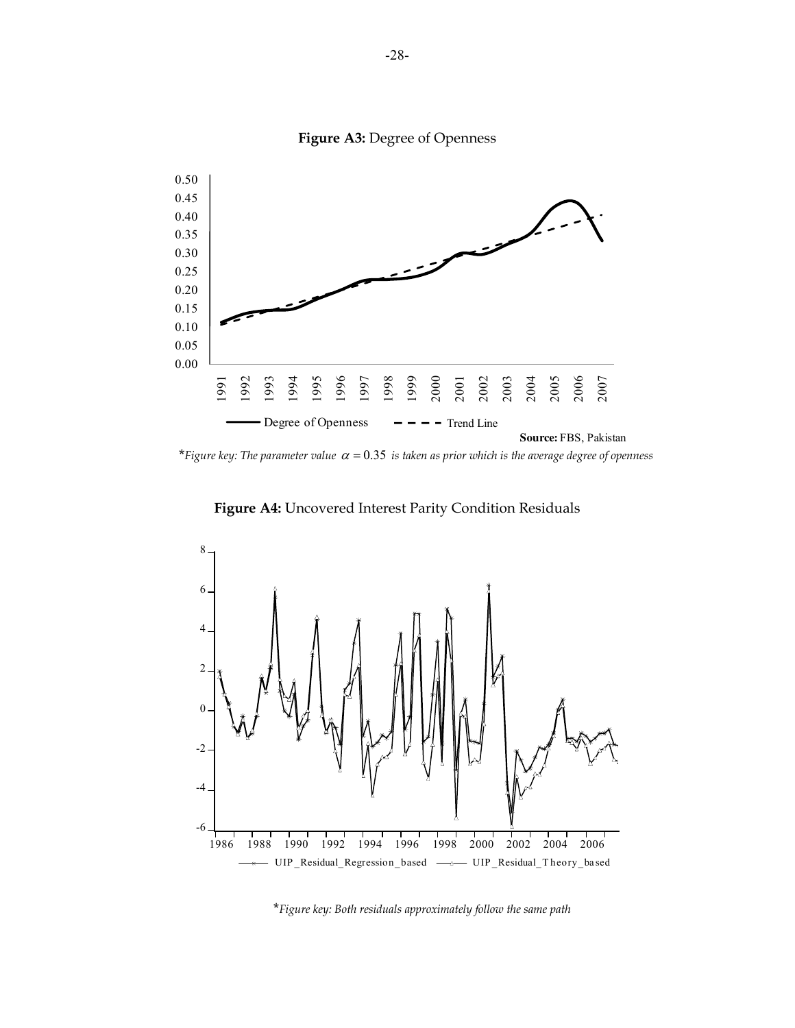**Figure A3:** Degree of Openness

Source: FBS, Pakistan

*\*Figure key: The parameter value $\alpha = 0.35$ is taken as prior which is the average degree of openness*

**Figure A4:** Uncovered Interest Parity Condition Residuals

*\*Figure key: Both residuals approximately follow the same path*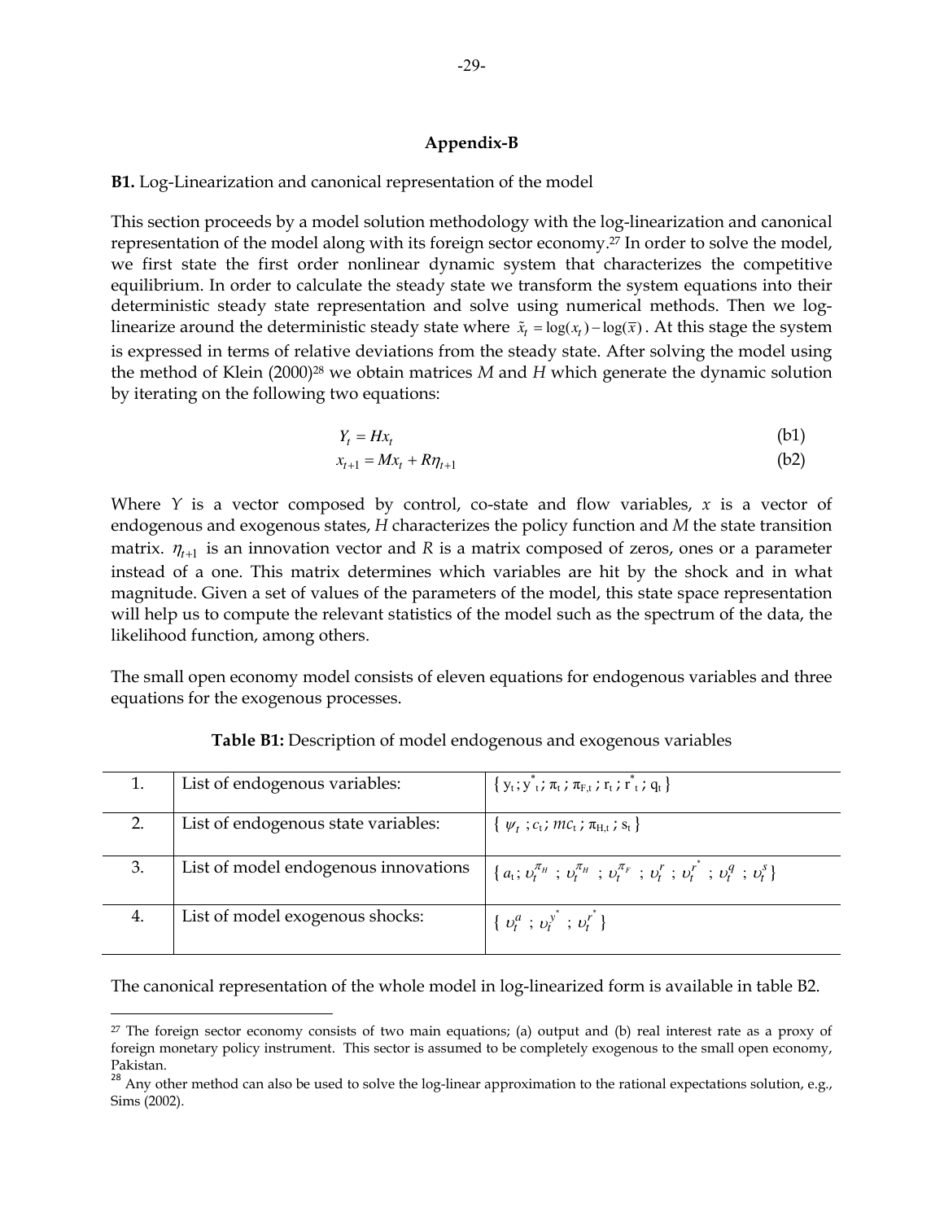## Appendix-B

**B1.** Log-Linearization and canonical representation of the model

This section proceeds by a model solution methodology with the log-linearization and canonical representation of the model along with its foreign sector economy.[27] In order to solve the model, we first state the first order nonlinear dynamic system that characterizes the competitive equilibrium. In order to calculate the steady state we transform the system equations into their deterministic steady state representation and solve using numerical methods. Then we log-linearize around the deterministic steady state where $\tilde{x}_t = \log(x_t) - \log(\bar{x})$. At this stage the system is expressed in terms of relative deviations from the steady state. After solving the model using the method of Klein (2000)[28] we obtain matrices *M* and *H* which generate the dynamic solution by iterating on the following two equations:

$$Y_t = Hx_t \tag{b1}$$

$$x_{t+1} = Mx_t + R\eta_{t+1} \tag{b2}$$

Where *Y* is a vector composed by control, co-state and flow variables, *x* is a vector of endogenous and exogenous states, *H* characterizes the policy function and *M* the state transition matrix. $\eta_{t+1}$ is an innovation vector and *R* is a matrix composed of zeros, ones or a parameter instead of a one. This matrix determines which variables are hit by the shock and in what magnitude. Given a set of values of the parameters of the model, this state space representation will help us to compute the relevant statistics of the model such as the spectrum of the data, the likelihood function, among others.

The small open economy model consists of eleven equations for endogenous variables and three equations for the exogenous processes.

**Table B1:** Description of model endogenous and exogenous variables

| | | |
|---|---|---|
| 1. | List of endogenous variables: | $\{ y_t ; y^*_t ; \pi_t ; \pi_{F,t} ; r_t ; r^*_t ; q_t \}$ |
| 2. | List of endogenous state variables: | $\{ \psi_t ; c_t ; mc_t ; \pi_{H,t} ; s_t \}$ |
| 3. | List of model endogenous innovations | $\{ a_t ; \upsilon_t^{\pi_H} ; \upsilon_t^{\pi_H} ; \upsilon_t^{\pi_F} ; \upsilon_t^{r} ; \upsilon_t^{r^*} ; \upsilon_t^{q} ; \upsilon_t^{s} \}$ |
| 4. | List of model exogenous shocks: | $\{ \upsilon_t^{a} ; \upsilon_t^{y^*} ; \upsilon_t^{r^*} \}$ |

The canonical representation of the whole model in log-linearized form is available in table B2.

---

[27] The foreign sector economy consists of two main equations; (a) output and (b) real interest rate as a proxy of foreign monetary policy instrument. This sector is assumed to be completely exogenous to the small open economy, Pakistan.

[28] Any other method can also be used to solve the log-linear approximation to the rational expectations solution, e.g., Sims (2002).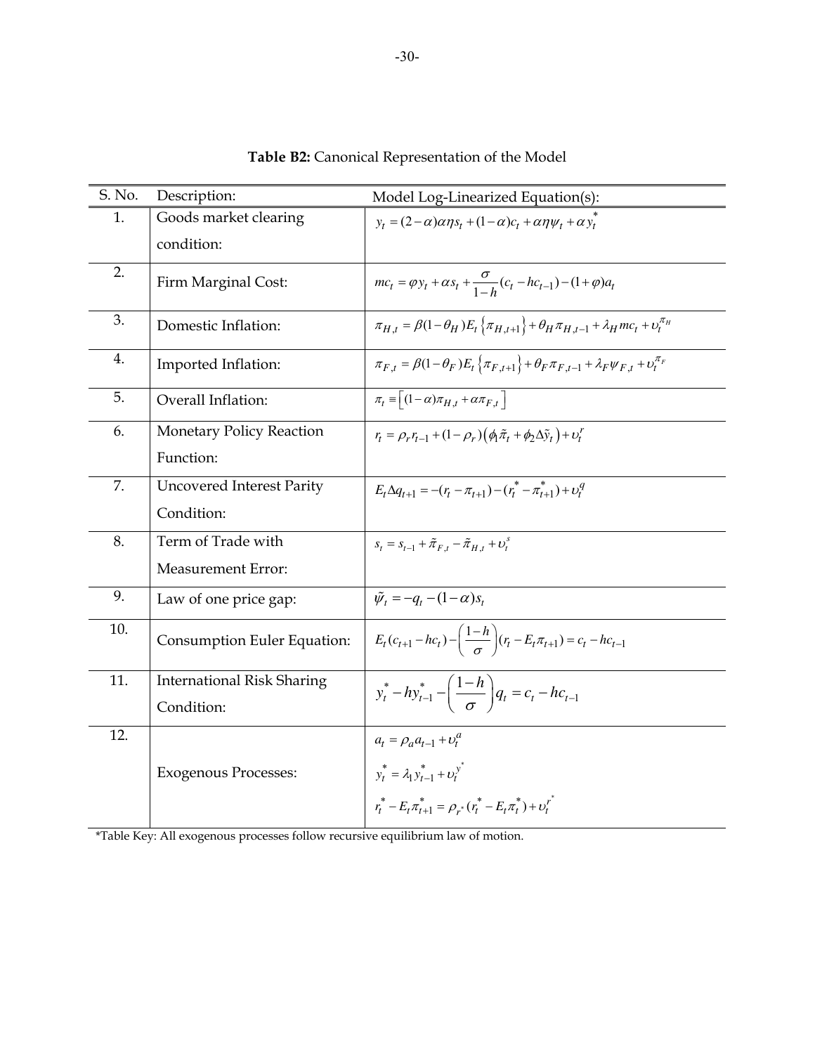**Table B2:** Canonical Representation of the Model

| S. No. | Description: | Model Log-Linearized Equation(s): |
|---|---|---|
| 1. | Goods market clearing condition: | $y_t = (2-\alpha)\alpha\eta s_t + (1-\alpha)c_t + \alpha\eta\psi_t + \alpha y_t^*$ |
| 2. | Firm Marginal Cost: | $mc_t = \varphi y_t + \alpha s_t + \frac{\sigma}{1-h}(c_t - hc_{t-1}) - (1+\varphi)a_t$ |
| 3. | Domestic Inflation: | $\pi_{H,t} = \beta(1-\theta_H)E_t\left\{\pi_{H,t+1}\right\} + \theta_H \pi_{H,t-1} + \lambda_H mc_t + \upsilon_t^{\pi_H}$ |
| 4. | Imported Inflation: | $\pi_{F,t} = \beta(1-\theta_F)E_t\left\{\pi_{F,t+1}\right\} + \theta_F \pi_{F,t-1} + \lambda_F \psi_{F,t} + \upsilon_t^{\pi_F}$ |
| 5. | Overall Inflation: | $\pi_t \equiv \left[(1-\alpha)\pi_{H,t} + \alpha\pi_{F,t}\right]$ |
| 6. | Monetary Policy Reaction Function: | $r_t = \rho_r r_{t-1} + (1-\rho_r)\left(\phi_1\tilde{\pi}_t + \phi_2\Delta\tilde{y}_t\right) + \upsilon_t^r$ |
| 7. | Uncovered Interest Parity Condition: | $E_t\Delta q_{t+1} = -(r_t - \pi_{t+1}) - (r_t^* - \pi_{t+1}^*) + \upsilon_t^q$ |
| 8. | Term of Trade with Measurement Error: | $s_t = s_{t-1} + \tilde{\pi}_{F,t} - \tilde{\pi}_{H,t} + \upsilon_t^s$ |
| 9. | Law of one price gap: | $\tilde{\psi}_t = -q_t - (1-\alpha)s_t$ |
| 10. | Consumption Euler Equation: | $E_t(c_{t+1} - hc_t) - \left(\frac{1-h}{\sigma}\right)(r_t - E_t\pi_{t+1}) = c_t - hc_{t-1}$ |
| 11. | International Risk Sharing Condition: | $y_t^* - hy_{t-1}^* - \left(\frac{1-h}{\sigma}\right)q_t = c_t - hc_{t-1}$ |
| 12. | Exogenous Processes: | $a_t = \rho_a a_{t-1} + \upsilon_t^a$ <br> $y_t^* = \lambda_1 y_{t-1}^* + \upsilon_t^{y^*}$ <br> $r_t^* - E_t\pi_{t+1}^* = \rho_{r^*}(r_t^* - E_t\pi_t^*) + \upsilon_t^{r^*}$ |

*Table Key: All exogenous processes follow recursive equilibrium law of motion.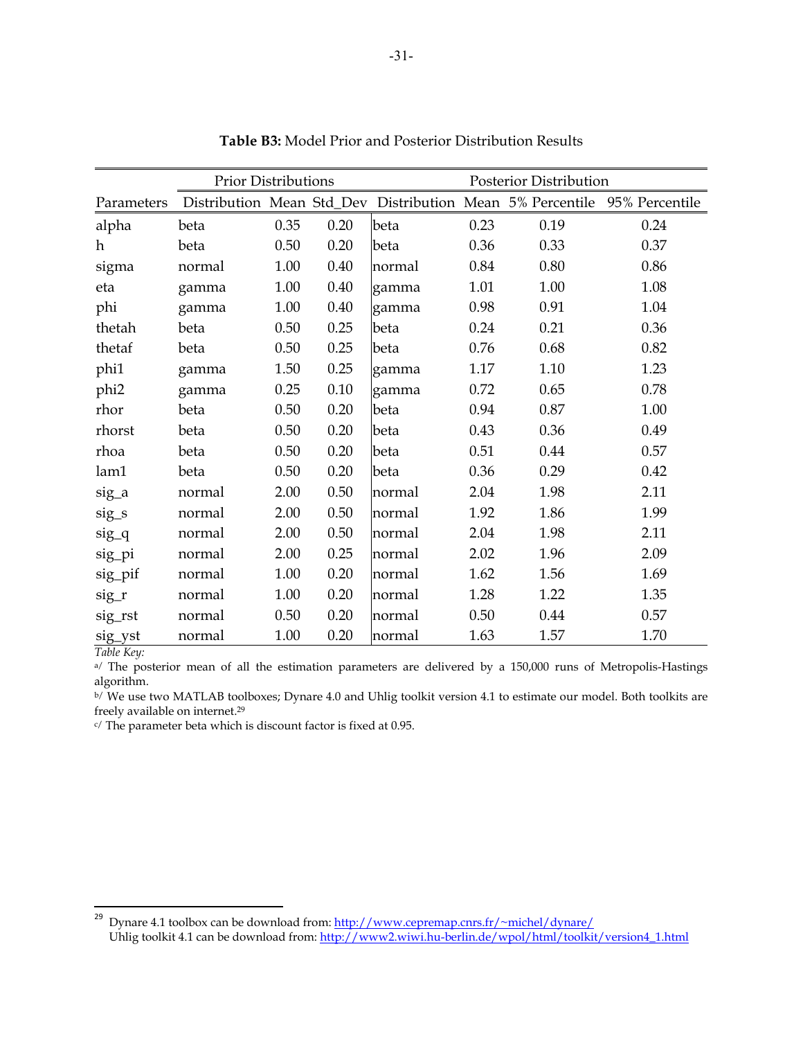**Table B3:** Model Prior and Posterior Distribution Results

| | Prior Distributions | | | Posterior Distribution | | | |
|---|---|---|---|---|---|---|---|
| Parameters | Distribution | Mean | Std_Dev | Distribution | Mean | 5% Percentile | 95% Percentile |
| alpha | beta | 0.35 | 0.20 | beta | 0.23 | 0.19 | 0.24 |
| h | beta | 0.50 | 0.20 | beta | 0.36 | 0.33 | 0.37 |
| sigma | normal | 1.00 | 0.40 | normal | 0.84 | 0.80 | 0.86 |
| eta | gamma | 1.00 | 0.40 | gamma | 1.01 | 1.00 | 1.08 |
| phi | gamma | 1.00 | 0.40 | gamma | 0.98 | 0.91 | 1.04 |
| thetah | beta | 0.50 | 0.25 | beta | 0.24 | 0.21 | 0.36 |
| thetaf | beta | 0.50 | 0.25 | beta | 0.76 | 0.68 | 0.82 |
| phi1 | gamma | 1.50 | 0.25 | gamma | 1.17 | 1.10 | 1.23 |
| phi2 | gamma | 0.25 | 0.10 | gamma | 0.72 | 0.65 | 0.78 |
| rhor | beta | 0.50 | 0.20 | beta | 0.94 | 0.87 | 1.00 |
| rhorst | beta | 0.50 | 0.20 | beta | 0.43 | 0.36 | 0.49 |
| rhoa | beta | 0.50 | 0.20 | beta | 0.51 | 0.44 | 0.57 |
| lam1 | beta | 0.50 | 0.20 | beta | 0.36 | 0.29 | 0.42 |
| sig_a | normal | 2.00 | 0.50 | normal | 2.04 | 1.98 | 2.11 |
| sig_s | normal | 2.00 | 0.50 | normal | 1.92 | 1.86 | 1.99 |
| sig_q | normal | 2.00 | 0.50 | normal | 2.04 | 1.98 | 2.11 |
| sig_pi | normal | 2.00 | 0.25 | normal | 2.02 | 1.96 | 2.09 |
| sig_pif | normal | 1.00 | 0.20 | normal | 1.62 | 1.56 | 1.69 |
| sig_r | normal | 1.00 | 0.20 | normal | 1.28 | 1.22 | 1.35 |
| sig_rst | normal | 0.50 | 0.20 | normal | 0.50 | 0.44 | 0.57 |
| sig_yst | normal | 1.00 | 0.20 | normal | 1.63 | 1.57 | 1.70 |

*Table Key:*

a/ The posterior mean of all the estimation parameters are delivered by a 150,000 runs of Metropolis-Hastings algorithm.

b/ We use two MATLAB toolboxes; Dynare 4.0 and Uhlig toolkit version 4.1 to estimate our model. Both toolkits are freely available on internet.[29]

c/ The parameter beta which is discount factor is fixed at 0.95.

---

[29] Dynare 4.1 toolbox can be download from: http://www.cepremap.cnrs.fr/~michel/dynare/
Uhlig toolkit 4.1 can be download from: http://www2.wiwi.hu-berlin.de/wpol/html/toolkit/version4_1.html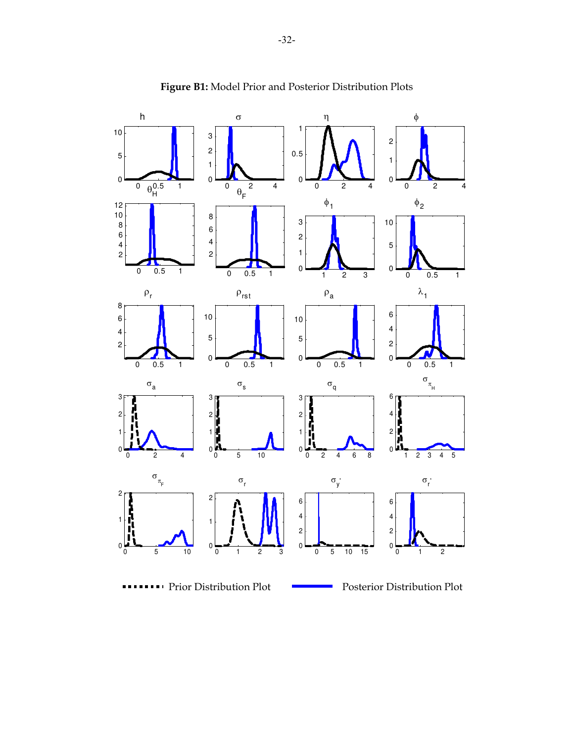**Figure B1:** Model Prior and Posterior Distribution Plots

Prior Distribution Plot — Posterior Distribution Plot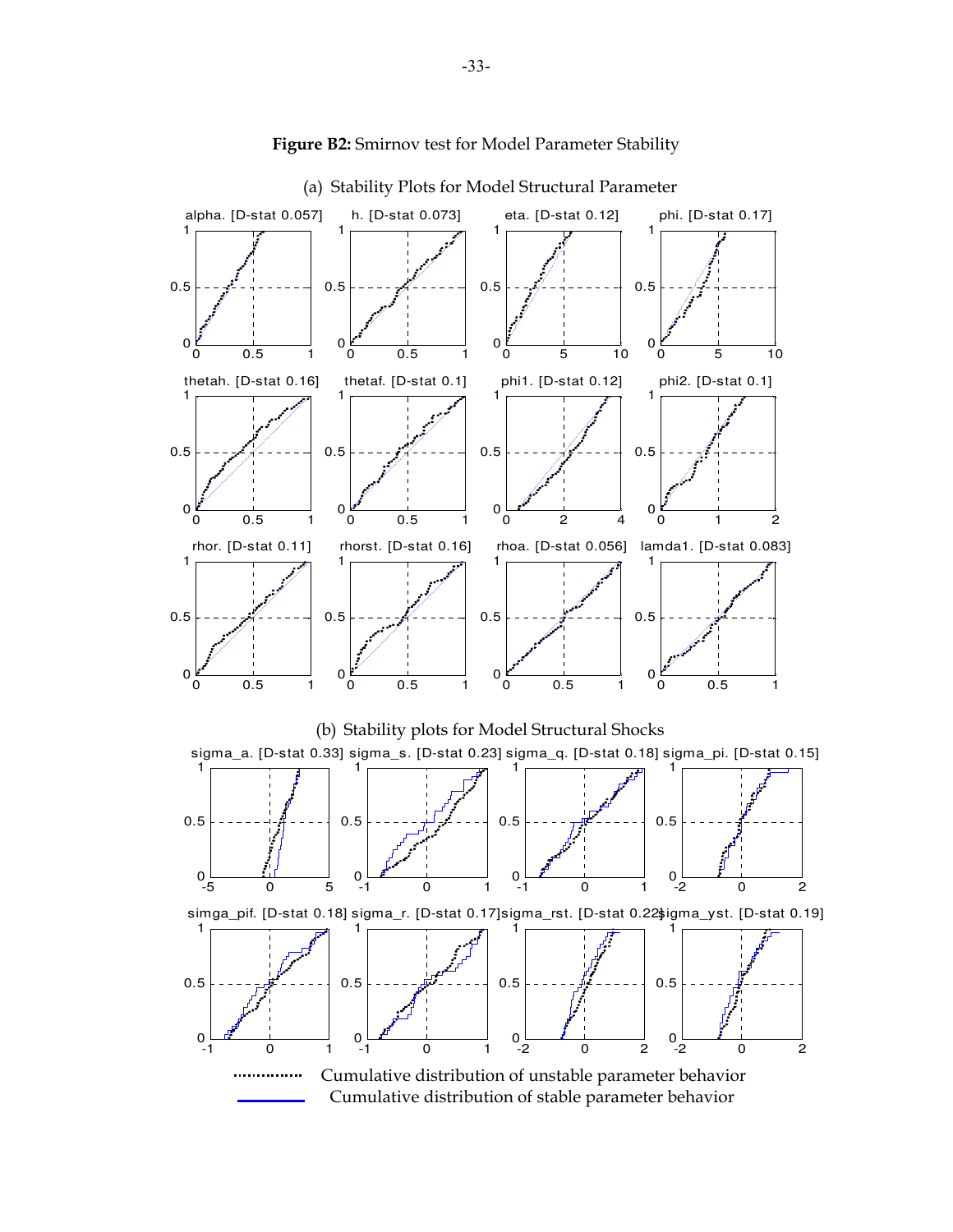**Figure B2:** Smirnov test for Model Parameter Stability

(a) Stability Plots for Model Structural Parameter

alpha. [D-stat 0.057] h. [D-stat 0.073] eta. [D-stat 0.12] phi. [D-stat 0.17]

thetah. [D-stat 0.16] thetaf. [D-stat 0.1] phi1. [D-stat 0.12] phi2. [D-stat 0.1]

rhor. [D-stat 0.11] rhorst. [D-stat 0.16] rhoa. [D-stat 0.056] lamda1. [D-stat 0.083]

(b) Stability plots for Model Structural Shocks

sigma_a. [D-stat 0.33] sigma_s. [D-stat 0.23] sigma_q. [D-stat 0.18] sigma_pi. [D-stat 0.15]

simga_pif. [D-stat 0.18] sigma_r. [D-stat 0.17] sigma_rst. [D-stat 0.22] sigma_yst. [D-stat 0.19]

Cumulative distribution of unstable parameter behavior

Cumulative distribution of stable parameter behavior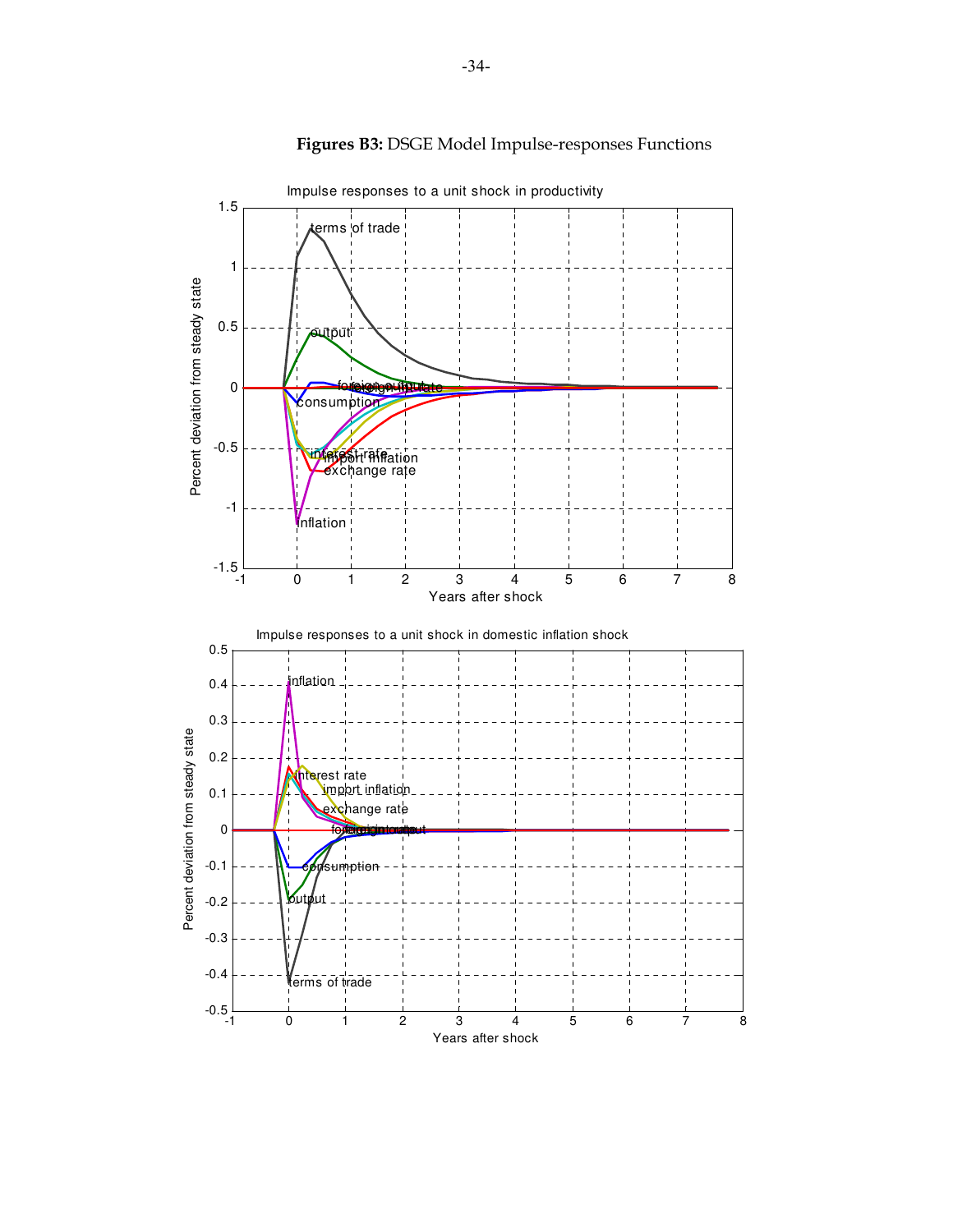**Figures B3:** DSGE Model Impulse-responses Functions

Impulse responses to a unit shock in productivity

Impulse responses to a unit shock in domestic inflation shock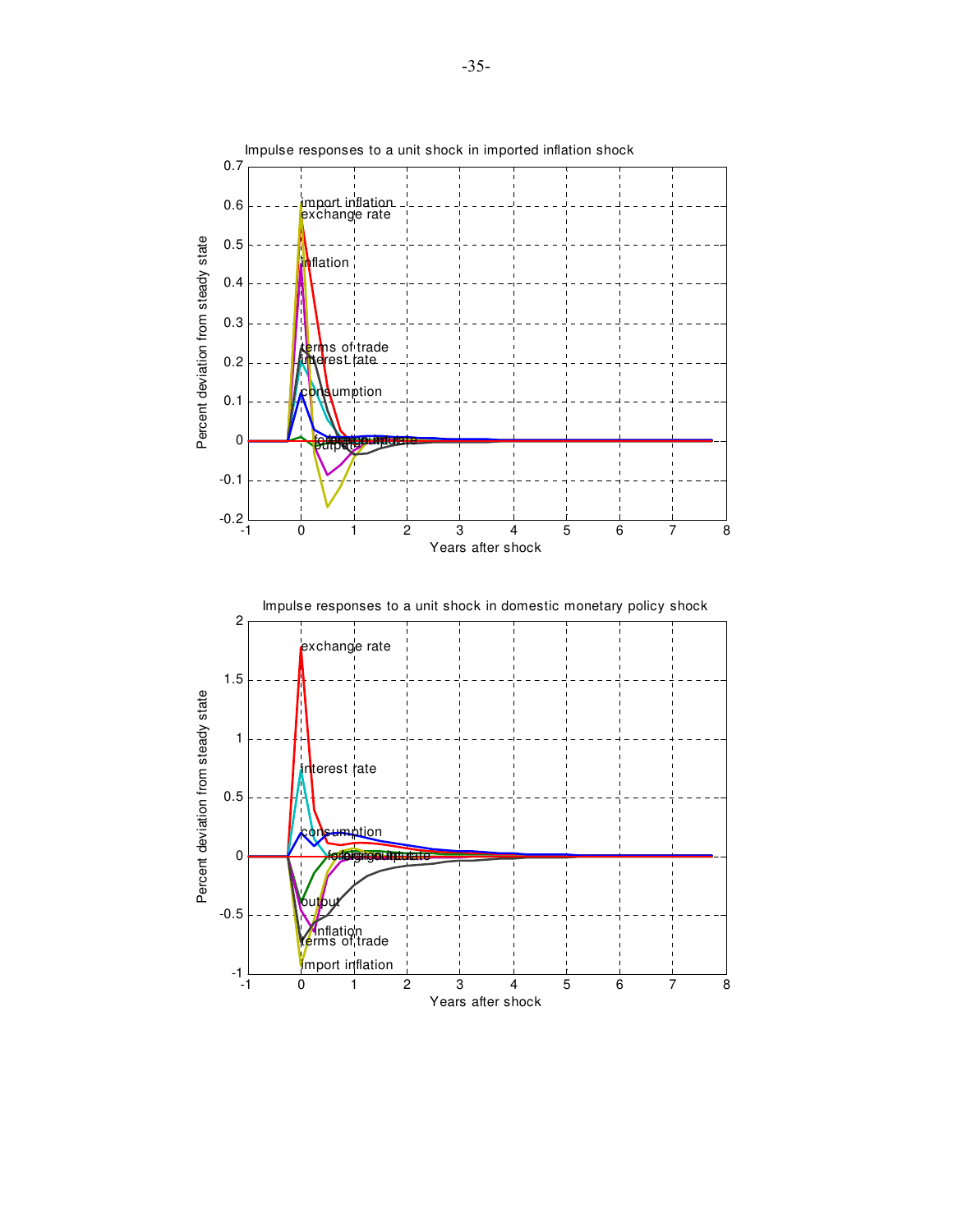Impulse responses to a unit shock in imported inflation shock

Percent deviation from steady state

import inflation
exchange rate
inflation
terms of trade
interest rate
consumption
foreign output
output

Years after shock

Impulse responses to a unit shock in domestic monetary policy shock

Percent deviation from steady state

exchange rate
interest rate
consumption
foreign output
output
inflation
terms of trade
import inflation

Years after shock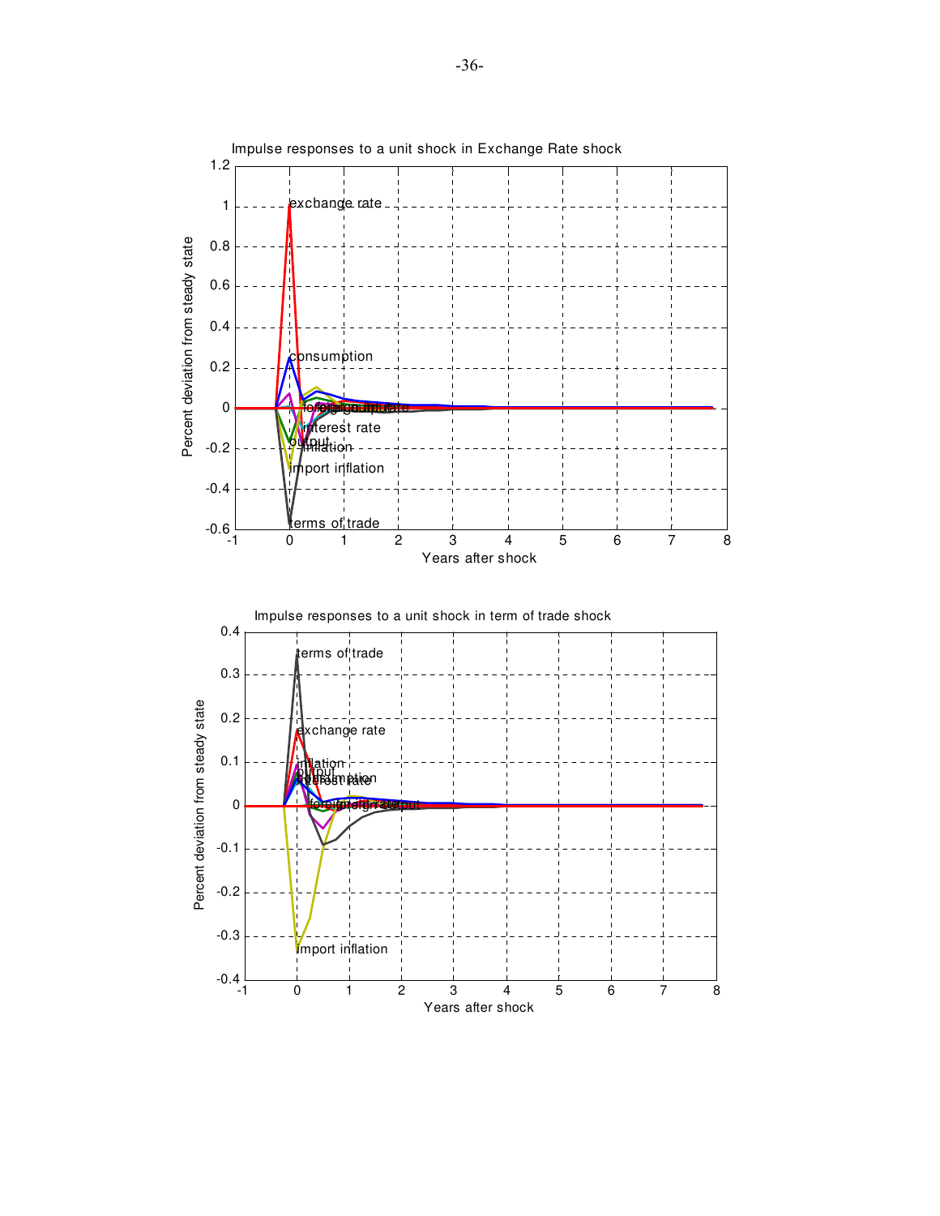Impulse responses to a unit shock in Exchange Rate shock

Impulse responses to a unit shock in term of trade shock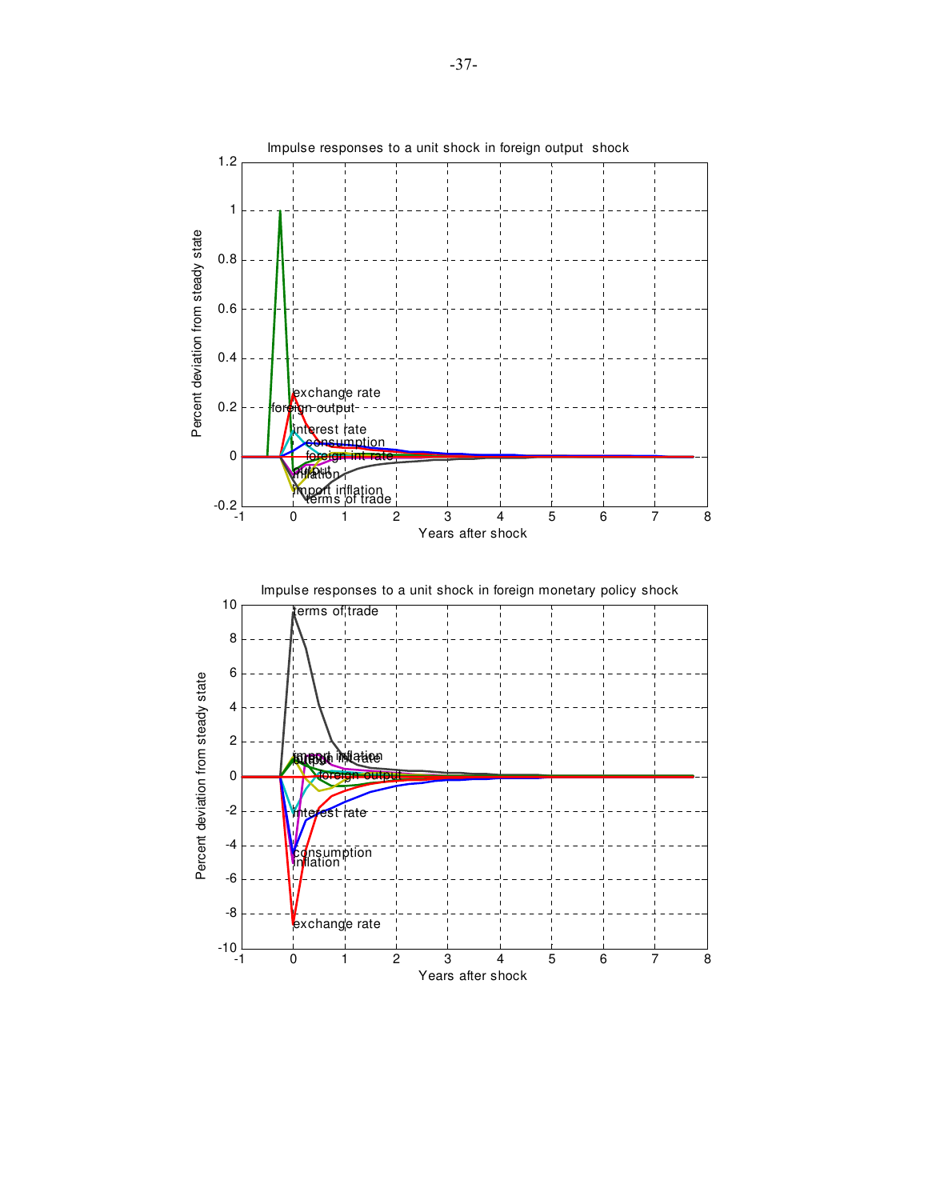Impulse responses to a unit shock in foreign output shock

Percent deviation from steady state

Years after shock

Impulse responses to a unit shock in foreign monetary policy shock

Percent deviation from steady state

Years after shock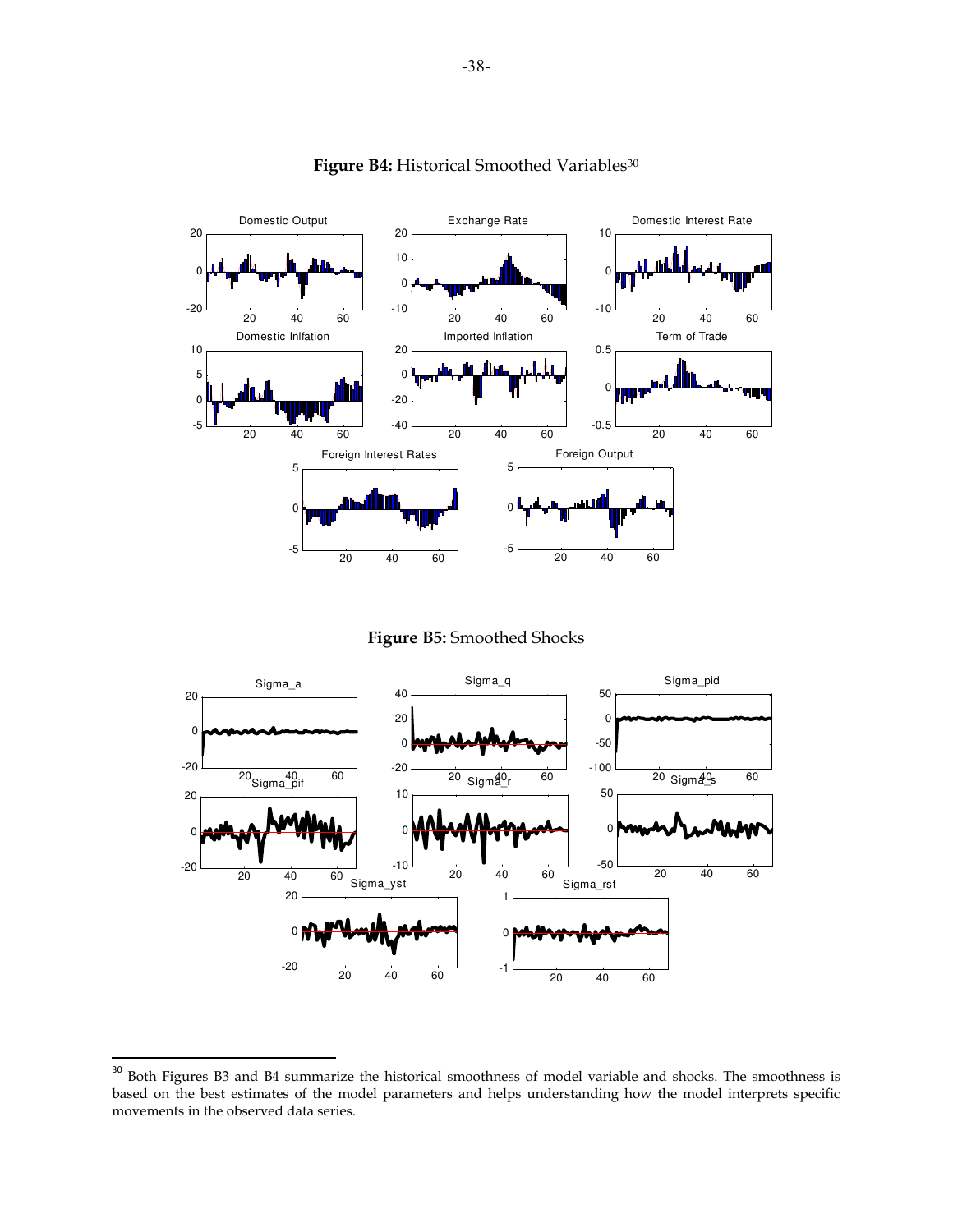**Figure B4:** Historical Smoothed Variables[30]

**Figure B5:** Smoothed Shocks

[30] Both Figures B3 and B4 summarize the historical smoothness of model variable and shocks. The smoothness is based on the best estimates of the model parameters and helps understanding how the model interprets specific movements in the observed data series.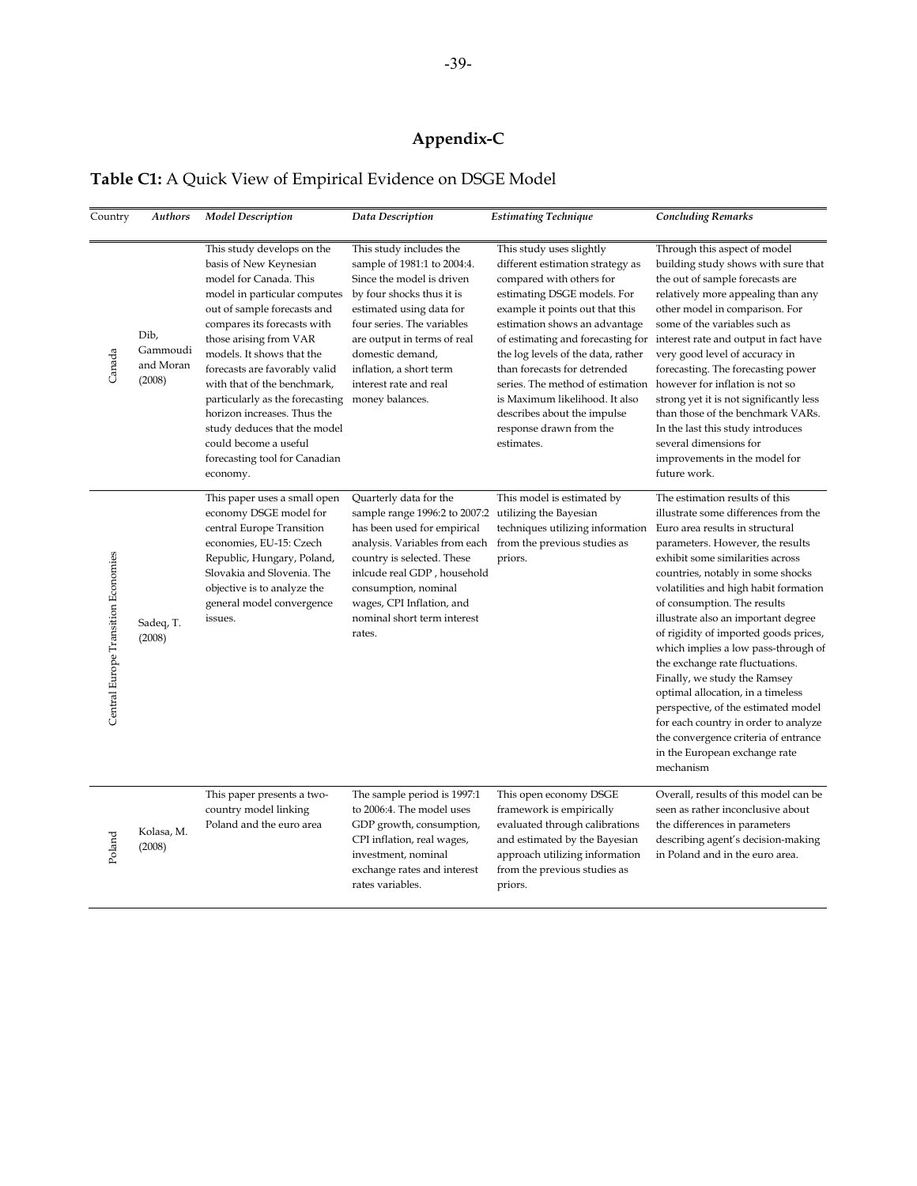# Appendix-C

**Table C1:** A Quick View of Empirical Evidence on DSGE Model

| Country | *Authors* | *Model Description* | *Data Description* | *Estimating Technique* | *Concluding Remarks* |
|---|---|---|---|---|---|
| Canada | Dib, Gammoudi and Moran (2008) | This study develops on the basis of New Keynesian model for Canada. This model in particular computes out of sample forecasts and compares its forecasts with those arising from VAR models. It shows that the forecasts are favorably valid with that of the benchmark, particularly as the forecasting horizon increases. Thus the study deduces that the model could become a useful forecasting tool for Canadian economy. | This study includes the sample of 1981:1 to 2004:4. Since the model is driven by four shocks thus it is estimated using data for four series. The variables are output in terms of real domestic demand, inflation, a short term interest rate and real money balances. | This study uses slightly different estimation strategy as compared with others for estimating DSGE models. For example it points out that this estimation shows an advantage of estimating and forecasting for the log levels of the data, rather than forecasts for detrended series. The method of estimation is Maximum likelihood. It also describes about the impulse response drawn from the estimates. | Through this aspect of model building study shows with sure that the out of sample forecasts are relatively more appealing than any other model in comparison. For some of the variables such as interest rate and output in fact have very good level of accuracy in forecasting. The forecasting power however for inflation is not so strong yet it is not significantly less than those of the benchmark VARs. In the last this study introduces several dimensions for improvements in the model for future work. |
| Central Europe Transition Economies | Sadeq, T. (2008) | This paper uses a small open economy DSGE model for central Europe Transition economies, EU-15: Czech Republic, Hungary, Poland, Slovakia and Slovenia. The objective is to analyze the general model convergence issues. | Quarterly data for the sample range 1996:2 to 2007:2 has been used for empirical analysis. Variables from each country is selected. These inlcude real GDP , household consumption, nominal wages, CPI Inflation, and nominal short term interest rates. | This model is estimated by utilizing the Bayesian techniques utilizing information from the previous studies as priors. | The estimation results of this illustrate some differences from the Euro area results in structural parameters. However, the results exhibit some similarities across countries, notably in some shocks volatilities and high habit formation of consumption. The results illustrate also an important degree of rigidity of imported goods prices, which implies a low pass-through of the exchange rate fluctuations. Finally, we study the Ramsey optimal allocation, in a timeless perspective, of the estimated model for each country in order to analyze the convergence criteria of entrance in the European exchange rate mechanism |
| Poland | Kolasa, M. (2008) | This paper presents a two-country model linking Poland and the euro area | The sample period is 1997:1 to 2006:4. The model uses GDP growth, consumption, CPI inflation, real wages, investment, nominal exchange rates and interest rates variables. | This open economy DSGE framework is empirically evaluated through calibrations and estimated by the Bayesian approach utilizing information from the previous studies as priors. | Overall, results of this model can be seen as rather inconclusive about the differences in parameters describing agent's decision-making in Poland and in the euro area. |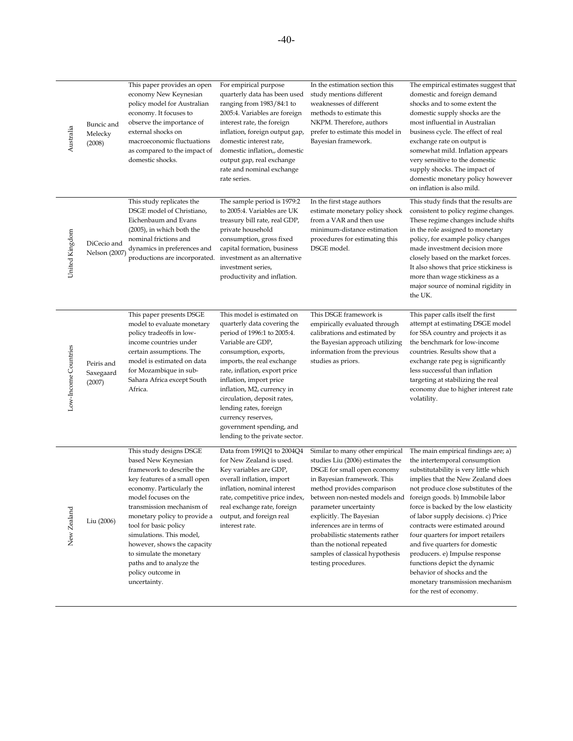| | | | | | |
|---|---|---|---|---|---|
| Australia | Buncic and Melecky (2008) | This paper provides an open economy New Keynesian policy model for Australian economy. It focuses to observe the importance of external shocks on macroeconomic fluctuations as compared to the impact of domestic shocks. | For empirical purpose quarterly data has been used ranging from 1983/84:1 to 2005:4. Variables are foreign interest rate, the foreign inflation, foreign output gap, domestic interest rate, domestic inflation,, domestic output gap, real exchange rate and nominal exchange rate series. | In the estimation section this study mentions different weaknesses of different methods to estimate this NKPM. Therefore, authors prefer to estimate this model in Bayesian framework. | The empirical estimates suggest that domestic and foreign demand shocks and to some extent the domestic supply shocks are the most influential in Australian business cycle. The effect of real exchange rate on output is somewhat mild. Inflation appears very sensitive to the domestic supply shocks. The impact of domestic monetary policy however on inflation is also mild. |
| United Kingdom | DiCecio and Nelson (2007) | This study replicates the DSGE model of Christiano, Eichenbaum and Evans (2005), in which both the nominal frictions and dynamics in preferences and productions are incorporated. | The sample period is 1979:2 to 2005:4. Variables are UK treasury bill rate, real GDP, private household consumption, gross fixed capital formation, business investment as an alternative investment series, productivity and inflation. | In the first stage authors estimate monetary policy shock from a VAR and then use minimum-distance estimation procedures for estimating this DSGE model. | This study finds that the results are consistent to policy regime changes. These regime changes include shifts in the role assigned to monetary policy, for example policy changes made investment decision more closely based on the market forces. It also shows that price stickiness is more than wage stickiness as a major source of nominal rigidity in the UK. |
| Low-Income Countries | Peiris and Saxegaard (2007) | This paper presents DSGE model to evaluate monetary policy tradeoffs in low-income countries under certain assumptions. The model is estimated on data for Mozambique in sub-Sahara Africa except South Africa. | This model is estimated on quarterly data covering the period of 1996:1 to 2005:4. Variable are GDP, consumption, exports, imports, the real exchange rate, inflation, export price inflation, import price inflation, M2, currency in circulation, deposit rates, lending rates, foreign currency reserves, government spending, and lending to the private sector. | This DSGE framework is empirically evaluated through calibrations and estimated by the Bayesian approach utilizing information from the previous studies as priors. | This paper calls itself the first attempt at estimating DSGE model for SSA country and projects it as the benchmark for low-income countries. Results show that a exchange rate peg is significantly less successful than inflation targeting at stabilizing the real economy due to higher interest rate volatility. |
| New Zealand | Liu (2006) | This study designs DSGE based New Keynesian framework to describe the key features of a small open economy. Particularly the model focuses on the transmission mechanism of monetary policy to provide a tool for basic policy simulations. This model, however, shows the capacity to simulate the monetary paths and to analyze the policy outcome in uncertainty. | Data from 1991Q1 to 2004Q4 for New Zealand is used. Key variables are GDP, overall inflation, import inflation, nominal interest rate, competitive price index, real exchange rate, foreign output, and foreign real interest rate. | Similar to many other empirical studies Liu (2006) estimates the DSGE for small open economy in Bayesian framework. This method provides comparison between non-nested models and parameter uncertainty explicitly. The Bayesian inferences are in terms of probabilistic statements rather than the notional repeated samples of classical hypothesis testing procedures. | The main empirical findings are; a) the intertemporal consumption substitutability is very little which implies that the New Zealand does not produce close substitutes of the foreign goods. b) Immobile labor force is backed by the low elasticity of labor supply decisions. c) Price contracts were estimated around four quarters for import retailers and five quarters for domestic producers. e) Impulse response functions depict the dynamic behavior of shocks and the monetary transmission mechanism for the rest of economy. |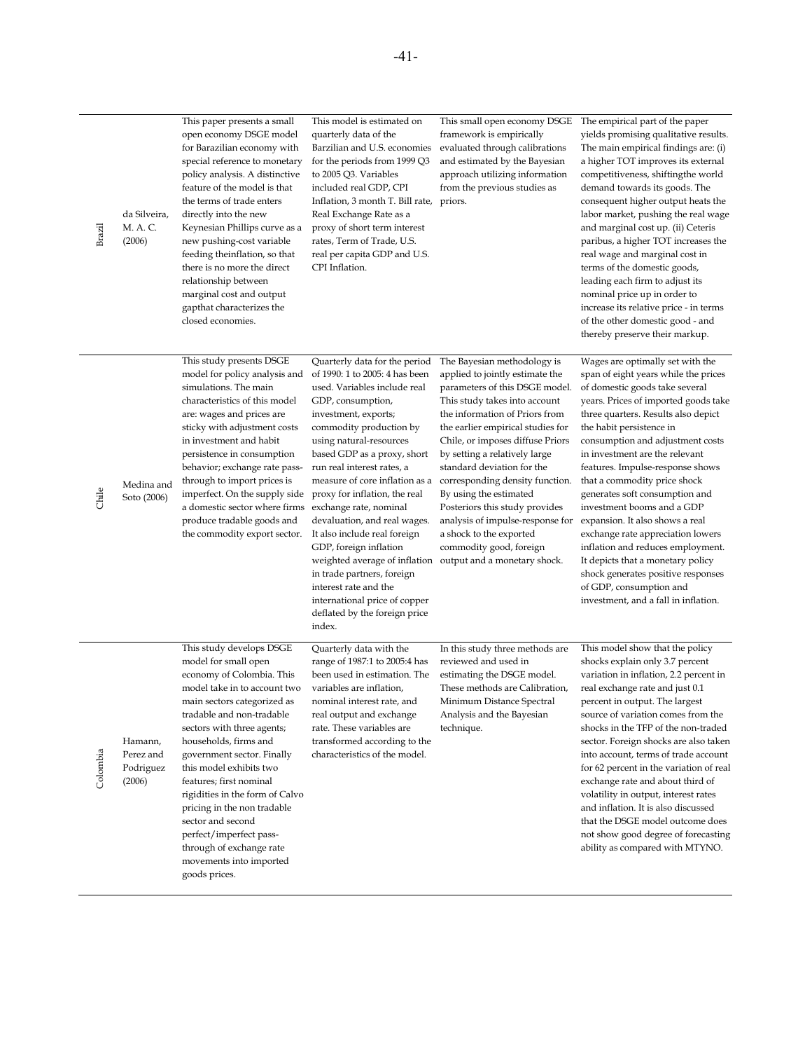| | | | | | |
|---|---|---|---|---|---|
| Brazil | da Silveira, M. A. C. (2006) | This paper presents a small open economy DSGE model for Barazilian economy with special reference to monetary policy analysis. A distinctive feature of the model is that the terms of trade enters directly into the new Keynesian Phillips curve as a new pushing-cost variable feeding theinflation, so that there is no more the direct relationship between marginal cost and output gapthat characterizes the closed economies. | This model is estimated on quarterly data of the Barzilian and U.S. economies for the periods from 1999 Q3 to 2005 Q3. Variables included real GDP, CPI Inflation, 3 month T. Bill rate, Real Exchange Rate as a proxy of short term interest rates, Term of Trade, U.S. real per capita GDP and U.S. CPI Inflation. | This small open economy DSGE framework is empirically evaluated through calibrations and estimated by the Bayesian approach utilizing information from the previous studies as priors. | The empirical part of the paper yields promising qualitative results. The main empirical findings are: (i) a higher TOT improves its external competitiveness, shiftingthe world demand towards its goods. The consequent higher output heats the labor market, pushing the real wage and marginal cost up. (ii) Ceteris paribus, a higher TOT increases the real wage and marginal cost in terms of the domestic goods, leading each firm to adjust its nominal price up in order to increase its relative price - in terms of the other domestic good - and thereby preserve their markup. |
| Chile | Medina and Soto (2006) | This study presents DSGE model for policy analysis and simulations. The main characteristics of this model are: wages and prices are sticky with adjustment costs in investment and habit persistence in consumption behavior; exchange rate pass-through to import prices is imperfect. On the supply side a domestic sector where firms produce tradable goods and the commodity export sector. | Quarterly data for the period of 1990: 1 to 2005: 4 has been used. Variables include real GDP, consumption, investment, exports; commodity production by using natural-resources based GDP as a proxy, short run real interest rates, a measure of core inflation as a proxy for inflation, the real exchange rate, nominal devaluation, and real wages. It also include real foreign GDP, foreign inflation weighted average of inflation in trade partners, foreign interest rate and the international price of copper deflated by the foreign price index. | The Bayesian methodology is applied to jointly estimate the parameters of this DSGE model. This study takes into account the information of Priors from the earlier empirical studies for Chile, or imposes diffuse Priors by setting a relatively large standard deviation for the corresponding density function. By using the estimated Posteriors this study provides analysis of impulse-response for a shock to the exported commodity good, foreign output and a monetary shock. | Wages are optimally set with the span of eight years while the prices of domestic goods take several years. Prices of imported goods take three quarters. Results also depict the habit persistence in consumption and adjustment costs in investment are the relevant features. Impulse-response shows that a commodity price shock generates soft consumption and investment booms and a GDP expansion. It also shows a real exchange rate appreciation lowers inflation and reduces employment. It depicts that a monetary policy shock generates positive responses of GDP, consumption and investment, and a fall in inflation. |
| Colombia | Hamann, Perez and Podriguez (2006) | This study develops DSGE model for small open economy of Colombia. This model take in to account two main sectors categorized as tradable and non-tradable sectors with three agents; households, firms and government sector. Finally this model exhibits two features; first nominal rigidities in the form of Calvo pricing in the non tradable sector and second perfect/imperfect pass-through of exchange rate movements into imported goods prices. | Quarterly data with the range of 1987:1 to 2005:4 has been used in estimation. The variables are inflation, nominal interest rate, and real output and exchange rate. These variables are transformed according to the characteristics of the model. | In this study three methods are reviewed and used in estimating the DSGE model. These methods are Calibration, Minimum Distance Spectral Analysis and the Bayesian technique. | This model show that the policy shocks explain only 3.7 percent variation in inflation, 2.2 percent in real exchange rate and just 0.1 percent in output. The largest source of variation comes from the shocks in the TFP of the non-traded sector. Foreign shocks are also taken into account, terms of trade account for 62 percent in the variation of real exchange rate and about third of volatility in output, interest rates and inflation. It is also discussed that the DSGE model outcome does not show good degree of forecasting ability as compared with MTYNO. |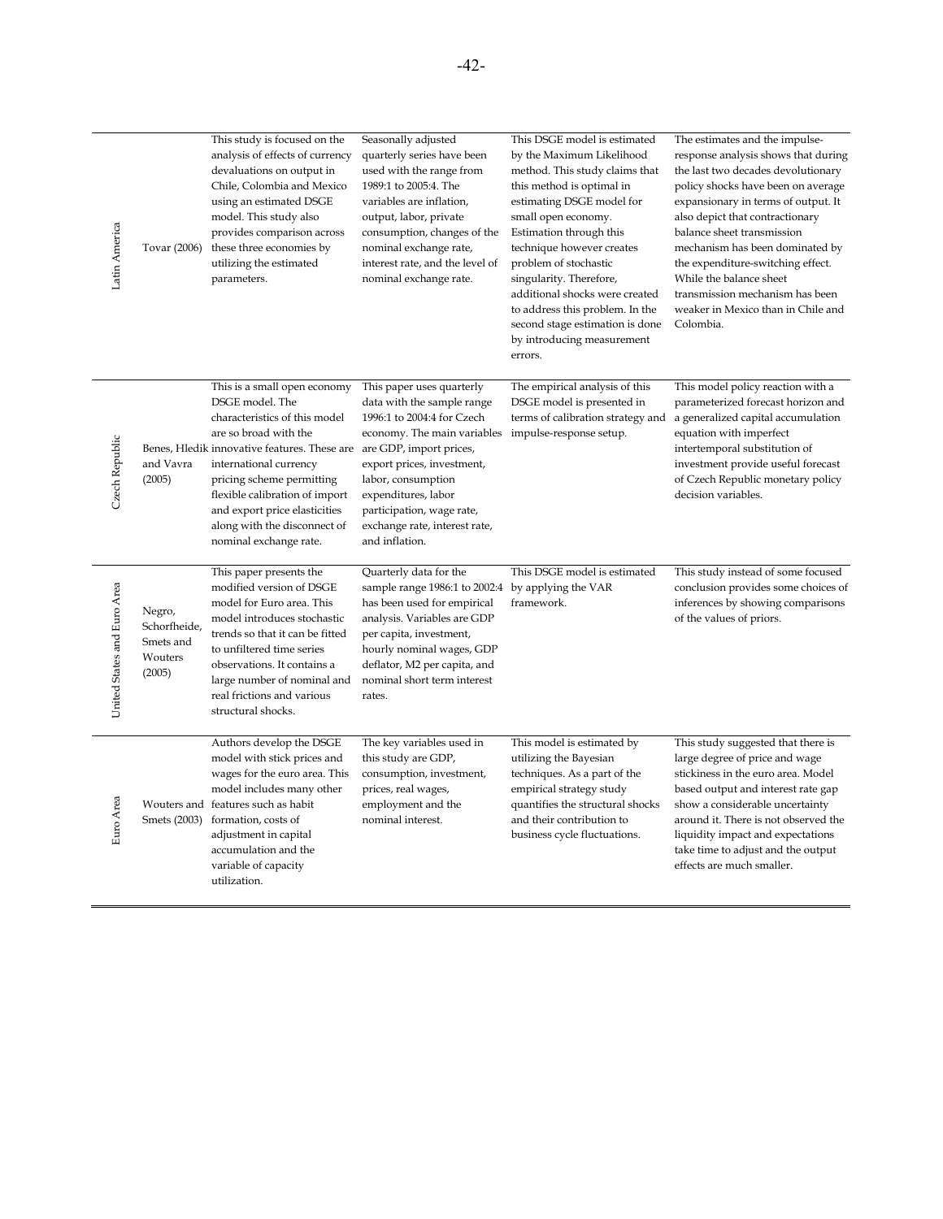| | | | | | |
|---|---|---|---|---|---|
| Latin America | Tovar (2006) | This study is focused on the analysis of effects of currency devaluations on output in Chile, Colombia and Mexico using an estimated DSGE model. This study also provides comparison across these three economies by utilizing the estimated parameters. | Seasonally adjusted quarterly series have been used with the range from 1989:1 to 2005:4. The variables are inflation, output, labor, private consumption, changes of the nominal exchange rate, interest rate, and the level of nominal exchange rate. | This DSGE model is estimated by the Maximum Likelihood method. This study claims that this method is optimal in estimating DSGE model for small open economy. Estimation through this technique however creates problem of stochastic singularity. Therefore, additional shocks were created to address this problem. In the second stage estimation is done by introducing measurement errors. | The estimates and the impulse-response analysis shows that during the last two decades devolutionary policy shocks have been on average expansionary in terms of output. It also depict that contractionary balance sheet transmission mechanism has been dominated by the expenditure-switching effect. While the balance sheet transmission mechanism has been weaker in Mexico than in Chile and Colombia. |
| Czech Republic | Benes, Hledik and Vavra (2005) | This is a small open economy DSGE model. The characteristics of this model are so broad with the innovative features. These are international currency pricing scheme permitting flexible calibration of import and export price elasticities along with the disconnect of nominal exchange rate. | This paper uses quarterly data with the sample range 1996:1 to 2004:4 for Czech economy. The main variables are GDP, import prices, export prices, investment, labor, consumption expenditures, labor participation, wage rate, exchange rate, interest rate, and inflation. | The empirical analysis of this DSGE model is presented in terms of calibration strategy and impulse-response setup. | This model policy reaction with a parameterized forecast horizon and a generalized capital accumulation equation with imperfect intertemporal substitution of investment provide useful forecast of Czech Republic monetary policy decision variables. |
| United States and Euro Area | Negro, Schorfheide, Smets and Wouters (2005) | This paper presents the modified version of DSGE model for Euro area. This model introduces stochastic trends so that it can be fitted to unfiltered time series observations. It contains a large number of nominal and real frictions and various structural shocks. | Quarterly data for the sample range 1986:1 to 2002:4 has been used for empirical analysis. Variables are GDP per capita, investment, hourly nominal wages, GDP deflator, M2 per capita, and nominal short term interest rates. | This DSGE model is estimated by applying the VAR framework. | This study instead of some focused conclusion provides some choices of inferences by showing comparisons of the values of priors. |
| Euro Area | Wouters and Smets (2003) | Authors develop the DSGE model with stick prices and wages for the euro area. This model includes many other features such as habit formation, costs of adjustment in capital accumulation and the variable of capacity utilization. | The key variables used in this study are GDP, consumption, investment, prices, real wages, employment and the nominal interest. | This model is estimated by utilizing the Bayesian techniques. As a part of the empirical strategy study quantifies the structural shocks and their contribution to business cycle fluctuations. | This study suggested that there is large degree of price and wage stickiness in the euro area. Model based output and interest rate gap show a considerable uncertainty around it. There is not observed the liquidity impact and expectations take time to adjust and the output effects are much smaller. |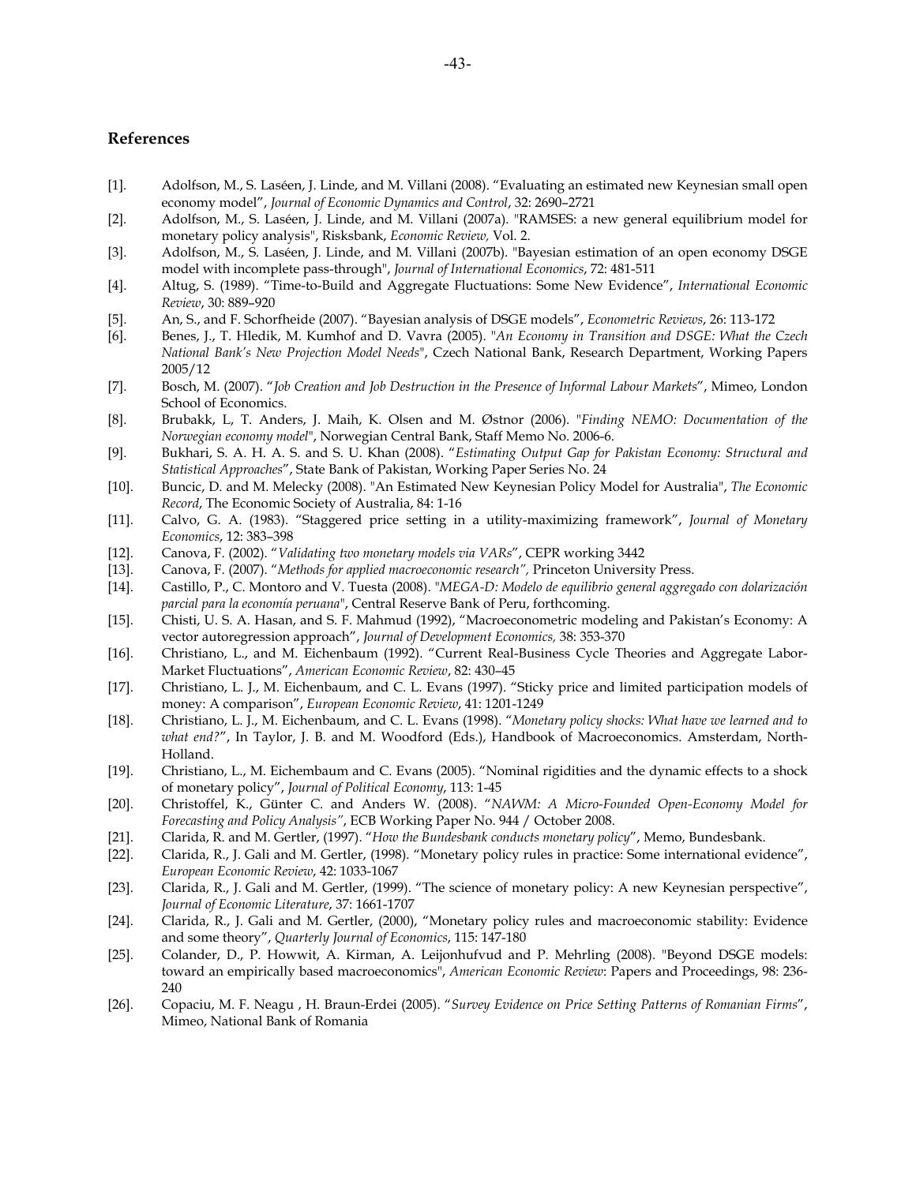## References

[1]. Adolfson, M., S. Laséen, J. Linde, and M. Villani (2008). "Evaluating an estimated new Keynesian small open economy model", *Journal of Economic Dynamics and Control*, 32: 2690–2721

[2]. Adolfson, M., S. Laséen, J. Linde, and M. Villani (2007a). "RAMSES: a new general equilibrium model for monetary policy analysis", Risksbank, *Economic Review,* Vol. 2.

[3]. Adolfson, M., S. Laséen, J. Linde, and M. Villani (2007b). "Bayesian estimation of an open economy DSGE model with incomplete pass-through", *Journal of International Economics*, 72: 481-511

[4]. Altug, S. (1989). "Time-to-Build and Aggregate Fluctuations: Some New Evidence", *International Economic Review*, 30: 889–920

[5]. An, S., and F. Schorfheide (2007). "Bayesian analysis of DSGE models", *Econometric Reviews*, 26: 113-172

[6]. Benes, J., T. Hledik, M. Kumhof and D. Vavra (2005). "*An Economy in Transition and DSGE: What the Czech National Bank's New Projection Model Needs*", Czech National Bank, Research Department, Working Papers 2005/12

[7]. Bosch, M. (2007). "*Job Creation and Job Destruction in the Presence of Informal Labour Markets*", Mimeo, London School of Economics.

[8]. Brubakk, L, T. Anders, J. Maih, K. Olsen and M. Østnor (2006). "*Finding NEMO: Documentation of the Norwegian economy model*", Norwegian Central Bank, Staff Memo No. 2006-6.

[9]. Bukhari, S. A. H. A. S. and S. U. Khan (2008). "*Estimating Output Gap for Pakistan Economy: Structural and Statistical Approaches*", State Bank of Pakistan, Working Paper Series No. 24

[10]. Buncic, D. and M. Melecky (2008). "An Estimated New Keynesian Policy Model for Australia", *The Economic Record*, The Economic Society of Australia, 84: 1-16

[11]. Calvo, G. A. (1983). "Staggered price setting in a utility-maximizing framework", *Journal of Monetary Economics*, 12: 383–398

[12]. Canova, F. (2002). "*Validating two monetary models via VARs*", CEPR working 3442

[13]. Canova, F. (2007). "*Methods for applied macroeconomic research",* Princeton University Press.

[14]. Castillo, P., C. Montoro and V. Tuesta (2008). "*MEGA-D: Modelo de equilibrio general aggregado con dolarización parcial para la economía peruana*", Central Reserve Bank of Peru, forthcoming.

[15]. Chisti, U. S. A. Hasan, and S. F. Mahmud (1992), "Macroeconometric modeling and Pakistan's Economy: A vector autoregression approach", *Journal of Development Economics,* 38: 353-370

[16]. Christiano, L., and M. Eichenbaum (1992). "Current Real-Business Cycle Theories and Aggregate Labor-Market Fluctuations", *American Economic Review*, 82: 430–45

[17]. Christiano, L. J., M. Eichenbaum, and C. L. Evans (1997). "Sticky price and limited participation models of money: A comparison", *European Economic Review*, 41: 1201-1249

[18]. Christiano, L. J., M. Eichenbaum, and C. L. Evans (1998). "*Monetary policy shocks: What have we learned and to what end?*", In Taylor, J. B. and M. Woodford (Eds.), Handbook of Macroeconomics. Amsterdam, North-Holland.

[19]. Christiano, L., M. Eichembaum and C. Evans (2005). "Nominal rigidities and the dynamic effects to a shock of monetary policy", *Journal of Political Economy*, 113: 1-45

[20]. Christoffel, K., Günter C. and Anders W. (2008). "*NAWM: A Micro-Founded Open-Economy Model for Forecasting and Policy Analysis"*, ECB Working Paper No. 944 / October 2008.

[21]. Clarida, R. and M. Gertler, (1997). "*How the Bundesbank conducts monetary policy*", Memo, Bundesbank.

[22]. Clarida, R., J. Gali and M. Gertler, (1998). "Monetary policy rules in practice: Some international evidence", *European Economic Review*, 42: 1033-1067

[23]. Clarida, R., J. Gali and M. Gertler, (1999). "The science of monetary policy: A new Keynesian perspective", *Journal of Economic Literature*, 37: 1661-1707

[24]. Clarida, R., J. Gali and M. Gertler, (2000), "Monetary policy rules and macroeconomic stability: Evidence and some theory", *Quarterly Journal of Economics*, 115: 147-180

[25]. Colander, D., P. Howwit, A. Kirman, A. Leijonhufvud and P. Mehrling (2008). "Beyond DSGE models: toward an empirically based macroeconomics", *American Economic Review*: Papers and Proceedings, 98: 236-240

[26]. Copaciu, M. F. Neagu , H. Braun-Erdei (2005). "*Survey Evidence on Price Setting Patterns of Romanian Firms*", Mimeo, National Bank of Romania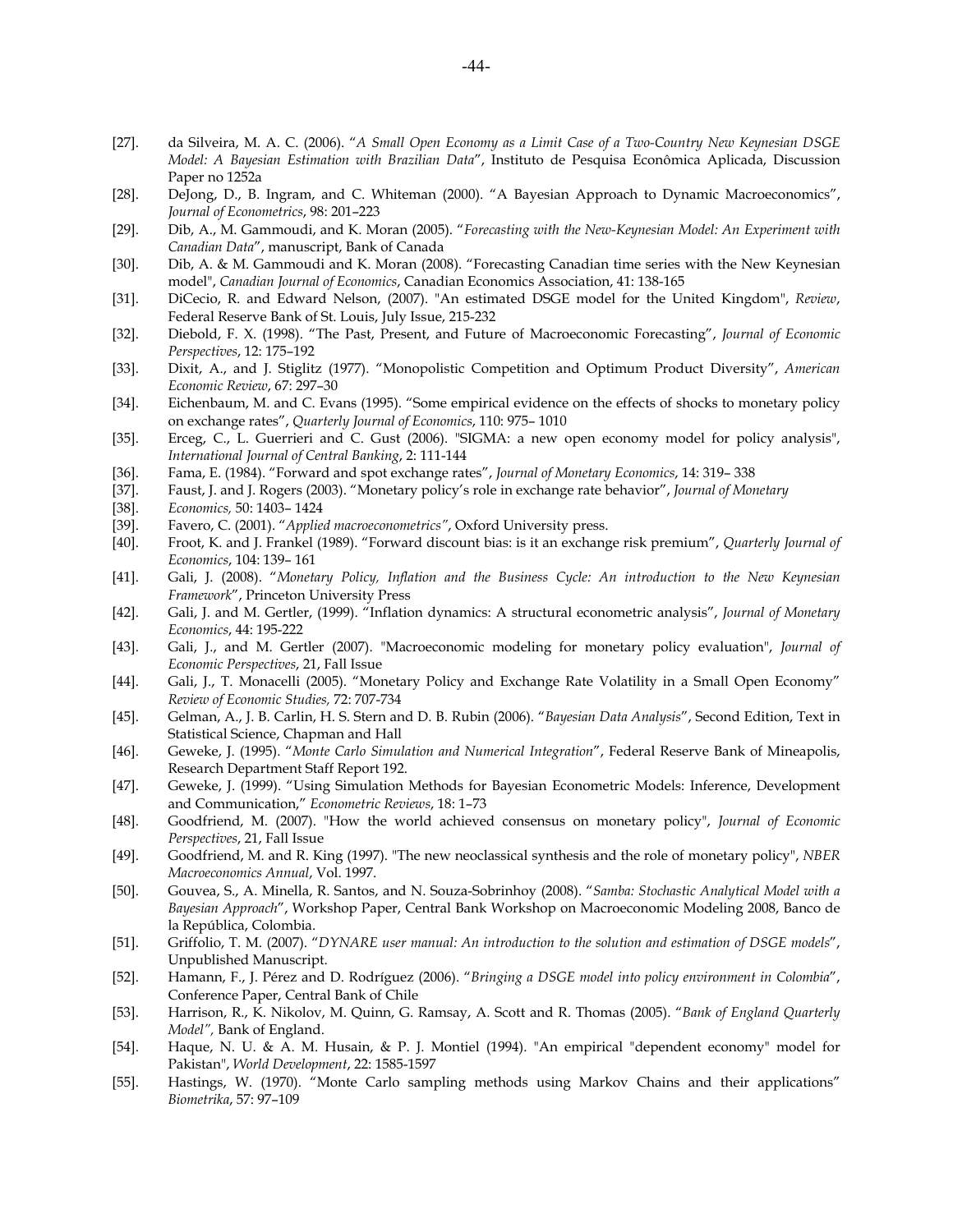[27]. da Silveira, M. A. C. (2006). "*A Small Open Economy as a Limit Case of a Two-Country New Keynesian DSGE Model: A Bayesian Estimation with Brazilian Data*", Instituto de Pesquisa Econômica Aplicada, Discussion Paper no 1252a

[28]. DeJong, D., B. Ingram, and C. Whiteman (2000). "A Bayesian Approach to Dynamic Macroeconomics", *Journal of Econometrics*, 98: 201–223

[29]. Dib, A., M. Gammoudi, and K. Moran (2005). "*Forecasting with the New-Keynesian Model: An Experiment with Canadian Data*", manuscript, Bank of Canada

[30]. Dib, A. & M. Gammoudi and K. Moran (2008). "Forecasting Canadian time series with the New Keynesian model", *Canadian Journal of Economics*, Canadian Economics Association, 41: 138-165

[31]. DiCecio, R. and Edward Nelson, (2007). "An estimated DSGE model for the United Kingdom", *Review*, Federal Reserve Bank of St. Louis, July Issue, 215-232

[32]. Diebold, F. X. (1998). "The Past, Present, and Future of Macroeconomic Forecasting", *Journal of Economic Perspectives*, 12: 175–192

[33]. Dixit, A., and J. Stiglitz (1977). "Monopolistic Competition and Optimum Product Diversity", *American Economic Review*, 67: 297–30

[34]. Eichenbaum, M. and C. Evans (1995). "Some empirical evidence on the effects of shocks to monetary policy on exchange rates", *Quarterly Journal of Economics*, 110: 975– 1010

[35]. Erceg, C., L. Guerrieri and C. Gust (2006). "SIGMA: a new open economy model for policy analysis", *International Journal of Central Banking*, 2: 111-144

[36]. Fama, E. (1984). "Forward and spot exchange rates", *Journal of Monetary Economics*, 14: 319– 338

[37]. Faust, J. and J. Rogers (2003). "Monetary policy's role in exchange rate behavior", *Journal of Monetary*

[38]. *Economics,* 50: 1403– 1424

[39]. Favero, C. (2001). "*Applied macroeconometrics"*, Oxford University press.

[40]. Froot, K. and J. Frankel (1989). "Forward discount bias: is it an exchange risk premium", *Quarterly Journal of Economics*, 104: 139– 161

[41]. Gali, J. (2008). "*Monetary Policy, Inflation and the Business Cycle: An introduction to the New Keynesian Framework*", Princeton University Press

[42]. Gali, J. and M. Gertler, (1999). "Inflation dynamics: A structural econometric analysis", *Journal of Monetary Economics*, 44: 195-222

[43]. Gali, J., and M. Gertler (2007). "Macroeconomic modeling for monetary policy evaluation", *Journal of Economic Perspectives*, 21, Fall Issue

[44]. Gali, J., T. Monacelli (2005). "Monetary Policy and Exchange Rate Volatility in a Small Open Economy" *Review of Economic Studies,* 72: 707-734

[45]. Gelman, A., J. B. Carlin, H. S. Stern and D. B. Rubin (2006). "*Bayesian Data Analysis*", Second Edition, Text in Statistical Science, Chapman and Hall

[46]. Geweke, J. (1995). "*Monte Carlo Simulation and Numerical Integration*", Federal Reserve Bank of Mineapolis, Research Department Staff Report 192.

[47]. Geweke, J. (1999). "Using Simulation Methods for Bayesian Econometric Models: Inference, Development and Communication," *Econometric Reviews*, 18: 1–73

[48]. Goodfriend, M. (2007). "How the world achieved consensus on monetary policy", *Journal of Economic Perspectives*, 21, Fall Issue

[49]. Goodfriend, M. and R. King (1997). "The new neoclassical synthesis and the role of monetary policy", *NBER Macroeconomics Annual*, Vol. 1997.

[50]. Gouvea, S., A. Minella, R. Santos, and N. Souza-Sobrinhoy (2008). "*Samba: Stochastic Analytical Model with a Bayesian Approach*", Workshop Paper, Central Bank Workshop on Macroeconomic Modeling 2008, Banco de la República, Colombia.

[51]. Griffolio, T. M. (2007). "*DYNARE user manual: An introduction to the solution and estimation of DSGE models*", Unpublished Manuscript.

[52]. Hamann, F., J. Pérez and D. Rodríguez (2006). "*Bringing a DSGE model into policy environment in Colombia*", Conference Paper, Central Bank of Chile

[53]. Harrison, R., K. Nikolov, M. Quinn, G. Ramsay, A. Scott and R. Thomas (2005). "*Bank of England Quarterly Model",* Bank of England.

[54]. Haque, N. U. & A. M. Husain, & P. J. Montiel (1994). "An empirical "dependent economy" model for Pakistan", *World Development*, 22: 1585-1597

[55]. Hastings, W. (1970). "Monte Carlo sampling methods using Markov Chains and their applications" *Biometrika*, 57: 97–109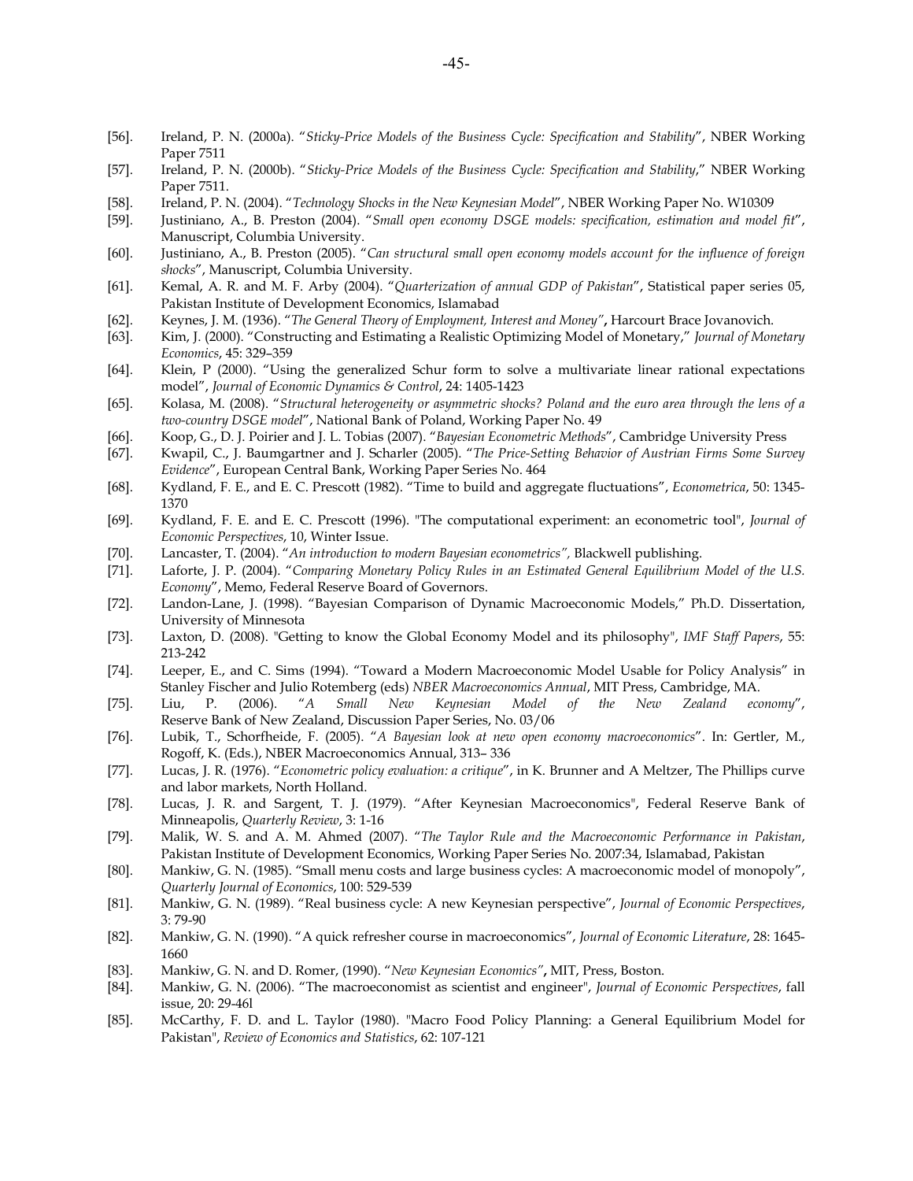[56]. Ireland, P. N. (2000a). "*Sticky-Price Models of the Business Cycle: Specification and Stability*", NBER Working Paper 7511

[57]. Ireland, P. N. (2000b). "*Sticky-Price Models of the Business Cycle: Specification and Stability*," NBER Working Paper 7511.

[58]. Ireland, P. N. (2004). "*Technology Shocks in the New Keynesian Model*", NBER Working Paper No. W10309

[59]. Justiniano, A., B. Preston (2004). "*Small open economy DSGE models: specification, estimation and model fit*", Manuscript, Columbia University.

[60]. Justiniano, A., B. Preston (2005). "*Can structural small open economy models account for the influence of foreign shocks*", Manuscript, Columbia University.

[61]. Kemal, A. R. and M. F. Arby (2004). "*Quarterization of annual GDP of Pakistan*", Statistical paper series 05, Pakistan Institute of Development Economics, Islamabad

[62]. Keynes, J. M. (1936). "*The General Theory of Employment, Interest and Money*"**,** Harcourt Brace Jovanovich.

[63]. Kim, J. (2000). "Constructing and Estimating a Realistic Optimizing Model of Monetary," *Journal of Monetary Economics*, 45: 329–359

[64]. Klein, P (2000). "Using the generalized Schur form to solve a multivariate linear rational expectations model", *Journal of Economic Dynamics & Control*, 24: 1405-1423

[65]. Kolasa, M. (2008). "*Structural heterogeneity or asymmetric shocks? Poland and the euro area through the lens of a two-country DSGE model*", National Bank of Poland, Working Paper No. 49

[66]. Koop, G., D. J. Poirier and J. L. Tobias (2007). "*Bayesian Econometric Methods*", Cambridge University Press

[67]. Kwapil, C., J. Baumgartner and J. Scharler (2005). "*The Price-Setting Behavior of Austrian Firms Some Survey Evidence*", European Central Bank, Working Paper Series No. 464

[68]. Kydland, F. E., and E. C. Prescott (1982). "Time to build and aggregate fluctuations", *Econometrica*, 50: 1345-1370

[69]. Kydland, F. E. and E. C. Prescott (1996). "The computational experiment: an econometric tool", *Journal of Economic Perspectives*, 10, Winter Issue.

[70]. Lancaster, T. (2004). "*An introduction to modern Bayesian econometrics",* Blackwell publishing.

[71]. Laforte, J. P. (2004). "*Comparing Monetary Policy Rules in an Estimated General Equilibrium Model of the U.S. Economy*", Memo, Federal Reserve Board of Governors.

[72]. Landon-Lane, J. (1998). "Bayesian Comparison of Dynamic Macroeconomic Models," Ph.D. Dissertation, University of Minnesota

[73]. Laxton, D. (2008). "Getting to know the Global Economy Model and its philosophy", *IMF Staff Papers*, 55: 213-242

[74]. Leeper, E., and C. Sims (1994). "Toward a Modern Macroeconomic Model Usable for Policy Analysis" in Stanley Fischer and Julio Rotemberg (eds) *NBER Macroeconomics Annual*, MIT Press, Cambridge, MA.

[75]. Liu, P. (2006). "*A Small New Keynesian Model of the New Zealand economy*", Reserve Bank of New Zealand, Discussion Paper Series, No. 03/06

[76]. Lubik, T., Schorfheide, F. (2005). "*A Bayesian look at new open economy macroeconomics*". In: Gertler, M., Rogoff, K. (Eds.), NBER Macroeconomics Annual, 313– 336

[77]. Lucas, J. R. (1976). "*Econometric policy evaluation: a critique*", in K. Brunner and A Meltzer, The Phillips curve and labor markets, North Holland.

[78]. Lucas, J. R. and Sargent, T. J. (1979). "After Keynesian Macroeconomics", Federal Reserve Bank of Minneapolis, *Quarterly Review*, 3: 1-16

[79]. Malik, W. S. and A. M. Ahmed (2007). "*The Taylor Rule and the Macroeconomic Performance in Pakistan*, Pakistan Institute of Development Economics, Working Paper Series No. 2007:34, Islamabad, Pakistan

[80]. Mankiw, G. N. (1985). "Small menu costs and large business cycles: A macroeconomic model of monopoly", *Quarterly Journal of Economics*, 100: 529-539

[81]. Mankiw, G. N. (1989). "Real business cycle: A new Keynesian perspective", *Journal of Economic Perspectives*, 3: 79-90

[82]. Mankiw, G. N. (1990). "A quick refresher course in macroeconomics", *Journal of Economic Literature*, 28: 1645-1660

[83]. Mankiw, G. N. and D. Romer, (1990). "*New Keynesian Economics*"**,** MIT, Press, Boston.

[84]. Mankiw, G. N. (2006). "The macroeconomist as scientist and engineer", *Journal of Economic Perspectives*, fall issue, 20: 29-46l

[85]. McCarthy, F. D. and L. Taylor (1980). "Macro Food Policy Planning: a General Equilibrium Model for Pakistan", *Review of Economics and Statistics*, 62: 107-121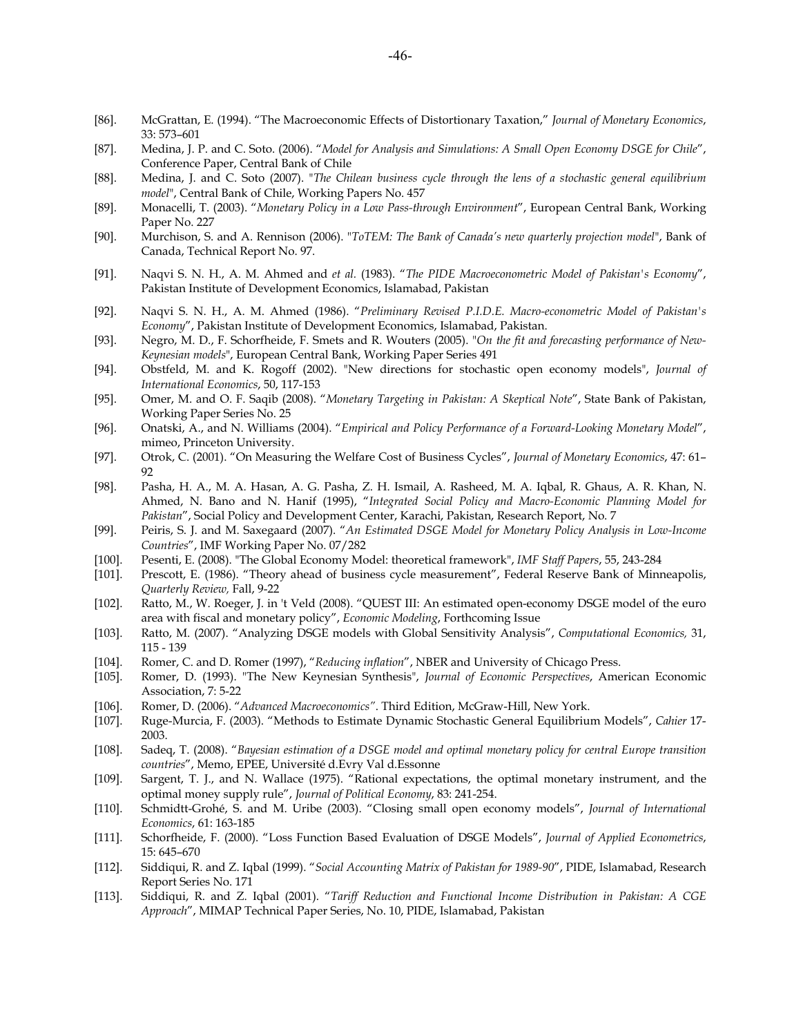[86]. McGrattan, E. (1994). "The Macroeconomic Effects of Distortionary Taxation," *Journal of Monetary Economics*, 33: 573–601

[87]. Medina, J. P. and C. Soto. (2006). "*Model for Analysis and Simulations: A Small Open Economy DSGE for Chile*", Conference Paper, Central Bank of Chile

[88]. Medina, J. and C. Soto (2007). "*The Chilean business cycle through the lens of a stochastic general equilibrium model*", Central Bank of Chile, Working Papers No. 457

[89]. Monacelli, T. (2003). "*Monetary Policy in a Low Pass-through Environment*", European Central Bank, Working Paper No. 227

[90]. Murchison, S. and A. Rennison (2006). "*ToTEM: The Bank of Canada's new quarterly projection model*", Bank of Canada, Technical Report No. 97.

[91]. Naqvi S. N. H., A. M. Ahmed and *et al.* (1983). "*The PIDE Macroeconometric Model of Pakistan's Economy*", Pakistan Institute of Development Economics, Islamabad, Pakistan

[92]. Naqvi S. N. H., A. M. Ahmed (1986). "*Preliminary Revised P.I.D.E. Macro-econometric Model of Pakistan's Economy*", Pakistan Institute of Development Economics, Islamabad, Pakistan.

[93]. Negro, M. D., F. Schorfheide, F. Smets and R. Wouters (2005). "*On the fit and forecasting performance of New-Keynesian models*", European Central Bank, Working Paper Series 491

[94]. Obstfeld, M. and K. Rogoff (2002). "New directions for stochastic open economy models", *Journal of International Economics*, 50, 117-153

[95]. Omer, M. and O. F. Saqib (2008). "*Monetary Targeting in Pakistan: A Skeptical Note*", State Bank of Pakistan, Working Paper Series No. 25

[96]. Onatski, A., and N. Williams (2004). "*Empirical and Policy Performance of a Forward-Looking Monetary Model*", mimeo, Princeton University.

[97]. Otrok, C. (2001). "On Measuring the Welfare Cost of Business Cycles", *Journal of Monetary Economics*, 47: 61–92

[98]. Pasha, H. A., M. A. Hasan, A. G. Pasha, Z. H. Ismail, A. Rasheed, M. A. Iqbal, R. Ghaus, A. R. Khan, N. Ahmed, N. Bano and N. Hanif (1995), "*Integrated Social Policy and Macro-Economic Planning Model for Pakistan*", Social Policy and Development Center, Karachi, Pakistan, Research Report, No. 7

[99]. Peiris, S. J. and M. Saxegaard (2007). "*An Estimated DSGE Model for Monetary Policy Analysis in Low-Income Countries*", IMF Working Paper No. 07/282

[100]. Pesenti, E. (2008). "The Global Economy Model: theoretical framework", *IMF Staff Papers*, 55, 243-284

[101]. Prescott, E. (1986). "Theory ahead of business cycle measurement", Federal Reserve Bank of Minneapolis, *Quarterly Review,* Fall, 9-22

[102]. Ratto, M., W. Roeger, J. in 't Veld (2008). "QUEST III: An estimated open-economy DSGE model of the euro area with fiscal and monetary policy", *Economic Modeling*, Forthcoming Issue

[103]. Ratto, M. (2007). "Analyzing DSGE models with Global Sensitivity Analysis", *Computational Economics,* 31, 115 - 139

[104]. Romer, C. and D. Romer (1997), "*Reducing inflation*", NBER and University of Chicago Press.

[105]. Romer, D. (1993). "The New Keynesian Synthesis", *Journal of Economic Perspectives*, American Economic Association, 7: 5-22

[106]. Romer, D. (2006). "*Advanced Macroeconomics"*. Third Edition, McGraw-Hill, New York.

[107]. Ruge-Murcia, F. (2003). "Methods to Estimate Dynamic Stochastic General Equilibrium Models", *Cahier* 17-2003.

[108]. Sadeq, T. (2008). "*Bayesian estimation of a DSGE model and optimal monetary policy for central Europe transition countries*", Memo, EPEE, Université d.Evry Val d.Essonne

[109]. Sargent, T. J., and N. Wallace (1975). "Rational expectations, the optimal monetary instrument, and the optimal money supply rule", *Journal of Political Economy*, 83: 241-254.

[110]. Schmidtt-Grohé, S. and M. Uribe (2003). "Closing small open economy models", *Journal of International Economics*, 61: 163-185

[111]. Schorfheide, F. (2000). "Loss Function Based Evaluation of DSGE Models", *Journal of Applied Econometrics*, 15: 645–670

[112]. Siddiqui, R. and Z. Iqbal (1999). "*Social Accounting Matrix of Pakistan for 1989-90*", PIDE, Islamabad, Research Report Series No. 171

[113]. Siddiqui, R. and Z. Iqbal (2001). "*Tariff Reduction and Functional Income Distribution in Pakistan: A CGE Approach*", MIMAP Technical Paper Series, No. 10, PIDE, Islamabad, Pakistan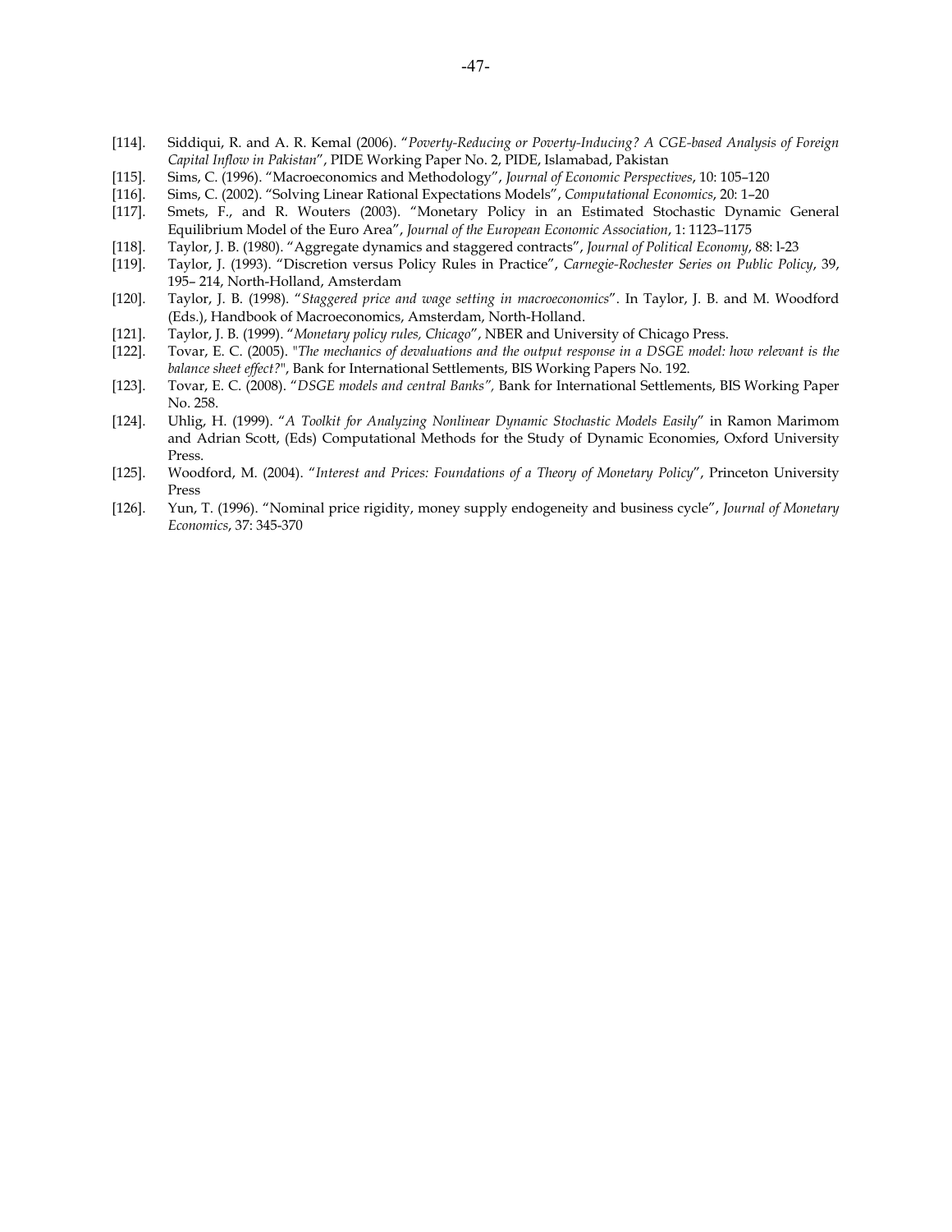[114]. Siddiqui, R. and A. R. Kemal (2006). "*Poverty-Reducing or Poverty-Inducing? A CGE-based Analysis of Foreign Capital Inflow in Pakistan*", PIDE Working Paper No. 2, PIDE, Islamabad, Pakistan

[115]. Sims, C. (1996). "Macroeconomics and Methodology", *Journal of Economic Perspectives*, 10: 105–120

[116]. Sims, C. (2002). "Solving Linear Rational Expectations Models", *Computational Economics*, 20: 1–20

[117]. Smets, F., and R. Wouters (2003). "Monetary Policy in an Estimated Stochastic Dynamic General Equilibrium Model of the Euro Area", *Journal of the European Economic Association*, 1: 1123–1175

[118]. Taylor, J. B. (1980). "Aggregate dynamics and staggered contracts", *Journal of Political Economy*, 88: l-23

[119]. Taylor, J. (1993). "Discretion versus Policy Rules in Practice", *Carnegie-Rochester Series on Public Policy*, 39, 195– 214, North-Holland, Amsterdam

[120]. Taylor, J. B. (1998). "*Staggered price and wage setting in macroeconomics*". In Taylor, J. B. and M. Woodford (Eds.), Handbook of Macroeconomics, Amsterdam, North-Holland.

[121]. Taylor, J. B. (1999). "*Monetary policy rules, Chicago*", NBER and University of Chicago Press.

[122]. Tovar, E. C. (2005). "*The mechanics of devaluations and the output response in a DSGE model: how relevant is the balance sheet effect?*", Bank for International Settlements, BIS Working Papers No. 192.

[123]. Tovar, E. C. (2008). "*DSGE models and central Banks",* Bank for International Settlements, BIS Working Paper No. 258.

[124]. Uhlig, H. (1999). "*A Toolkit for Analyzing Nonlinear Dynamic Stochastic Models Easily*" in Ramon Marimom and Adrian Scott, (Eds) Computational Methods for the Study of Dynamic Economies, Oxford University Press.

[125]. Woodford, M. (2004). "*Interest and Prices: Foundations of a Theory of Monetary Policy*", Princeton University Press

[126]. Yun, T. (1996). "Nominal price rigidity, money supply endogeneity and business cycle", *Journal of Monetary Economics*, 37: 345-370